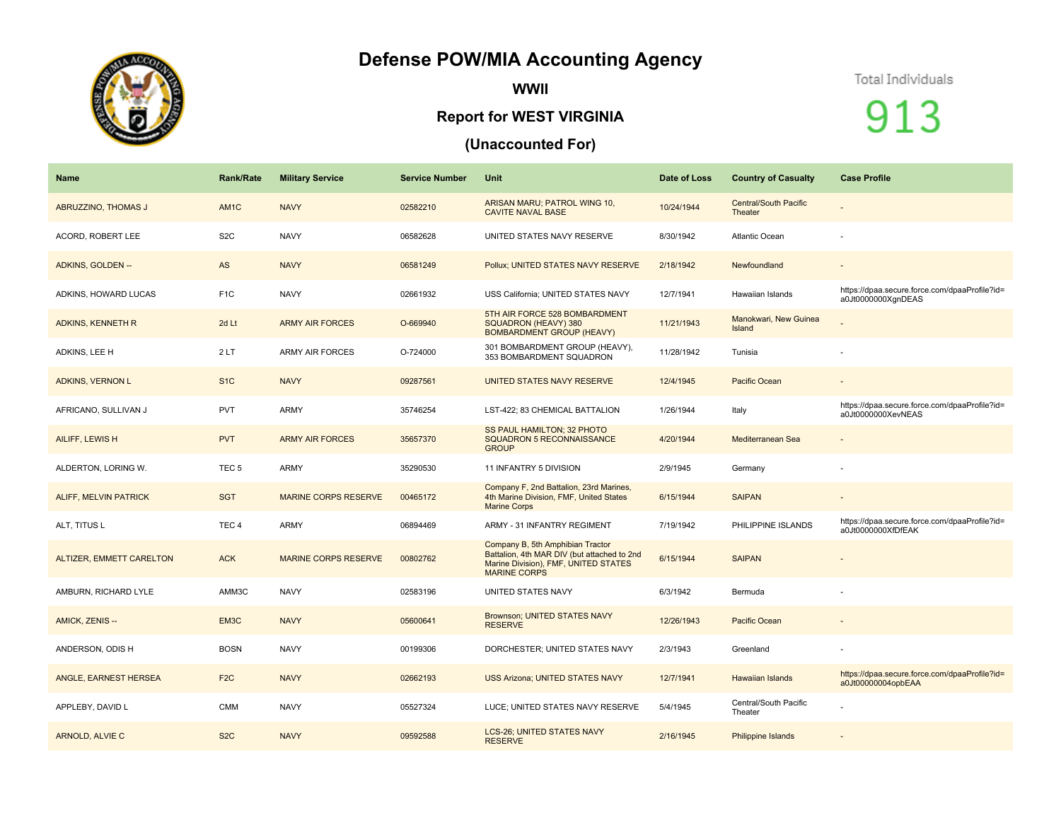# Defense POW/MIA Accounting Agency

## WWII

## Report for WEST VIRGINIA

## (Unaccounted For)

Total Individuals

913

| Name | Rank/Rate | Military Service | Service Number | Unit | Date of Loss | Country of Casualty | Case Profile |
|---|---|---|---|---|---|---|---|
| ABRUZZINO, THOMAS J | AM1C | NAVY | 02582210 | ARISAN MARU; PATROL WING 10, CAVITE NAVAL BASE | 10/24/1944 | Central/South Pacific Theater | - |
| ACORD, ROBERT LEE | S2C | NAVY | 06582628 | UNITED STATES NAVY RESERVE | 8/30/1942 | Atlantic Ocean | - |
| ADKINS, GOLDEN -- | AS | NAVY | 06581249 | Pollux; UNITED STATES NAVY RESERVE | 2/18/1942 | Newfoundland | - |
| ADKINS, HOWARD LUCAS | F1C | NAVY | 02661932 | USS California; UNITED STATES NAVY | 12/7/1941 | Hawaiian Islands | https://dpaa.secure.force.com/dpaaProfile?id=a0Jt0000000XgnDEAS |
| ADKINS, KENNETH R | 2d Lt | ARMY AIR FORCES | O-669940 | 5TH AIR FORCE 528 BOMBARDMENT SQUADRON (HEAVY) 380 BOMBARDMENT GROUP (HEAVY) | 11/21/1943 | Manokwari, New Guinea Island | - |
| ADKINS, LEE H | 2 LT | ARMY AIR FORCES | O-724000 | 301 BOMBARDMENT GROUP (HEAVY), 353 BOMBARDMENT SQUADRON | 11/28/1942 | Tunisia | - |
| ADKINS, VERNON L | S1C | NAVY | 09287561 | UNITED STATES NAVY RESERVE | 12/4/1945 | Pacific Ocean | - |
| AFRICANO, SULLIVAN J | PVT | ARMY | 35746254 | LST-422; 83 CHEMICAL BATTALION | 1/26/1944 | Italy | https://dpaa.secure.force.com/dpaaProfile?id=a0Jt0000000XevNEAS |
| AILIFF, LEWIS H | PVT | ARMY AIR FORCES | 35657370 | SS PAUL HAMILTON; 32 PHOTO SQUADRON 5 RECONNAISSANCE GROUP | 4/20/1944 | Mediterranean Sea | - |
| ALDERTON, LORING W. | TEC 5 | ARMY | 35290530 | 11 INFANTRY 5 DIVISION | 2/9/1945 | Germany | - |
| ALIFF, MELVIN PATRICK | SGT | MARINE CORPS RESERVE | 00465172 | Company F, 2nd Battalion, 23rd Marines, 4th Marine Division, FMF, United States Marine Corps | 6/15/1944 | SAIPAN | - |
| ALT, TITUS L | TEC 4 | ARMY | 06894469 | ARMY - 31 INFANTRY REGIMENT | 7/19/1942 | PHILIPPINE ISLANDS | https://dpaa.secure.force.com/dpaaProfile?id=a0Jt0000000XfDfEAK |
| ALTIZER, EMMETT CARELTON | ACK | MARINE CORPS RESERVE | 00802762 | Company B, 5th Amphibian Tractor Battalion, 4th MAR DIV (but attached to 2nd Marine Division), FMF, UNITED STATES MARINE CORPS | 6/15/1944 | SAIPAN | - |
| AMBURN, RICHARD LYLE | AMM3C | NAVY | 02583196 | UNITED STATES NAVY | 6/3/1942 | Bermuda | - |
| AMICK, ZENIS -- | EM3C | NAVY | 05600641 | Brownson; UNITED STATES NAVY RESERVE | 12/26/1943 | Pacific Ocean | - |
| ANDERSON, ODIS H | BOSN | NAVY | 00199306 | DORCHESTER; UNITED STATES NAVY | 2/3/1943 | Greenland | - |
| ANGLE, EARNEST HERSEA | F2C | NAVY | 02662193 | USS Arizona; UNITED STATES NAVY | 12/7/1941 | Hawaiian Islands | https://dpaa.secure.force.com/dpaaProfile?id=a0Jt00000004opbEAA |
| APPLEBY, DAVID L | CMM | NAVY | 05527324 | LUCE; UNITED STATES NAVY RESERVE | 5/4/1945 | Central/South Pacific Theater | - |
| ARNOLD, ALVIE C | S2C | NAVY | 09592588 | LCS-26; UNITED STATES NAVY RESERVE | 2/16/1945 | Philippine Islands | - |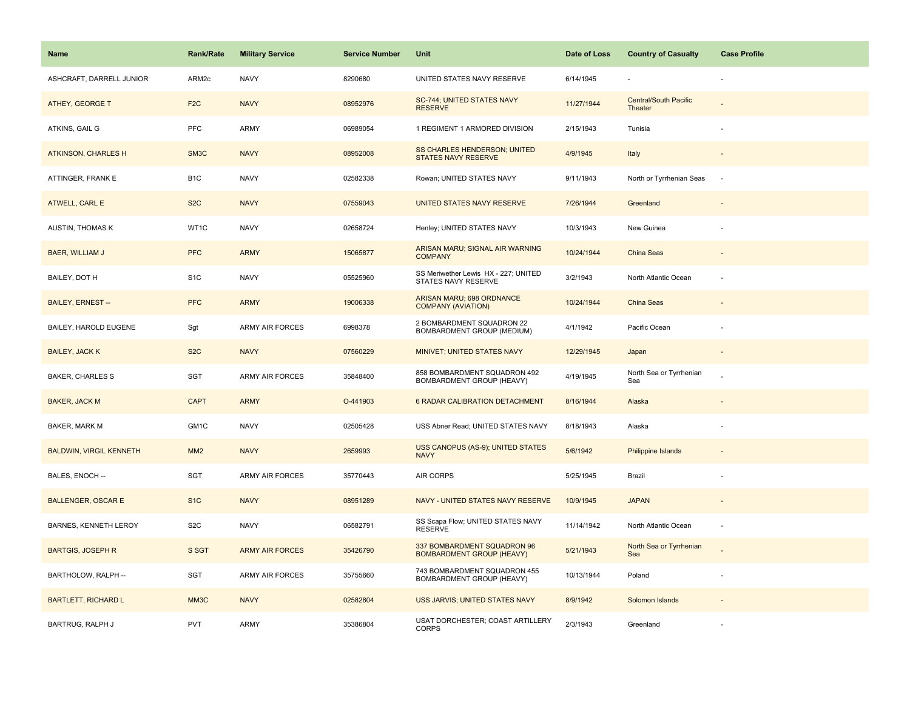| Name | Rank/Rate | Military Service | Service Number | Unit | Date of Loss | Country of Casualty | Case Profile |
| --- | --- | --- | --- | --- | --- | --- | --- |
| ASHCRAFT, DARRELL JUNIOR | ARM2c | NAVY | 8290680 | UNITED STATES NAVY RESERVE | 6/14/1945 | - | - |
| ATHEY, GEORGE T | F2C | NAVY | 08952976 | SC-744; UNITED STATES NAVY RESERVE | 11/27/1944 | Central/South Pacific Theater | - |
| ATKINS, GAIL G | PFC | ARMY | 06989054 | 1 REGIMENT 1 ARMORED DIVISION | 2/15/1943 | Tunisia | - |
| ATKINSON, CHARLES H | SM3C | NAVY | 08952008 | SS CHARLES HENDERSON; UNITED STATES NAVY RESERVE | 4/9/1945 | Italy | - |
| ATTINGER, FRANK E | B1C | NAVY | 02582338 | Rowan; UNITED STATES NAVY | 9/11/1943 | North or Tyrrhenian Seas | - |
| ATWELL, CARL E | S2C | NAVY | 07559043 | UNITED STATES NAVY RESERVE | 7/26/1944 | Greenland | - |
| AUSTIN, THOMAS K | WT1C | NAVY | 02658724 | Henley; UNITED STATES NAVY | 10/3/1943 | New Guinea | - |
| BAER, WILLIAM J | PFC | ARMY | 15065877 | ARISAN MARU; SIGNAL AIR WARNING COMPANY | 10/24/1944 | China Seas | - |
| BAILEY, DOT H | S1C | NAVY | 05525960 | SS Meriwether Lewis HX - 227; UNITED STATES NAVY RESERVE | 3/2/1943 | North Atlantic Ocean | - |
| BAILEY, ERNEST -- | PFC | ARMY | 19006338 | ARISAN MARU; 698 ORDNANCE COMPANY (AVIATION) | 10/24/1944 | China Seas | - |
| BAILEY, HAROLD EUGENE | Sgt | ARMY AIR FORCES | 6998378 | 2 BOMBARDMENT SQUADRON 22 BOMBARDMENT GROUP (MEDIUM) | 4/1/1942 | Pacific Ocean | - |
| BAILEY, JACK K | S2C | NAVY | 07560229 | MINIVET; UNITED STATES NAVY | 12/29/1945 | Japan | - |
| BAKER, CHARLES S | SGT | ARMY AIR FORCES | 35848400 | 858 BOMBARDMENT SQUADRON 492 BOMBARDMENT GROUP (HEAVY) | 4/19/1945 | North Sea or Tyrrhenian Sea | - |
| BAKER, JACK M | CAPT | ARMY | O-441903 | 6 RADAR CALIBRATION DETACHMENT | 8/16/1944 | Alaska | - |
| BAKER, MARK M | GM1C | NAVY | 02505428 | USS Abner Read; UNITED STATES NAVY | 8/18/1943 | Alaska | - |
| BALDWIN, VIRGIL KENNETH | MM2 | NAVY | 2659993 | USS CANOPUS (AS-9); UNITED STATES NAVY | 5/6/1942 | Philippine Islands | - |
| BALES, ENOCH -- | SGT | ARMY AIR FORCES | 35770443 | AIR CORPS | 5/25/1945 | Brazil | - |
| BALLENGER, OSCAR E | S1C | NAVY | 08951289 | NAVY - UNITED STATES NAVY RESERVE | 10/9/1945 | JAPAN | - |
| BARNES, KENNETH LEROY | S2C | NAVY | 06582791 | SS Scapa Flow; UNITED STATES NAVY RESERVE | 11/14/1942 | North Atlantic Ocean | - |
| BARTGIS, JOSEPH R | S SGT | ARMY AIR FORCES | 35426790 | 337 BOMBARDMENT SQUADRON 96 BOMBARDMENT GROUP (HEAVY) | 5/21/1943 | North Sea or Tyrrhenian Sea | - |
| BARTHOLOW, RALPH -- | SGT | ARMY AIR FORCES | 35755660 | 743 BOMBARDMENT SQUADRON 455 BOMBARDMENT GROUP (HEAVY) | 10/13/1944 | Poland | - |
| BARTLETT, RICHARD L | MM3C | NAVY | 02582804 | USS JARVIS; UNITED STATES NAVY | 8/9/1942 | Solomon Islands | - |
| BARTRUG, RALPH J | PVT | ARMY | 35386804 | USAT DORCHESTER; COAST ARTILLERY CORPS | 2/3/1943 | Greenland | - |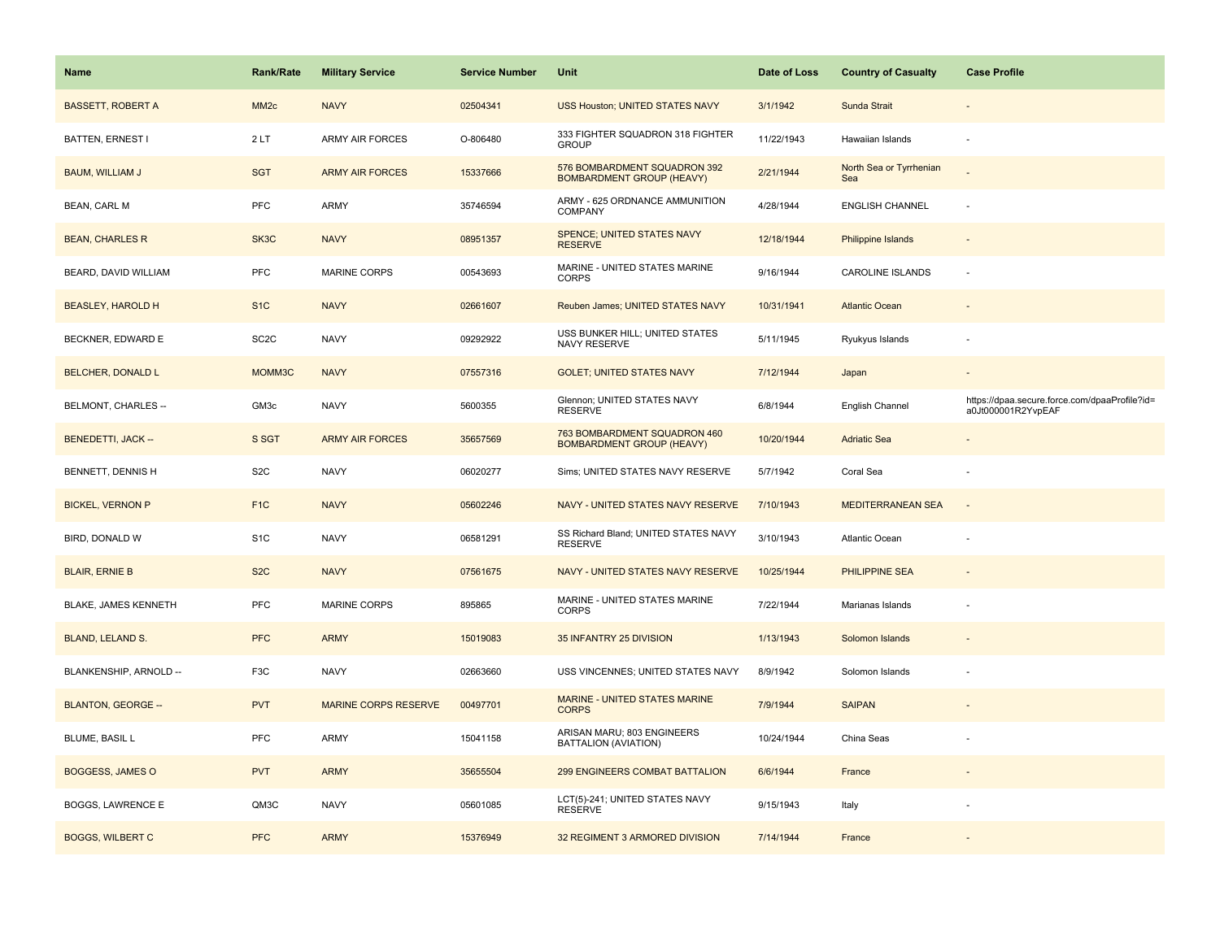| Name | Rank/Rate | Military Service | Service Number | Unit | Date of Loss | Country of Casualty | Case Profile |
|---|---|---|---|---|---|---|---|
| BASSETT, ROBERT A | MM2c | NAVY | 02504341 | USS Houston; UNITED STATES NAVY | 3/1/1942 | Sunda Strait | - |
| BATTEN, ERNEST I | 2 LT | ARMY AIR FORCES | O-806480 | 333 FIGHTER SQUADRON 318 FIGHTER GROUP | 11/22/1943 | Hawaiian Islands | - |
| BAUM, WILLIAM J | SGT | ARMY AIR FORCES | 15337666 | 576 BOMBARDMENT SQUADRON 392 BOMBARDMENT GROUP (HEAVY) | 2/21/1944 | North Sea or Tyrrhenian Sea | - |
| BEAN, CARL M | PFC | ARMY | 35746594 | ARMY - 625 ORDNANCE AMMUNITION COMPANY | 4/28/1944 | ENGLISH CHANNEL | - |
| BEAN, CHARLES R | SK3C | NAVY | 08951357 | SPENCE; UNITED STATES NAVY RESERVE | 12/18/1944 | Philippine Islands | - |
| BEARD, DAVID WILLIAM | PFC | MARINE CORPS | 00543693 | MARINE - UNITED STATES MARINE CORPS | 9/16/1944 | CAROLINE ISLANDS | - |
| BEASLEY, HAROLD H | S1C | NAVY | 02661607 | Reuben James; UNITED STATES NAVY | 10/31/1941 | Atlantic Ocean | - |
| BECKNER, EDWARD E | SC2C | NAVY | 09292922 | USS BUNKER HILL; UNITED STATES NAVY RESERVE | 5/11/1945 | Ryukyus Islands | - |
| BELCHER, DONALD L | MOMM3C | NAVY | 07557316 | GOLET; UNITED STATES NAVY | 7/12/1944 | Japan | - |
| BELMONT, CHARLES -- | GM3c | NAVY | 5600355 | Glennon; UNITED STATES NAVY RESERVE | 6/8/1944 | English Channel | https://dpaa.secure.force.com/dpaaProfile?id=a0Jt000001R2YvpEAF |
| BENEDETTI, JACK -- | S SGT | ARMY AIR FORCES | 35657569 | 763 BOMBARDMENT SQUADRON 460 BOMBARDMENT GROUP (HEAVY) | 10/20/1944 | Adriatic Sea | - |
| BENNETT, DENNIS H | S2C | NAVY | 06020277 | Sims; UNITED STATES NAVY RESERVE | 5/7/1942 | Coral Sea | - |
| BICKEL, VERNON P | F1C | NAVY | 05602246 | NAVY - UNITED STATES NAVY RESERVE | 7/10/1943 | MEDITERRANEAN SEA | - |
| BIRD, DONALD W | S1C | NAVY | 06581291 | SS Richard Bland; UNITED STATES NAVY RESERVE | 3/10/1943 | Atlantic Ocean | - |
| BLAIR, ERNIE B | S2C | NAVY | 07561675 | NAVY - UNITED STATES NAVY RESERVE | 10/25/1944 | PHILIPPINE SEA | - |
| BLAKE, JAMES KENNETH | PFC | MARINE CORPS | 895865 | MARINE - UNITED STATES MARINE CORPS | 7/22/1944 | Marianas Islands | - |
| BLAND, LELAND S. | PFC | ARMY | 15019083 | 35 INFANTRY 25 DIVISION | 1/13/1943 | Solomon Islands | - |
| BLANKENSHIP, ARNOLD -- | F3C | NAVY | 02663660 | USS VINCENNES; UNITED STATES NAVY | 8/9/1942 | Solomon Islands | - |
| BLANTON, GEORGE -- | PVT | MARINE CORPS RESERVE | 00497701 | MARINE - UNITED STATES MARINE CORPS | 7/9/1944 | SAIPAN | - |
| BLUME, BASIL L | PFC | ARMY | 15041158 | ARISAN MARU; 803 ENGINEERS BATTALION (AVIATION) | 10/24/1944 | China Seas | - |
| BOGGESS, JAMES O | PVT | ARMY | 35655504 | 299 ENGINEERS COMBAT BATTALION | 6/6/1944 | France | - |
| BOGGS, LAWRENCE E | QM3C | NAVY | 05601085 | LCT(5)-241; UNITED STATES NAVY RESERVE | 9/15/1943 | Italy | - |
| BOGGS, WILBERT C | PFC | ARMY | 15376949 | 32 REGIMENT 3 ARMORED DIVISION | 7/14/1944 | France | - |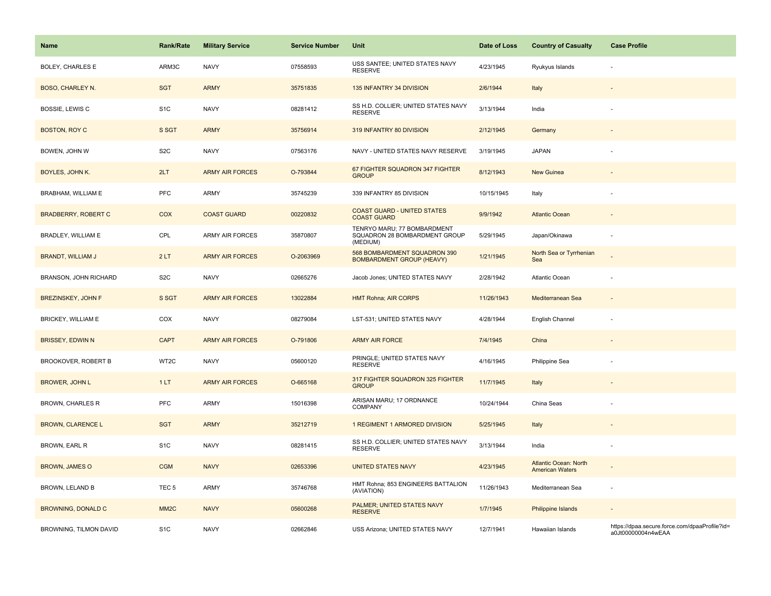| Name | Rank/Rate | Military Service | Service Number | Unit | Date of Loss | Country of Casualty | Case Profile |
|---|---|---|---|---|---|---|---|
| BOLEY, CHARLES E | ARM3C | NAVY | 07558593 | USS SANTEE; UNITED STATES NAVY RESERVE | 4/23/1945 | Ryukyus Islands | - |
| BOSO, CHARLEY N. | SGT | ARMY | 35751835 | 135 INFANTRY 34 DIVISION | 2/6/1944 | Italy | - |
| BOSSIE, LEWIS C | S1C | NAVY | 08281412 | SS H.D. COLLIER; UNITED STATES NAVY RESERVE | 3/13/1944 | India | - |
| BOSTON, ROY C | S SGT | ARMY | 35756914 | 319 INFANTRY 80 DIVISION | 2/12/1945 | Germany | - |
| BOWEN, JOHN W | S2C | NAVY | 07563176 | NAVY - UNITED STATES NAVY RESERVE | 3/19/1945 | JAPAN | - |
| BOYLES, JOHN K. | 2LT | ARMY AIR FORCES | O-793844 | 67 FIGHTER SQUADRON 347 FIGHTER GROUP | 8/12/1943 | New Guinea | - |
| BRABHAM, WILLIAM E | PFC | ARMY | 35745239 | 339 INFANTRY 85 DIVISION | 10/15/1945 | Italy | - |
| BRADBERRY, ROBERT C | COX | COAST GUARD | 00220832 | COAST GUARD - UNITED STATES COAST GUARD | 9/9/1942 | Atlantic Ocean | - |
| BRADLEY, WILLIAM E | CPL | ARMY AIR FORCES | 35870807 | TENRYO MARU; 77 BOMBARDMENT SQUADRON 28 BOMBARDMENT GROUP (MEDIUM) | 5/29/1945 | Japan/Okinawa | - |
| BRANDT, WILLIAM J | 2 LT | ARMY AIR FORCES | O-2063969 | 568 BOMBARDMENT SQUADRON 390 BOMBARDMENT GROUP (HEAVY) | 1/21/1945 | North Sea or Tyrrhenian Sea | - |
| BRANSON, JOHN RICHARD | S2C | NAVY | 02665276 | Jacob Jones; UNITED STATES NAVY | 2/28/1942 | Atlantic Ocean | - |
| BREZINSKEY, JOHN F | S SGT | ARMY AIR FORCES | 13022884 | HMT Rohna; AIR CORPS | 11/26/1943 | Mediterranean Sea | - |
| BRICKEY, WILLIAM E | COX | NAVY | 08279084 | LST-531; UNITED STATES NAVY | 4/28/1944 | English Channel | - |
| BRISSEY, EDWIN N | CAPT | ARMY AIR FORCES | O-791806 | ARMY AIR FORCE | 7/4/1945 | China | - |
| BROOKOVER, ROBERT B | WT2C | NAVY | 05600120 | PRINGLE; UNITED STATES NAVY RESERVE | 4/16/1945 | Philippine Sea | - |
| BROWER, JOHN L | 1 LT | ARMY AIR FORCES | O-665168 | 317 FIGHTER SQUADRON 325 FIGHTER GROUP | 11/7/1945 | Italy | - |
| BROWN, CHARLES R | PFC | ARMY | 15016398 | ARISAN MARU; 17 ORDNANCE COMPANY | 10/24/1944 | China Seas | - |
| BROWN, CLARENCE L | SGT | ARMY | 35212719 | 1 REGIMENT 1 ARMORED DIVISION | 5/25/1945 | Italy | - |
| BROWN, EARL R | S1C | NAVY | 08281415 | SS H.D. COLLIER; UNITED STATES NAVY RESERVE | 3/13/1944 | India | - |
| BROWN, JAMES O | CGM | NAVY | 02653396 | UNITED STATES NAVY | 4/23/1945 | Atlantic Ocean: North American Waters | - |
| BROWN, LELAND B | TEC 5 | ARMY | 35746768 | HMT Rohna; 853 ENGINEERS BATTALION (AVIATION) | 11/26/1943 | Mediterranean Sea | - |
| BROWNING, DONALD C | MM2C | NAVY | 05600268 | PALMER; UNITED STATES NAVY RESERVE | 1/7/1945 | Philippine Islands | - |
| BROWNING, TILMON DAVID | S1C | NAVY | 02662846 | USS Arizona; UNITED STATES NAVY | 12/7/1941 | Hawaiian Islands | https://dpaa.secure.force.com/dpaaProfile?id=a0Jt00000004n4wEAA |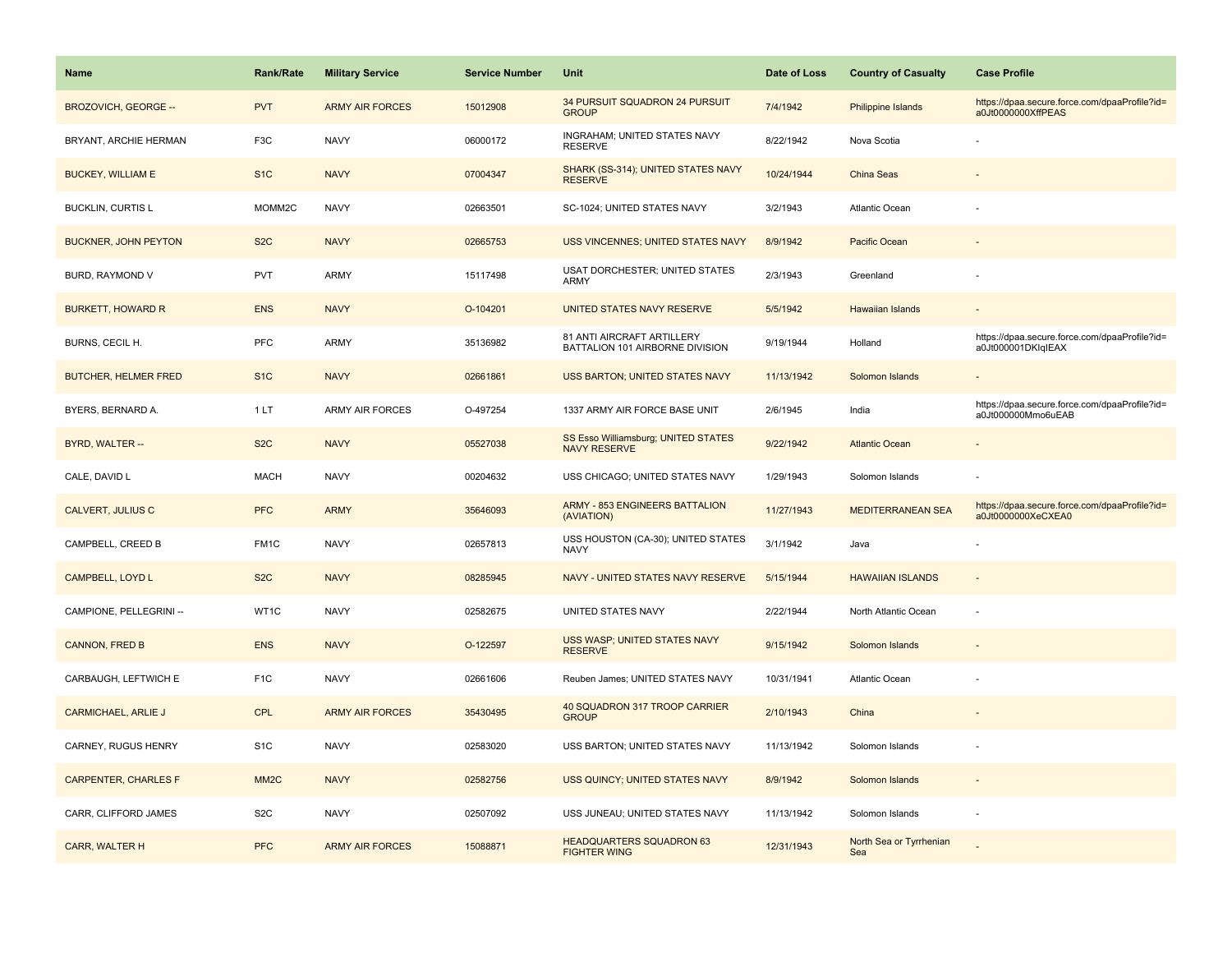| Name | Rank/Rate | Military Service | Service Number | Unit | Date of Loss | Country of Casualty | Case Profile |
|---|---|---|---|---|---|---|---|
| BROZOVICH, GEORGE -- | PVT | ARMY AIR FORCES | 15012908 | 34 PURSUIT SQUADRON 24 PURSUIT GROUP | 7/4/1942 | Philippine Islands | https://dpaa.secure.force.com/dpaaProfile?id=a0Jt0000000XffPEAS |
| BRYANT, ARCHIE HERMAN | F3C | NAVY | 06000172 | INGRAHAM; UNITED STATES NAVY RESERVE | 8/22/1942 | Nova Scotia | - |
| BUCKEY, WILLIAM E | S1C | NAVY | 07004347 | SHARK (SS-314); UNITED STATES NAVY RESERVE | 10/24/1944 | China Seas | - |
| BUCKLIN, CURTIS L | MOMM2C | NAVY | 02663501 | SC-1024; UNITED STATES NAVY | 3/2/1943 | Atlantic Ocean | - |
| BUCKNER, JOHN PEYTON | S2C | NAVY | 02665753 | USS VINCENNES; UNITED STATES NAVY | 8/9/1942 | Pacific Ocean | - |
| BURD, RAYMOND V | PVT | ARMY | 15117498 | USAT DORCHESTER; UNITED STATES ARMY | 2/3/1943 | Greenland | - |
| BURKETT, HOWARD R | ENS | NAVY | O-104201 | UNITED STATES NAVY RESERVE | 5/5/1942 | Hawaiian Islands | - |
| BURNS, CECIL H. | PFC | ARMY | 35136982 | 81 ANTI AIRCRAFT ARTILLERY BATTALION 101 AIRBORNE DIVISION | 9/19/1944 | Holland | https://dpaa.secure.force.com/dpaaProfile?id=a0Jt000001DKIqIEAX |
| BUTCHER, HELMER FRED | S1C | NAVY | 02661861 | USS BARTON; UNITED STATES NAVY | 11/13/1942 | Solomon Islands | - |
| BYERS, BERNARD A. | 1 LT | ARMY AIR FORCES | O-497254 | 1337 ARMY AIR FORCE BASE UNIT | 2/6/1945 | India | https://dpaa.secure.force.com/dpaaProfile?id=a0Jt000000Mmo6uEAB |
| BYRD, WALTER -- | S2C | NAVY | 05527038 | SS Esso Williamsburg; UNITED STATES NAVY RESERVE | 9/22/1942 | Atlantic Ocean | - |
| CALE, DAVID L | MACH | NAVY | 00204632 | USS CHICAGO; UNITED STATES NAVY | 1/29/1943 | Solomon Islands | - |
| CALVERT, JULIUS C | PFC | ARMY | 35646093 | ARMY - 853 ENGINEERS BATTALION (AVIATION) | 11/27/1943 | MEDITERRANEAN SEA | https://dpaa.secure.force.com/dpaaProfile?id=a0Jt0000000XeCXEA0 |
| CAMPBELL, CREED B | FM1C | NAVY | 02657813 | USS HOUSTON (CA-30); UNITED STATES NAVY | 3/1/1942 | Java | - |
| CAMPBELL, LOYD L | S2C | NAVY | 08285945 | NAVY - UNITED STATES NAVY RESERVE | 5/15/1944 | HAWAIIAN ISLANDS | - |
| CAMPIONE, PELLEGRINI -- | WT1C | NAVY | 02582675 | UNITED STATES NAVY | 2/22/1944 | North Atlantic Ocean | - |
| CANNON, FRED B | ENS | NAVY | O-122597 | USS WASP; UNITED STATES NAVY RESERVE | 9/15/1942 | Solomon Islands | - |
| CARBAUGH, LEFTWICH E | F1C | NAVY | 02661606 | Reuben James; UNITED STATES NAVY | 10/31/1941 | Atlantic Ocean | - |
| CARMICHAEL, ARLIE J | CPL | ARMY AIR FORCES | 35430495 | 40 SQUADRON 317 TROOP CARRIER GROUP | 2/10/1943 | China | - |
| CARNEY, RUGUS HENRY | S1C | NAVY | 02583020 | USS BARTON; UNITED STATES NAVY | 11/13/1942 | Solomon Islands | - |
| CARPENTER, CHARLES F | MM2C | NAVY | 02582756 | USS QUINCY; UNITED STATES NAVY | 8/9/1942 | Solomon Islands | - |
| CARR, CLIFFORD JAMES | S2C | NAVY | 02507092 | USS JUNEAU; UNITED STATES NAVY | 11/13/1942 | Solomon Islands | - |
| CARR, WALTER H | PFC | ARMY AIR FORCES | 15088871 | HEADQUARTERS SQUADRON 63 FIGHTER WING | 12/31/1943 | North Sea or Tyrrhenian Sea | - |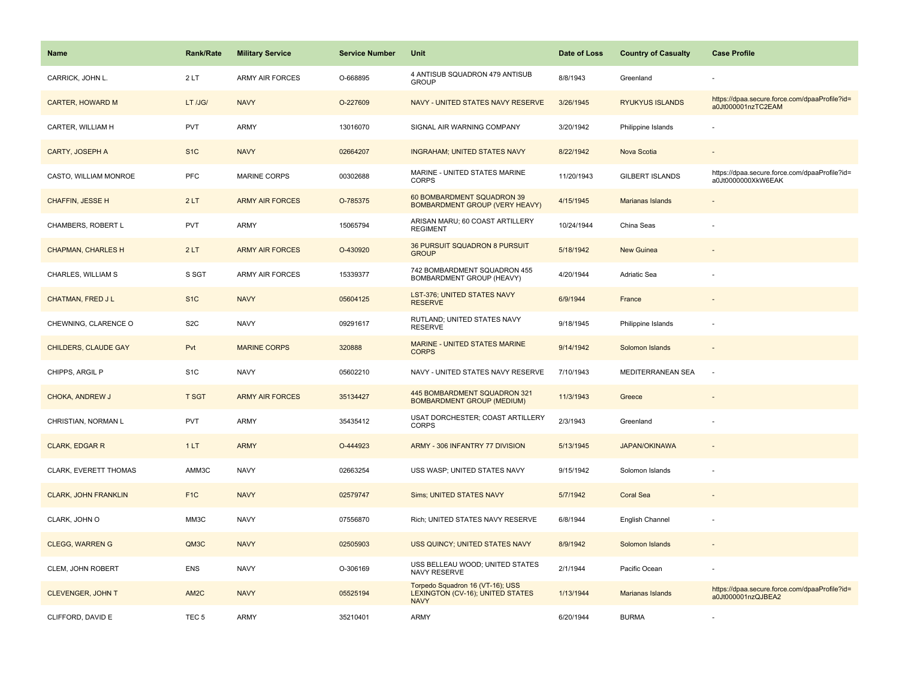| Name | Rank/Rate | Military Service | Service Number | Unit | Date of Loss | Country of Casualty | Case Profile |
|---|---|---|---|---|---|---|---|
| CARRICK, JOHN L. | 2 LT | ARMY AIR FORCES | O-668895 | 4 ANTISUB SQUADRON 479 ANTISUB GROUP | 8/8/1943 | Greenland | - |
| CARTER, HOWARD M | LT /JG/ | NAVY | O-227609 | NAVY - UNITED STATES NAVY RESERVE | 3/26/1945 | RYUKYUS ISLANDS | https://dpaa.secure.force.com/dpaaProfile?id=a0Jt000001nzTC2EAM |
| CARTER, WILLIAM H | PVT | ARMY | 13016070 | SIGNAL AIR WARNING COMPANY | 3/20/1942 | Philippine Islands | - |
| CARTY, JOSEPH A | S1C | NAVY | 02664207 | INGRAHAM; UNITED STATES NAVY | 8/22/1942 | Nova Scotia | - |
| CASTO, WILLIAM MONROE | PFC | MARINE CORPS | 00302688 | MARINE - UNITED STATES MARINE CORPS | 11/20/1943 | GILBERT ISLANDS | https://dpaa.secure.force.com/dpaaProfile?id=a0Jt0000000XkW6EAK |
| CHAFFIN, JESSE H | 2 LT | ARMY AIR FORCES | O-785375 | 60 BOMBARDMENT SQUADRON 39 BOMBARDMENT GROUP (VERY HEAVY) | 4/15/1945 | Marianas Islands | - |
| CHAMBERS, ROBERT L | PVT | ARMY | 15065794 | ARISAN MARU; 60 COAST ARTILLERY REGIMENT | 10/24/1944 | China Seas | - |
| CHAPMAN, CHARLES H | 2 LT | ARMY AIR FORCES | O-430920 | 36 PURSUIT SQUADRON 8 PURSUIT GROUP | 5/18/1942 | New Guinea | - |
| CHARLES, WILLIAM S | S SGT | ARMY AIR FORCES | 15339377 | 742 BOMBARDMENT SQUADRON 455 BOMBARDMENT GROUP (HEAVY) | 4/20/1944 | Adriatic Sea | - |
| CHATMAN, FRED J L | S1C | NAVY | 05604125 | LST-376; UNITED STATES NAVY RESERVE | 6/9/1944 | France | - |
| CHEWNING, CLARENCE O | S2C | NAVY | 09291617 | RUTLAND; UNITED STATES NAVY RESERVE | 9/18/1945 | Philippine Islands | - |
| CHILDERS, CLAUDE GAY | Pvt | MARINE CORPS | 320888 | MARINE - UNITED STATES MARINE CORPS | 9/14/1942 | Solomon Islands | - |
| CHIPPS, ARGIL P | S1C | NAVY | 05602210 | NAVY - UNITED STATES NAVY RESERVE | 7/10/1943 | MEDITERRANEAN SEA | - |
| CHOKA, ANDREW J | T SGT | ARMY AIR FORCES | 35134427 | 445 BOMBARDMENT SQUADRON 321 BOMBARDMENT GROUP (MEDIUM) | 11/3/1943 | Greece | - |
| CHRISTIAN, NORMAN L | PVT | ARMY | 35435412 | USAT DORCHESTER; COAST ARTILLERY CORPS | 2/3/1943 | Greenland | - |
| CLARK, EDGAR R | 1 LT | ARMY | O-444923 | ARMY - 306 INFANTRY 77 DIVISION | 5/13/1945 | JAPAN/OKINAWA | - |
| CLARK, EVERETT THOMAS | AMM3C | NAVY | 02663254 | USS WASP; UNITED STATES NAVY | 9/15/1942 | Solomon Islands | - |
| CLARK, JOHN FRANKLIN | F1C | NAVY | 02579747 | Sims; UNITED STATES NAVY | 5/7/1942 | Coral Sea | - |
| CLARK, JOHN O | MM3C | NAVY | 07556870 | Rich; UNITED STATES NAVY RESERVE | 6/8/1944 | English Channel | - |
| CLEGG, WARREN G | QM3C | NAVY | 02505903 | USS QUINCY; UNITED STATES NAVY | 8/9/1942 | Solomon Islands | - |
| CLEM, JOHN ROBERT | ENS | NAVY | O-306169 | USS BELLEAU WOOD; UNITED STATES NAVY RESERVE | 2/1/1944 | Pacific Ocean | - |
| CLEVENGER, JOHN T | AM2C | NAVY | 05525194 | Torpedo Squadron 16 (VT-16); USS LEXINGTON (CV-16); UNITED STATES NAVY | 1/13/1944 | Marianas Islands | https://dpaa.secure.force.com/dpaaProfile?id=a0Jt000001nzQJBEA2 |
| CLIFFORD, DAVID E | TEC 5 | ARMY | 35210401 | ARMY | 6/20/1944 | BURMA | - |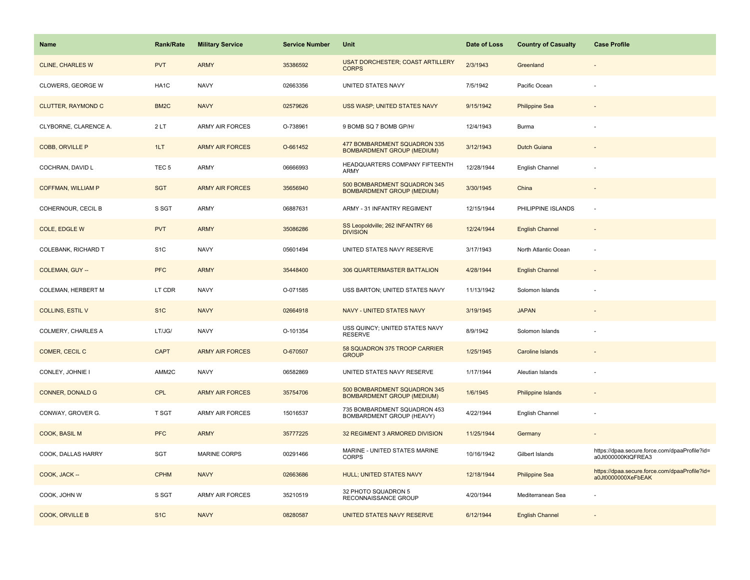| Name | Rank/Rate | Military Service | Service Number | Unit | Date of Loss | Country of Casualty | Case Profile |
| --- | --- | --- | --- | --- | --- | --- | --- |
| CLINE, CHARLES W | PVT | ARMY | 35386592 | USAT DORCHESTER; COAST ARTILLERY CORPS | 2/3/1943 | Greenland | - |
| CLOWERS, GEORGE W | HA1C | NAVY | 02663356 | UNITED STATES NAVY | 7/5/1942 | Pacific Ocean | - |
| CLUTTER, RAYMOND C | BM2C | NAVY | 02579626 | USS WASP; UNITED STATES NAVY | 9/15/1942 | Philippine Sea | - |
| CLYBORNE, CLARENCE A. | 2 LT | ARMY AIR FORCES | O-738961 | 9 BOMB SQ 7 BOMB GP/H/ | 12/4/1943 | Burma | - |
| COBB, ORVILLE P | 1LT | ARMY AIR FORCES | O-661452 | 477 BOMBARDMENT SQUADRON 335 BOMBARDMENT GROUP (MEDIUM) | 3/12/1943 | Dutch Guiana | - |
| COCHRAN, DAVID L | TEC 5 | ARMY | 06666993 | HEADQUARTERS COMPANY FIFTEENTH ARMY | 12/28/1944 | English Channel | - |
| COFFMAN, WILLIAM P | SGT | ARMY AIR FORCES | 35656940 | 500 BOMBARDMENT SQUADRON 345 BOMBARDMENT GROUP (MEDIUM) | 3/30/1945 | China | - |
| COHERNOUR, CECIL B | S SGT | ARMY | 06887631 | ARMY - 31 INFANTRY REGIMENT | 12/15/1944 | PHILIPPINE ISLANDS | - |
| COLE, EDGLE W | PVT | ARMY | 35086286 | SS Leopoldville; 262 INFANTRY 66 DIVISION | 12/24/1944 | English Channel | - |
| COLEBANK, RICHARD T | S1C | NAVY | 05601494 | UNITED STATES NAVY RESERVE | 3/17/1943 | North Atlantic Ocean | - |
| COLEMAN, GUY -- | PFC | ARMY | 35448400 | 306 QUARTERMASTER BATTALION | 4/28/1944 | English Channel | - |
| COLEMAN, HERBERT M | LT CDR | NAVY | O-071585 | USS BARTON; UNITED STATES NAVY | 11/13/1942 | Solomon Islands | - |
| COLLINS, ESTIL V | S1C | NAVY | 02664918 | NAVY - UNITED STATES NAVY | 3/19/1945 | JAPAN | - |
| COLMERY, CHARLES A | LT/JG/ | NAVY | O-101354 | USS QUINCY; UNITED STATES NAVY RESERVE | 8/9/1942 | Solomon Islands | - |
| COMER, CECIL C | CAPT | ARMY AIR FORCES | O-670507 | 58 SQUADRON 375 TROOP CARRIER GROUP | 1/25/1945 | Caroline Islands | - |
| CONLEY, JOHNIE I | AMM2C | NAVY | 06582869 | UNITED STATES NAVY RESERVE | 1/17/1944 | Aleutian Islands | - |
| CONNER, DONALD G | CPL | ARMY AIR FORCES | 35754706 | 500 BOMBARDMENT SQUADRON 345 BOMBARDMENT GROUP (MEDIUM) | 1/6/1945 | Philippine Islands | - |
| CONWAY, GROVER G. | T SGT | ARMY AIR FORCES | 15016537 | 735 BOMBARDMENT SQUADRON 453 BOMBARDMENT GROUP (HEAVY) | 4/22/1944 | English Channel | - |
| COOK, BASIL M | PFC | ARMY | 35777225 | 32 REGIMENT 3 ARMORED DIVISION | 11/25/1944 | Germany | - |
| COOK, DALLAS HARRY | SGT | MARINE CORPS | 00291466 | MARINE - UNITED STATES MARINE CORPS | 10/16/1942 | Gilbert Islands | https://dpaa.secure.force.com/dpaaProfile?id=a0Jt000000KtQFREA3 |
| COOK, JACK -- | CPHM | NAVY | 02663686 | HULL; UNITED STATES NAVY | 12/18/1944 | Philippine Sea | https://dpaa.secure.force.com/dpaaProfile?id=a0Jt0000000XeFbEAK |
| COOK, JOHN W | S SGT | ARMY AIR FORCES | 35210519 | 32 PHOTO SQUADRON 5 RECONNAISSANCE GROUP | 4/20/1944 | Mediterranean Sea | - |
| COOK, ORVILLE B | S1C | NAVY | 08280587 | UNITED STATES NAVY RESERVE | 6/12/1944 | English Channel | - |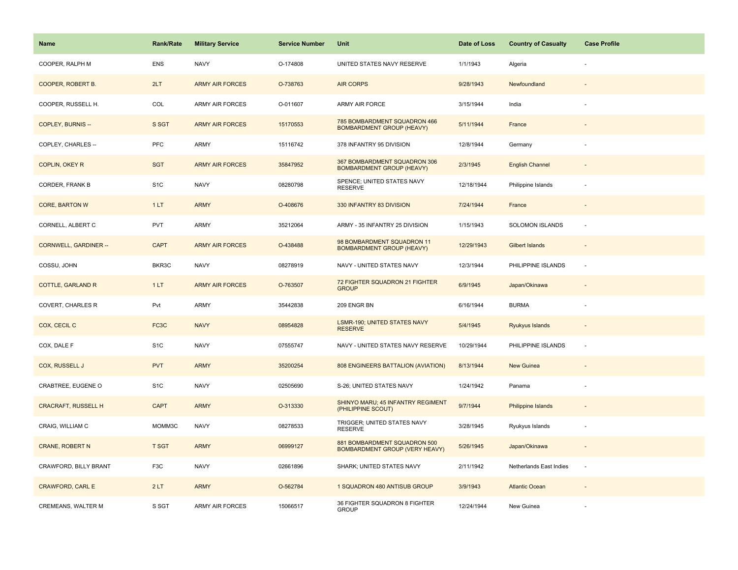| Name | Rank/Rate | Military Service | Service Number | Unit | Date of Loss | Country of Casualty | Case Profile |
|---|---|---|---|---|---|---|---|
| COOPER, RALPH M | ENS | NAVY | O-174808 | UNITED STATES NAVY RESERVE | 1/1/1943 | Algeria | - |
| COOPER, ROBERT B. | 2LT | ARMY AIR FORCES | O-738763 | AIR CORPS | 9/28/1943 | Newfoundland | - |
| COOPER, RUSSELL H. | COL | ARMY AIR FORCES | O-011607 | ARMY AIR FORCE | 3/15/1944 | India | - |
| COPLEY, BURNIS -- | S SGT | ARMY AIR FORCES | 15170553 | 785 BOMBARDMENT SQUADRON 466 BOMBARDMENT GROUP (HEAVY) | 5/11/1944 | France | - |
| COPLEY, CHARLES -- | PFC | ARMY | 15116742 | 378 INFANTRY 95 DIVISION | 12/8/1944 | Germany | - |
| COPLIN, OKEY R | SGT | ARMY AIR FORCES | 35847952 | 367 BOMBARDMENT SQUADRON 306 BOMBARDMENT GROUP (HEAVY) | 2/3/1945 | English Channel | - |
| CORDER, FRANK B | S1C | NAVY | 08280798 | SPENCE; UNITED STATES NAVY RESERVE | 12/18/1944 | Philippine Islands | - |
| CORE, BARTON W | 1 LT | ARMY | O-408676 | 330 INFANTRY 83 DIVISION | 7/24/1944 | France | - |
| CORNELL, ALBERT C | PVT | ARMY | 35212064 | ARMY - 35 INFANTRY 25 DIVISION | 1/15/1943 | SOLOMON ISLANDS | - |
| CORNWELL, GARDINER -- | CAPT | ARMY AIR FORCES | O-438488 | 98 BOMBARDMENT SQUADRON 11 BOMBARDMENT GROUP (HEAVY) | 12/29/1943 | Gilbert Islands | - |
| COSSU, JOHN | BKR3C | NAVY | 08278919 | NAVY - UNITED STATES NAVY | 12/3/1944 | PHILIPPINE ISLANDS | - |
| COTTLE, GARLAND R | 1 LT | ARMY AIR FORCES | O-763507 | 72 FIGHTER SQUADRON 21 FIGHTER GROUP | 6/9/1945 | Japan/Okinawa | - |
| COVERT, CHARLES R | Pvt | ARMY | 35442838 | 209 ENGR BN | 6/16/1944 | BURMA | - |
| COX, CECIL C | FC3C | NAVY | 08954828 | LSMR-190; UNITED STATES NAVY RESERVE | 5/4/1945 | Ryukyus Islands | - |
| COX, DALE F | S1C | NAVY | 07555747 | NAVY - UNITED STATES NAVY RESERVE | 10/29/1944 | PHILIPPINE ISLANDS | - |
| COX, RUSSELL J | PVT | ARMY | 35200254 | 808 ENGINEERS BATTALION (AVIATION) | 8/13/1944 | New Guinea | - |
| CRABTREE, EUGENE O | S1C | NAVY | 02505690 | S-26; UNITED STATES NAVY | 1/24/1942 | Panama | - |
| CRACRAFT, RUSSELL H | CAPT | ARMY | O-313330 | SHINYO MARU; 45 INFANTRY REGIMENT (PHILIPPINE SCOUT) | 9/7/1944 | Philippine Islands | - |
| CRAIG, WILLIAM C | MOMM3C | NAVY | 08278533 | TRIGGER; UNITED STATES NAVY RESERVE | 3/28/1945 | Ryukyus Islands | - |
| CRANE, ROBERT N | T SGT | ARMY | 06999127 | 881 BOMBARDMENT SQUADRON 500 BOMBARDMENT GROUP (VERY HEAVY) | 5/26/1945 | Japan/Okinawa | - |
| CRAWFORD, BILLY BRANT | F3C | NAVY | 02661896 | SHARK; UNITED STATES NAVY | 2/11/1942 | Netherlands East Indies | - |
| CRAWFORD, CARL E | 2 LT | ARMY | O-562784 | 1 SQUADRON 480 ANTISUB GROUP | 3/9/1943 | Atlantic Ocean | - |
| CREMEANS, WALTER M | S SGT | ARMY AIR FORCES | 15066517 | 36 FIGHTER SQUADRON 8 FIGHTER GROUP | 12/24/1944 | New Guinea | - |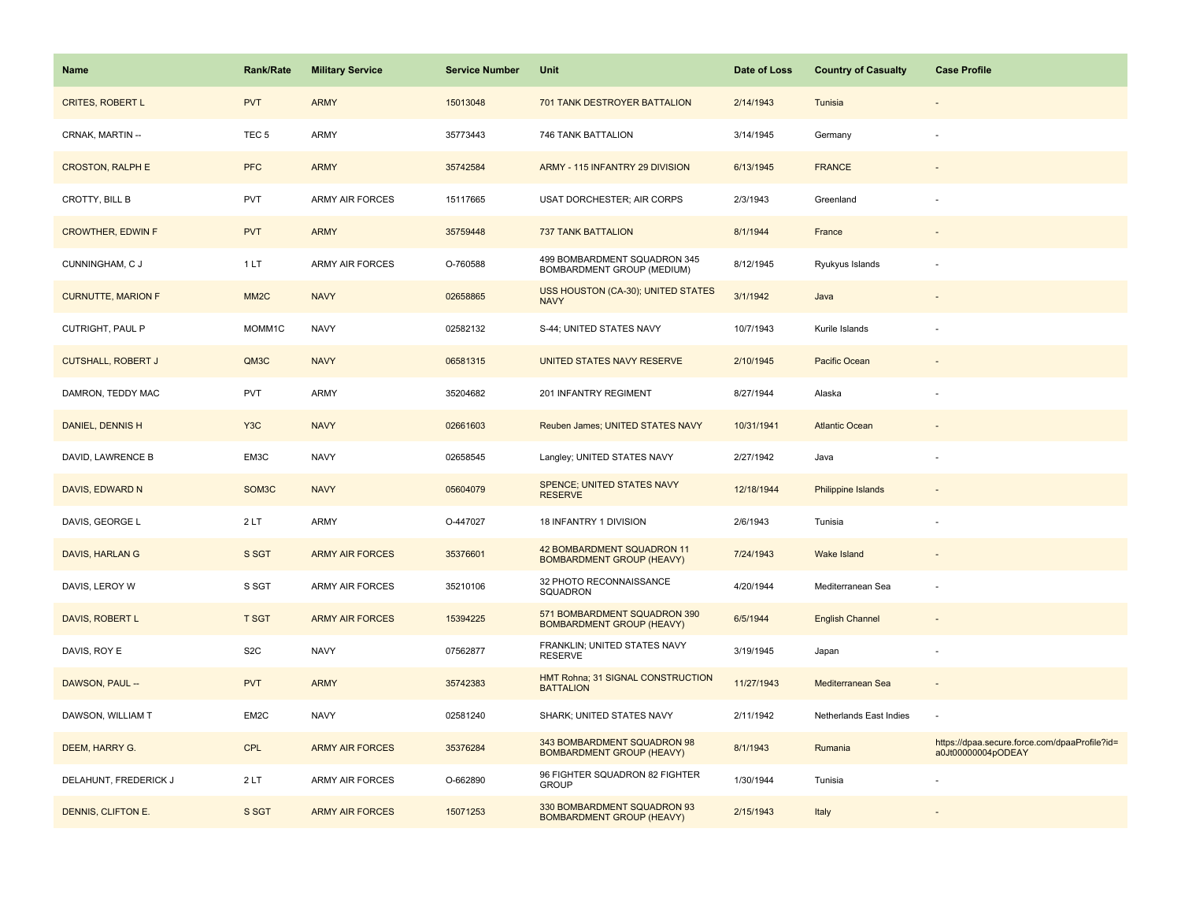| Name | Rank/Rate | Military Service | Service Number | Unit | Date of Loss | Country of Casualty | Case Profile |
| --- | --- | --- | --- | --- | --- | --- | --- |
| CRITES, ROBERT L | PVT | ARMY | 15013048 | 701 TANK DESTROYER BATTALION | 2/14/1943 | Tunisia | - |
| CRNAK, MARTIN -- | TEC 5 | ARMY | 35773443 | 746 TANK BATTALION | 3/14/1945 | Germany | - |
| CROSTON, RALPH E | PFC | ARMY | 35742584 | ARMY - 115 INFANTRY 29 DIVISION | 6/13/1945 | FRANCE | - |
| CROTTY, BILL B | PVT | ARMY AIR FORCES | 15117665 | USAT DORCHESTER; AIR CORPS | 2/3/1943 | Greenland | - |
| CROWTHER, EDWIN F | PVT | ARMY | 35759448 | 737 TANK BATTALION | 8/1/1944 | France | - |
| CUNNINGHAM, C J | 1 LT | ARMY AIR FORCES | O-760588 | 499 BOMBARDMENT SQUADRON 345 BOMBARDMENT GROUP (MEDIUM) | 8/12/1945 | Ryukyus Islands | - |
| CURNUTTE, MARION F | MM2C | NAVY | 02658865 | USS HOUSTON (CA-30); UNITED STATES NAVY | 3/1/1942 | Java | - |
| CUTRIGHT, PAUL P | MOMM1C | NAVY | 02582132 | S-44; UNITED STATES NAVY | 10/7/1943 | Kurile Islands | - |
| CUTSHALL, ROBERT J | QM3C | NAVY | 06581315 | UNITED STATES NAVY RESERVE | 2/10/1945 | Pacific Ocean | - |
| DAMRON, TEDDY MAC | PVT | ARMY | 35204682 | 201 INFANTRY REGIMENT | 8/27/1944 | Alaska | - |
| DANIEL, DENNIS H | Y3C | NAVY | 02661603 | Reuben James; UNITED STATES NAVY | 10/31/1941 | Atlantic Ocean | - |
| DAVID, LAWRENCE B | EM3C | NAVY | 02658545 | Langley; UNITED STATES NAVY | 2/27/1942 | Java | - |
| DAVIS, EDWARD N | SOM3C | NAVY | 05604079 | SPENCE; UNITED STATES NAVY RESERVE | 12/18/1944 | Philippine Islands | - |
| DAVIS, GEORGE L | 2 LT | ARMY | O-447027 | 18 INFANTRY 1 DIVISION | 2/6/1943 | Tunisia | - |
| DAVIS, HARLAN G | S SGT | ARMY AIR FORCES | 35376601 | 42 BOMBARDMENT SQUADRON 11 BOMBARDMENT GROUP (HEAVY) | 7/24/1943 | Wake Island | - |
| DAVIS, LEROY W | S SGT | ARMY AIR FORCES | 35210106 | 32 PHOTO RECONNAISSANCE SQUADRON | 4/20/1944 | Mediterranean Sea | - |
| DAVIS, ROBERT L | T SGT | ARMY AIR FORCES | 15394225 | 571 BOMBARDMENT SQUADRON 390 BOMBARDMENT GROUP (HEAVY) | 6/5/1944 | English Channel | - |
| DAVIS, ROY E | S2C | NAVY | 07562877 | FRANKLIN; UNITED STATES NAVY RESERVE | 3/19/1945 | Japan | - |
| DAWSON, PAUL -- | PVT | ARMY | 35742383 | HMT Rohna; 31 SIGNAL CONSTRUCTION BATTALION | 11/27/1943 | Mediterranean Sea | - |
| DAWSON, WILLIAM T | EM2C | NAVY | 02581240 | SHARK; UNITED STATES NAVY | 2/11/1942 | Netherlands East Indies | - |
| DEEM, HARRY G. | CPL | ARMY AIR FORCES | 35376284 | 343 BOMBARDMENT SQUADRON 98 BOMBARDMENT GROUP (HEAVY) | 8/1/1943 | Rumania | https://dpaa.secure.force.com/dpaaProfile?id=a0Jt00000004pODEAY |
| DELAHUNT, FREDERICK J | 2 LT | ARMY AIR FORCES | O-662890 | 96 FIGHTER SQUADRON 82 FIGHTER GROUP | 1/30/1944 | Tunisia | - |
| DENNIS, CLIFTON E. | S SGT | ARMY AIR FORCES | 15071253 | 330 BOMBARDMENT SQUADRON 93 BOMBARDMENT GROUP (HEAVY) | 2/15/1943 | Italy | - |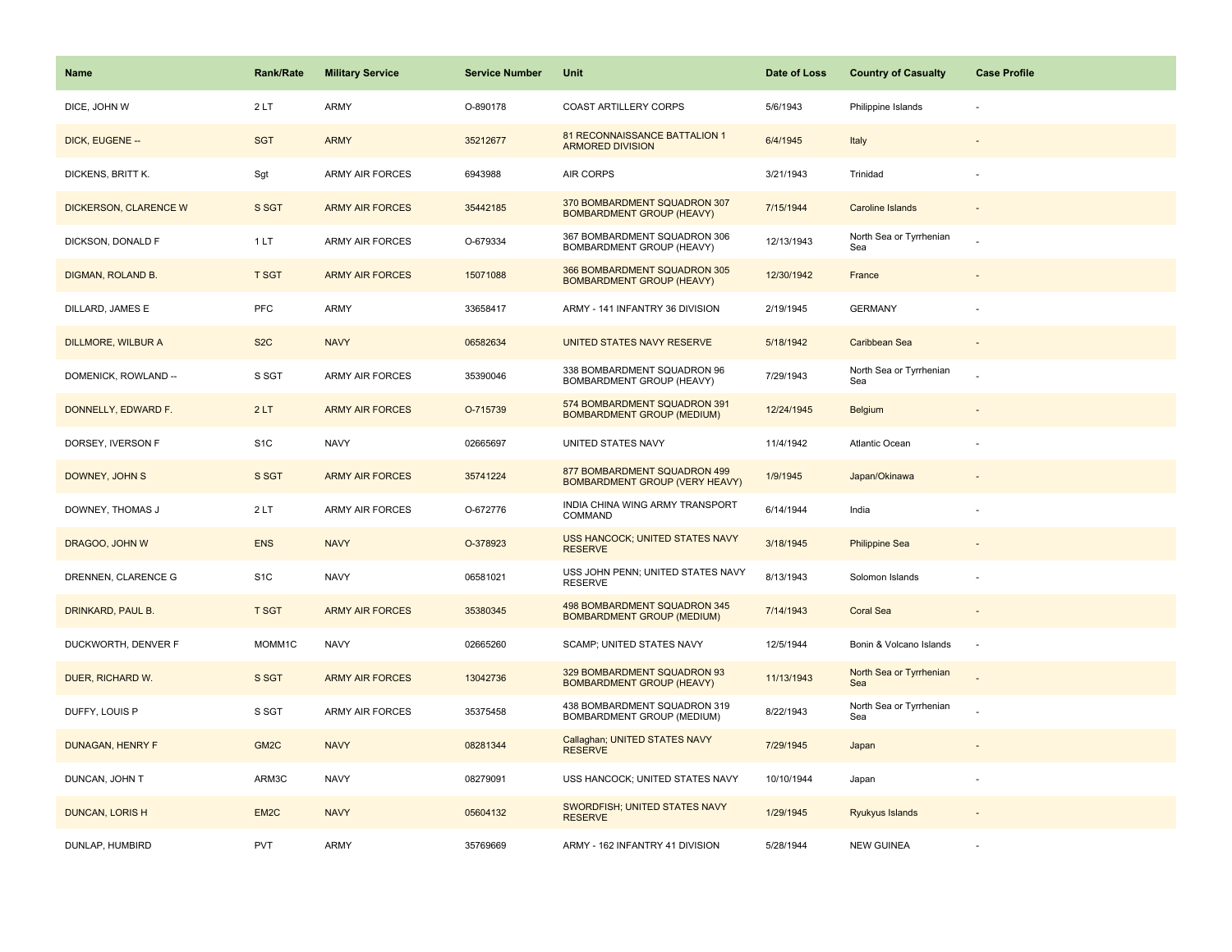| Name | Rank/Rate | Military Service | Service Number | Unit | Date of Loss | Country of Casualty | Case Profile |
|---|---|---|---|---|---|---|---|
| DICE, JOHN W | 2 LT | ARMY | O-890178 | COAST ARTILLERY CORPS | 5/6/1943 | Philippine Islands | - |
| DICK, EUGENE -- | SGT | ARMY | 35212677 | 81 RECONNAISSANCE BATTALION 1 ARMORED DIVISION | 6/4/1945 | Italy | - |
| DICKENS, BRITT K. | Sgt | ARMY AIR FORCES | 6943988 | AIR CORPS | 3/21/1943 | Trinidad | - |
| DICKERSON, CLARENCE W | S SGT | ARMY AIR FORCES | 35442185 | 370 BOMBARDMENT SQUADRON 307 BOMBARDMENT GROUP (HEAVY) | 7/15/1944 | Caroline Islands | - |
| DICKSON, DONALD F | 1 LT | ARMY AIR FORCES | O-679334 | 367 BOMBARDMENT SQUADRON 306 BOMBARDMENT GROUP (HEAVY) | 12/13/1943 | North Sea or Tyrrhenian Sea | - |
| DIGMAN, ROLAND B. | T SGT | ARMY AIR FORCES | 15071088 | 366 BOMBARDMENT SQUADRON 305 BOMBARDMENT GROUP (HEAVY) | 12/30/1942 | France | - |
| DILLARD, JAMES E | PFC | ARMY | 33658417 | ARMY - 141 INFANTRY 36 DIVISION | 2/19/1945 | GERMANY | - |
| DILLMORE, WILBUR A | S2C | NAVY | 06582634 | UNITED STATES NAVY RESERVE | 5/18/1942 | Caribbean Sea | - |
| DOMENICK, ROWLAND -- | S SGT | ARMY AIR FORCES | 35390046 | 338 BOMBARDMENT SQUADRON 96 BOMBARDMENT GROUP (HEAVY) | 7/29/1943 | North Sea or Tyrrhenian Sea | - |
| DONNELLY, EDWARD F. | 2 LT | ARMY AIR FORCES | O-715739 | 574 BOMBARDMENT SQUADRON 391 BOMBARDMENT GROUP (MEDIUM) | 12/24/1945 | Belgium | - |
| DORSEY, IVERSON F | S1C | NAVY | 02665697 | UNITED STATES NAVY | 11/4/1942 | Atlantic Ocean | - |
| DOWNEY, JOHN S | S SGT | ARMY AIR FORCES | 35741224 | 877 BOMBARDMENT SQUADRON 499 BOMBARDMENT GROUP (VERY HEAVY) | 1/9/1945 | Japan/Okinawa | - |
| DOWNEY, THOMAS J | 2 LT | ARMY AIR FORCES | O-672776 | INDIA CHINA WING ARMY TRANSPORT COMMAND | 6/14/1944 | India | - |
| DRAGOO, JOHN W | ENS | NAVY | O-378923 | USS HANCOCK; UNITED STATES NAVY RESERVE | 3/18/1945 | Philippine Sea | - |
| DRENNEN, CLARENCE G | S1C | NAVY | 06581021 | USS JOHN PENN; UNITED STATES NAVY RESERVE | 8/13/1943 | Solomon Islands | - |
| DRINKARD, PAUL B. | T SGT | ARMY AIR FORCES | 35380345 | 498 BOMBARDMENT SQUADRON 345 BOMBARDMENT GROUP (MEDIUM) | 7/14/1943 | Coral Sea | - |
| DUCKWORTH, DENVER F | MOMM1C | NAVY | 02665260 | SCAMP; UNITED STATES NAVY | 12/5/1944 | Bonin & Volcano Islands | - |
| DUER, RICHARD W. | S SGT | ARMY AIR FORCES | 13042736 | 329 BOMBARDMENT SQUADRON 93 BOMBARDMENT GROUP (HEAVY) | 11/13/1943 | North Sea or Tyrrhenian Sea | - |
| DUFFY, LOUIS P | S SGT | ARMY AIR FORCES | 35375458 | 438 BOMBARDMENT SQUADRON 319 BOMBARDMENT GROUP (MEDIUM) | 8/22/1943 | North Sea or Tyrrhenian Sea | - |
| DUNAGAN, HENRY F | GM2C | NAVY | 08281344 | Callaghan; UNITED STATES NAVY RESERVE | 7/29/1945 | Japan | - |
| DUNCAN, JOHN T | ARM3C | NAVY | 08279091 | USS HANCOCK; UNITED STATES NAVY | 10/10/1944 | Japan | - |
| DUNCAN, LORIS H | EM2C | NAVY | 05604132 | SWORDFISH; UNITED STATES NAVY RESERVE | 1/29/1945 | Ryukyus Islands | - |
| DUNLAP, HUMBIRD | PVT | ARMY | 35769669 | ARMY - 162 INFANTRY 41 DIVISION | 5/28/1944 | NEW GUINEA | - |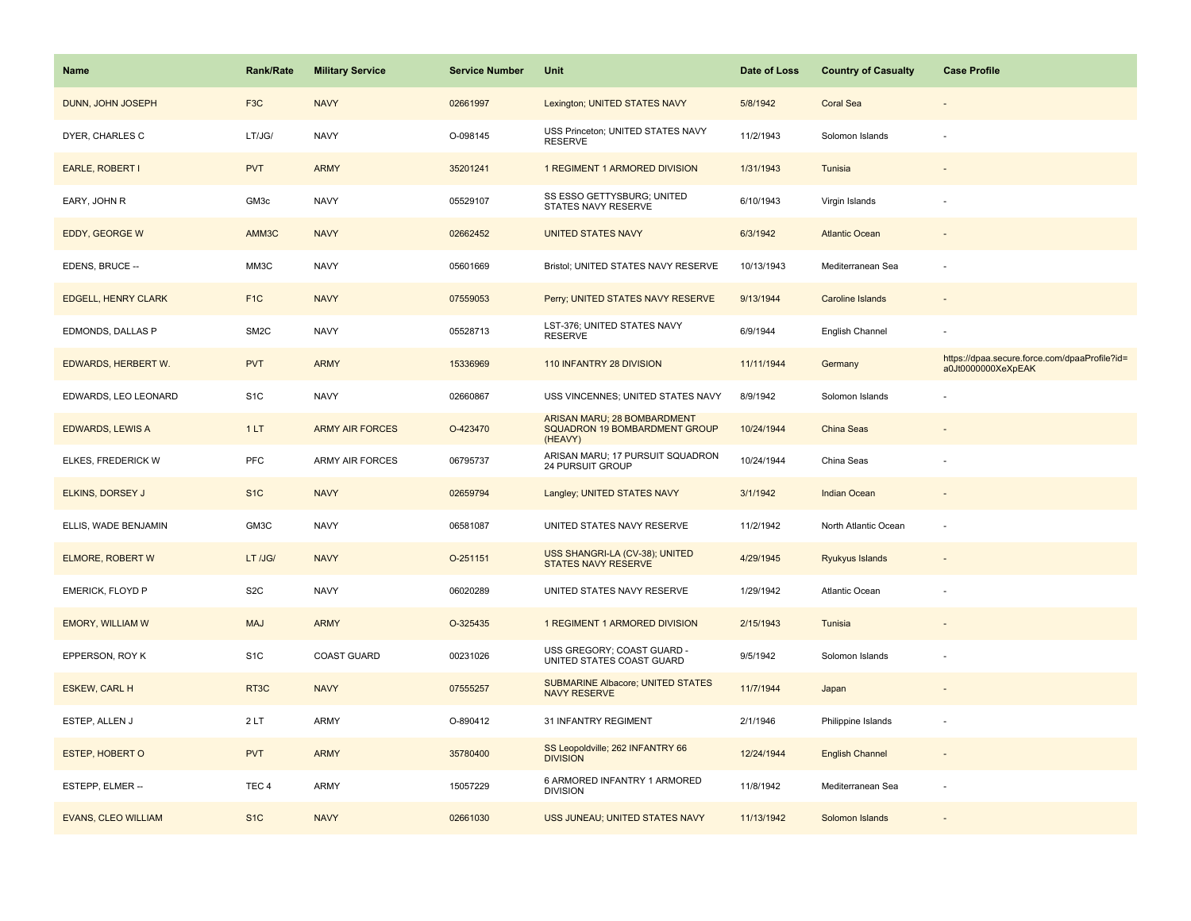| Name | Rank/Rate | Military Service | Service Number | Unit | Date of Loss | Country of Casualty | Case Profile |
|---|---|---|---|---|---|---|---|
| DUNN, JOHN JOSEPH | F3C | NAVY | 02661997 | Lexington; UNITED STATES NAVY | 5/8/1942 | Coral Sea | - |
| DYER, CHARLES C | LT/JG/ | NAVY | O-098145 | USS Princeton; UNITED STATES NAVY RESERVE | 11/2/1943 | Solomon Islands | - |
| EARLE, ROBERT I | PVT | ARMY | 35201241 | 1 REGIMENT 1 ARMORED DIVISION | 1/31/1943 | Tunisia | - |
| EARY, JOHN R | GM3c | NAVY | 05529107 | SS ESSO GETTYSBURG; UNITED STATES NAVY RESERVE | 6/10/1943 | Virgin Islands | - |
| EDDY, GEORGE W | AMM3C | NAVY | 02662452 | UNITED STATES NAVY | 6/3/1942 | Atlantic Ocean | - |
| EDENS, BRUCE -- | MM3C | NAVY | 05601669 | Bristol; UNITED STATES NAVY RESERVE | 10/13/1943 | Mediterranean Sea | - |
| EDGELL, HENRY CLARK | F1C | NAVY | 07559053 | Perry; UNITED STATES NAVY RESERVE | 9/13/1944 | Caroline Islands | - |
| EDMONDS, DALLAS P | SM2C | NAVY | 05528713 | LST-376; UNITED STATES NAVY RESERVE | 6/9/1944 | English Channel | - |
| EDWARDS, HERBERT W. | PVT | ARMY | 15336969 | 110 INFANTRY 28 DIVISION | 11/11/1944 | Germany | https://dpaa.secure.force.com/dpaaProfile?id=a0Jt0000000XeXpEAK |
| EDWARDS, LEO LEONARD | S1C | NAVY | 02660867 | USS VINCENNES; UNITED STATES NAVY | 8/9/1942 | Solomon Islands | - |
| EDWARDS, LEWIS A | 1 LT | ARMY AIR FORCES | O-423470 | ARISAN MARU; 28 BOMBARDMENT SQUADRON 19 BOMBARDMENT GROUP (HEAVY) | 10/24/1944 | China Seas | - |
| ELKES, FREDERICK W | PFC | ARMY AIR FORCES | 06795737 | ARISAN MARU; 17 PURSUIT SQUADRON 24 PURSUIT GROUP | 10/24/1944 | China Seas | - |
| ELKINS, DORSEY J | S1C | NAVY | 02659794 | Langley; UNITED STATES NAVY | 3/1/1942 | Indian Ocean | - |
| ELLIS, WADE BENJAMIN | GM3C | NAVY | 06581087 | UNITED STATES NAVY RESERVE | 11/2/1942 | North Atlantic Ocean | - |
| ELMORE, ROBERT W | LT /JG/ | NAVY | O-251151 | USS SHANGRI-LA (CV-38); UNITED STATES NAVY RESERVE | 4/29/1945 | Ryukyus Islands | - |
| EMERICK, FLOYD P | S2C | NAVY | 06020289 | UNITED STATES NAVY RESERVE | 1/29/1942 | Atlantic Ocean | - |
| EMORY, WILLIAM W | MAJ | ARMY | O-325435 | 1 REGIMENT 1 ARMORED DIVISION | 2/15/1943 | Tunisia | - |
| EPPERSON, ROY K | S1C | COAST GUARD | 00231026 | USS GREGORY; COAST GUARD - UNITED STATES COAST GUARD | 9/5/1942 | Solomon Islands | - |
| ESKEW, CARL H | RT3C | NAVY | 07555257 | SUBMARINE Albacore; UNITED STATES NAVY RESERVE | 11/7/1944 | Japan | - |
| ESTEP, ALLEN J | 2 LT | ARMY | O-890412 | 31 INFANTRY REGIMENT | 2/1/1946 | Philippine Islands | - |
| ESTEP, HOBERT O | PVT | ARMY | 35780400 | SS Leopoldville; 262 INFANTRY 66 DIVISION | 12/24/1944 | English Channel | - |
| ESTEPP, ELMER -- | TEC 4 | ARMY | 15057229 | 6 ARMORED INFANTRY 1 ARMORED DIVISION | 11/8/1942 | Mediterranean Sea | - |
| EVANS, CLEO WILLIAM | S1C | NAVY | 02661030 | USS JUNEAU; UNITED STATES NAVY | 11/13/1942 | Solomon Islands | - |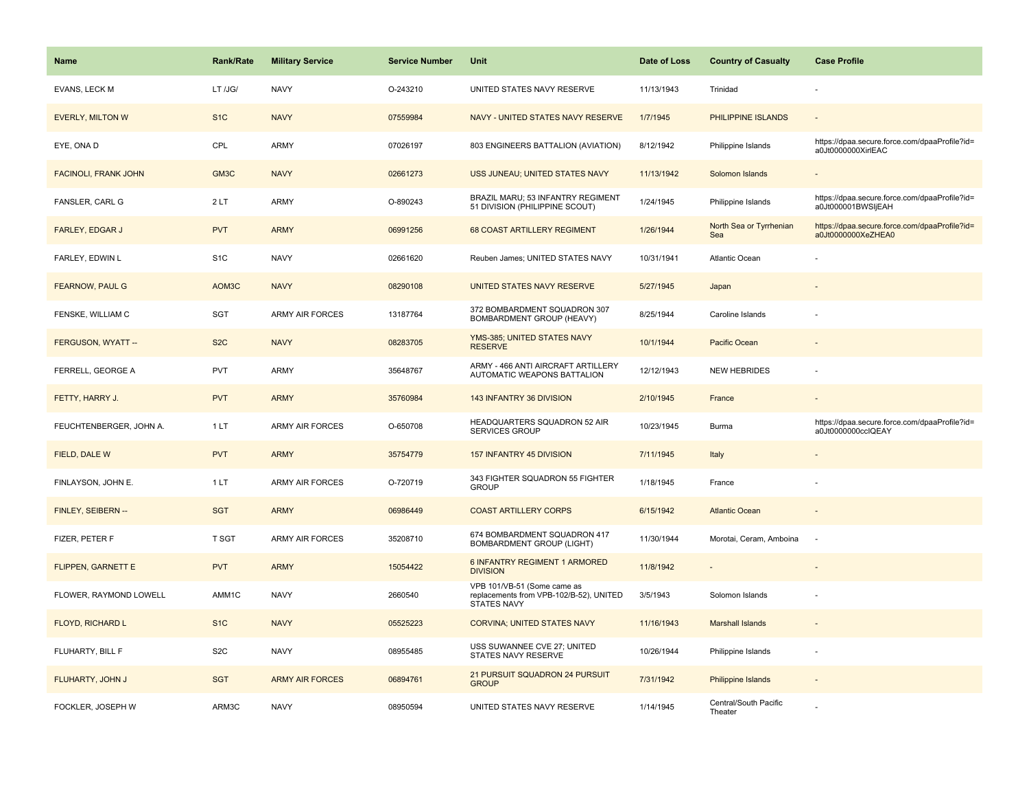| Name | Rank/Rate | Military Service | Service Number | Unit | Date of Loss | Country of Casualty | Case Profile |
|---|---|---|---|---|---|---|---|
| EVANS, LECK M | LT /JG/ | NAVY | O-243210 | UNITED STATES NAVY RESERVE | 11/13/1943 | Trinidad | - |
| EVERLY, MILTON W | S1C | NAVY | 07559984 | NAVY - UNITED STATES NAVY RESERVE | 1/7/1945 | PHILIPPINE ISLANDS | - |
| EYE, ONA D | CPL | ARMY | 07026197 | 803 ENGINEERS BATTALION (AVIATION) | 8/12/1942 | Philippine Islands | https://dpaa.secure.force.com/dpaaProfile?id=a0Jt0000000XirlEAC |
| FACINOLI, FRANK JOHN | GM3C | NAVY | 02661273 | USS JUNEAU; UNITED STATES NAVY | 11/13/1942 | Solomon Islands | - |
| FANSLER, CARL G | 2 LT | ARMY | O-890243 | BRAZIL MARU; 53 INFANTRY REGIMENT 51 DIVISION (PHILIPPINE SCOUT) | 1/24/1945 | Philippine Islands | https://dpaa.secure.force.com/dpaaProfile?id=a0Jt000001BWSIjEAH |
| FARLEY, EDGAR J | PVT | ARMY | 06991256 | 68 COAST ARTILLERY REGIMENT | 1/26/1944 | North Sea or Tyrrhenian Sea | https://dpaa.secure.force.com/dpaaProfile?id=a0Jt0000000XeZHEA0 |
| FARLEY, EDWIN L | S1C | NAVY | 02661620 | Reuben James; UNITED STATES NAVY | 10/31/1941 | Atlantic Ocean | - |
| FEARNOW, PAUL G | AOM3C | NAVY | 08290108 | UNITED STATES NAVY RESERVE | 5/27/1945 | Japan | - |
| FENSKE, WILLIAM C | SGT | ARMY AIR FORCES | 13187764 | 372 BOMBARDMENT SQUADRON 307 BOMBARDMENT GROUP (HEAVY) | 8/25/1944 | Caroline Islands | - |
| FERGUSON, WYATT -- | S2C | NAVY | 08283705 | YMS-385; UNITED STATES NAVY RESERVE | 10/1/1944 | Pacific Ocean | - |
| FERRELL, GEORGE A | PVT | ARMY | 35648767 | ARMY - 466 ANTI AIRCRAFT ARTILLERY AUTOMATIC WEAPONS BATTALION | 12/12/1943 | NEW HEBRIDES | - |
| FETTY, HARRY J. | PVT | ARMY | 35760984 | 143 INFANTRY 36 DIVISION | 2/10/1945 | France | - |
| FEUCHTENBERGER, JOHN A. | 1 LT | ARMY AIR FORCES | O-650708 | HEADQUARTERS SQUADRON 52 AIR SERVICES GROUP | 10/23/1945 | Burma | https://dpaa.secure.force.com/dpaaProfile?id=a0Jt0000000ccIQEAY |
| FIELD, DALE W | PVT | ARMY | 35754779 | 157 INFANTRY 45 DIVISION | 7/11/1945 | Italy | - |
| FINLAYSON, JOHN E. | 1 LT | ARMY AIR FORCES | O-720719 | 343 FIGHTER SQUADRON 55 FIGHTER GROUP | 1/18/1945 | France | - |
| FINLEY, SEIBERN -- | SGT | ARMY | 06986449 | COAST ARTILLERY CORPS | 6/15/1942 | Atlantic Ocean | - |
| FIZER, PETER F | T SGT | ARMY AIR FORCES | 35208710 | 674 BOMBARDMENT SQUADRON 417 BOMBARDMENT GROUP (LIGHT) | 11/30/1944 | Morotai, Ceram, Amboina | - |
| FLIPPEN, GARNETT E | PVT | ARMY | 15054422 | 6 INFANTRY REGIMENT 1 ARMORED DIVISION | 11/8/1942 | - | - |
| FLOWER, RAYMOND LOWELL | AMM1C | NAVY | 2660540 | VPB 101/VB-51 (Some came as replacements from VPB-102/B-52), UNITED STATES NAVY | 3/5/1943 | Solomon Islands | - |
| FLOYD, RICHARD L | S1C | NAVY | 05525223 | CORVINA; UNITED STATES NAVY | 11/16/1943 | Marshall Islands | - |
| FLUHARTY, BILL F | S2C | NAVY | 08955485 | USS SUWANNEE CVE 27; UNITED STATES NAVY RESERVE | 10/26/1944 | Philippine Islands | - |
| FLUHARTY, JOHN J | SGT | ARMY AIR FORCES | 06894761 | 21 PURSUIT SQUADRON 24 PURSUIT GROUP | 7/31/1942 | Philippine Islands | - |
| FOCKLER, JOSEPH W | ARM3C | NAVY | 08950594 | UNITED STATES NAVY RESERVE | 1/14/1945 | Central/South Pacific Theater | - |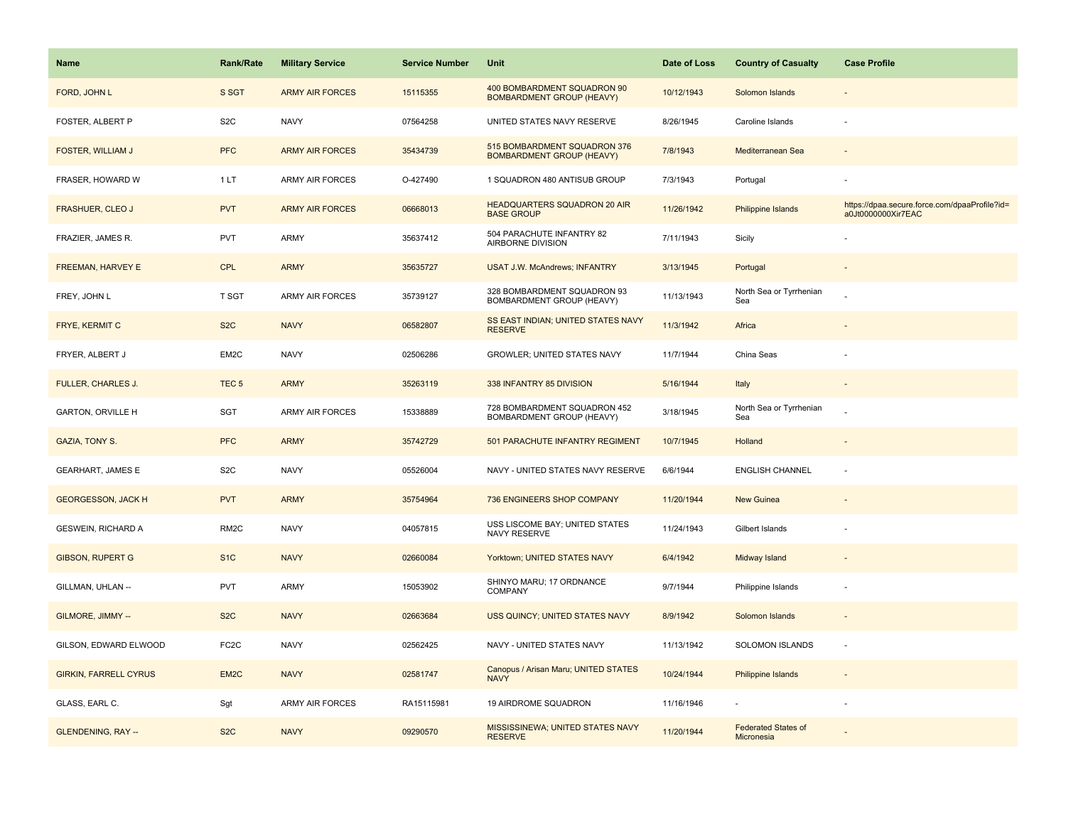| Name | Rank/Rate | Military Service | Service Number | Unit | Date of Loss | Country of Casualty | Case Profile |
|---|---|---|---|---|---|---|---|
| FORD, JOHN L | S SGT | ARMY AIR FORCES | 15115355 | 400 BOMBARDMENT SQUADRON 90 BOMBARDMENT GROUP (HEAVY) | 10/12/1943 | Solomon Islands | - |
| FOSTER, ALBERT P | S2C | NAVY | 07564258 | UNITED STATES NAVY RESERVE | 8/26/1945 | Caroline Islands | - |
| FOSTER, WILLIAM J | PFC | ARMY AIR FORCES | 35434739 | 515 BOMBARDMENT SQUADRON 376 BOMBARDMENT GROUP (HEAVY) | 7/8/1943 | Mediterranean Sea | - |
| FRASER, HOWARD W | 1 LT | ARMY AIR FORCES | O-427490 | 1 SQUADRON 480 ANTISUB GROUP | 7/3/1943 | Portugal | - |
| FRASHUER, CLEO J | PVT | ARMY AIR FORCES | 06668013 | HEADQUARTERS SQUADRON 20 AIR BASE GROUP | 11/26/1942 | Philippine Islands | https://dpaa.secure.force.com/dpaaProfile?id=a0Jt0000000Xir7EAC |
| FRAZIER, JAMES R. | PVT | ARMY | 35637412 | 504 PARACHUTE INFANTRY 82 AIRBORNE DIVISION | 7/11/1943 | Sicily | - |
| FREEMAN, HARVEY E | CPL | ARMY | 35635727 | USAT J.W. McAndrews; INFANTRY | 3/13/1945 | Portugal | - |
| FREY, JOHN L | T SGT | ARMY AIR FORCES | 35739127 | 328 BOMBARDMENT SQUADRON 93 BOMBARDMENT GROUP (HEAVY) | 11/13/1943 | North Sea or Tyrrhenian Sea | - |
| FRYE, KERMIT C | S2C | NAVY | 06582807 | SS EAST INDIAN; UNITED STATES NAVY RESERVE | 11/3/1942 | Africa | - |
| FRYER, ALBERT J | EM2C | NAVY | 02506286 | GROWLER; UNITED STATES NAVY | 11/7/1944 | China Seas | - |
| FULLER, CHARLES J. | TEC 5 | ARMY | 35263119 | 338 INFANTRY 85 DIVISION | 5/16/1944 | Italy | - |
| GARTON, ORVILLE H | SGT | ARMY AIR FORCES | 15338889 | 728 BOMBARDMENT SQUADRON 452 BOMBARDMENT GROUP (HEAVY) | 3/18/1945 | North Sea or Tyrrhenian Sea | - |
| GAZIA, TONY S. | PFC | ARMY | 35742729 | 501 PARACHUTE INFANTRY REGIMENT | 10/7/1945 | Holland | - |
| GEARHART, JAMES E | S2C | NAVY | 05526004 | NAVY - UNITED STATES NAVY RESERVE | 6/6/1944 | ENGLISH CHANNEL | - |
| GEORGESSON, JACK H | PVT | ARMY | 35754964 | 736 ENGINEERS SHOP COMPANY | 11/20/1944 | New Guinea | - |
| GESWEIN, RICHARD A | RM2C | NAVY | 04057815 | USS LISCOME BAY; UNITED STATES NAVY RESERVE | 11/24/1943 | Gilbert Islands | - |
| GIBSON, RUPERT G | S1C | NAVY | 02660084 | Yorktown; UNITED STATES NAVY | 6/4/1942 | Midway Island | - |
| GILLMAN, UHLAN -- | PVT | ARMY | 15053902 | SHINYO MARU; 17 ORDNANCE COMPANY | 9/7/1944 | Philippine Islands | - |
| GILMORE, JIMMY -- | S2C | NAVY | 02663684 | USS QUINCY; UNITED STATES NAVY | 8/9/1942 | Solomon Islands | - |
| GILSON, EDWARD ELWOOD | FC2C | NAVY | 02562425 | NAVY - UNITED STATES NAVY | 11/13/1942 | SOLOMON ISLANDS | - |
| GIRKIN, FARRELL CYRUS | EM2C | NAVY | 02581747 | Canopus / Arisan Maru; UNITED STATES NAVY | 10/24/1944 | Philippine Islands | - |
| GLASS, EARL C. | Sgt | ARMY AIR FORCES | RA15115981 | 19 AIRDROME SQUADRON | 11/16/1946 | - | - |
| GLENDENING, RAY -- | S2C | NAVY | 09290570 | MISSISSINEWA; UNITED STATES NAVY RESERVE | 11/20/1944 | Federated States of Micronesia | - |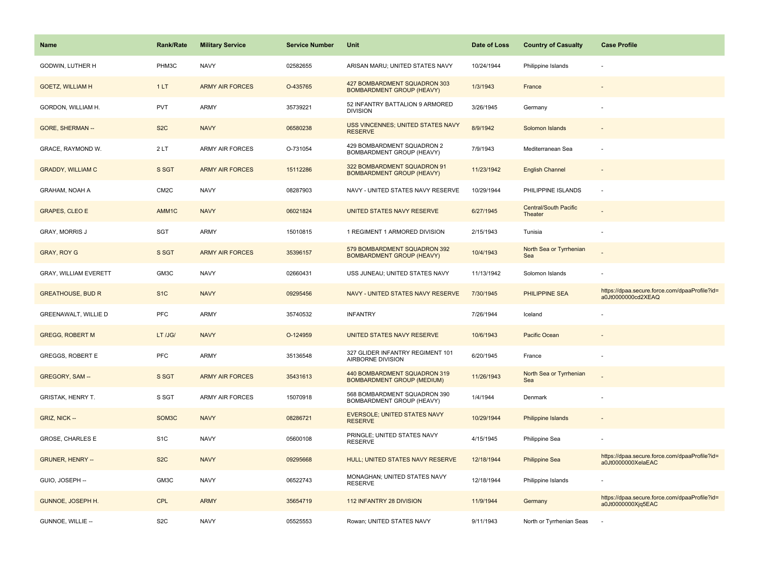| Name | Rank/Rate | Military Service | Service Number | Unit | Date of Loss | Country of Casualty | Case Profile |
|---|---|---|---|---|---|---|---|
| GODWIN, LUTHER H | PHM3C | NAVY | 02582655 | ARISAN MARU; UNITED STATES NAVY | 10/24/1944 | Philippine Islands | - |
| GOETZ, WILLIAM H | 1 LT | ARMY AIR FORCES | O-435765 | 427 BOMBARDMENT SQUADRON 303 BOMBARDMENT GROUP (HEAVY) | 1/3/1943 | France | - |
| GORDON, WILLIAM H. | PVT | ARMY | 35739221 | 52 INFANTRY BATTALION 9 ARMORED DIVISION | 3/26/1945 | Germany | - |
| GORE, SHERMAN -- | S2C | NAVY | 06580238 | USS VINCENNES; UNITED STATES NAVY RESERVE | 8/9/1942 | Solomon Islands | - |
| GRACE, RAYMOND W. | 2 LT | ARMY AIR FORCES | O-731054 | 429 BOMBARDMENT SQUADRON 2 BOMBARDMENT GROUP (HEAVY) | 7/9/1943 | Mediterranean Sea | - |
| GRADDY, WILLIAM C | S SGT | ARMY AIR FORCES | 15112286 | 322 BOMBARDMENT SQUADRON 91 BOMBARDMENT GROUP (HEAVY) | 11/23/1942 | English Channel | - |
| GRAHAM, NOAH A | CM2C | NAVY | 08287903 | NAVY - UNITED STATES NAVY RESERVE | 10/29/1944 | PHILIPPINE ISLANDS | - |
| GRAPES, CLEO E | AMM1C | NAVY | 06021824 | UNITED STATES NAVY RESERVE | 6/27/1945 | Central/South Pacific Theater | - |
| GRAY, MORRIS J | SGT | ARMY | 15010815 | 1 REGIMENT 1 ARMORED DIVISION | 2/15/1943 | Tunisia | - |
| GRAY, ROY G | S SGT | ARMY AIR FORCES | 35396157 | 579 BOMBARDMENT SQUADRON 392 BOMBARDMENT GROUP (HEAVY) | 10/4/1943 | North Sea or Tyrrhenian Sea | - |
| GRAY, WILLIAM EVERETT | GM3C | NAVY | 02660431 | USS JUNEAU; UNITED STATES NAVY | 11/13/1942 | Solomon Islands | - |
| GREATHOUSE, BUD R | S1C | NAVY | 09295456 | NAVY - UNITED STATES NAVY RESERVE | 7/30/1945 | PHILIPPINE SEA | https://dpaa.secure.force.com/dpaaProfile?id=a0Jt0000000cd2XEAQ |
| GREENAWALT, WILLIE D | PFC | ARMY | 35740532 | INFANTRY | 7/26/1944 | Iceland | - |
| GREGG, ROBERT M | LT /JG/ | NAVY | O-124959 | UNITED STATES NAVY RESERVE | 10/6/1943 | Pacific Ocean | - |
| GREGGS, ROBERT E | PFC | ARMY | 35136548 | 327 GLIDER INFANTRY REGIMENT 101 AIRBORNE DIVISION | 6/20/1945 | France | - |
| GREGORY, SAM -- | S SGT | ARMY AIR FORCES | 35431613 | 440 BOMBARDMENT SQUADRON 319 BOMBARDMENT GROUP (MEDIUM) | 11/26/1943 | North Sea or Tyrrhenian Sea | - |
| GRISTAK, HENRY T. | S SGT | ARMY AIR FORCES | 15070918 | 568 BOMBARDMENT SQUADRON 390 BOMBARDMENT GROUP (HEAVY) | 1/4/1944 | Denmark | - |
| GRIZ, NICK -- | SOM3C | NAVY | 08286721 | EVERSOLE; UNITED STATES NAVY RESERVE | 10/29/1944 | Philippine Islands | - |
| GROSE, CHARLES E | S1C | NAVY | 05600108 | PRINGLE; UNITED STATES NAVY RESERVE | 4/15/1945 | Philippine Sea | - |
| GRUNER, HENRY -- | S2C | NAVY | 09295668 | HULL; UNITED STATES NAVY RESERVE | 12/18/1944 | Philippine Sea | https://dpaa.secure.force.com/dpaaProfile?id=a0Jt0000000XelaEAC |
| GUIO, JOSEPH -- | GM3C | NAVY | 06522743 | MONAGHAN; UNITED STATES NAVY RESERVE | 12/18/1944 | Philippine Islands | - |
| GUNNOE, JOSEPH H. | CPL | ARMY | 35654719 | 112 INFANTRY 28 DIVISION | 11/9/1944 | Germany | https://dpaa.secure.force.com/dpaaProfile?id=a0Jt0000000Xjq5EAC |
| GUNNOE, WILLIE -- | S2C | NAVY | 05525553 | Rowan; UNITED STATES NAVY | 9/11/1943 | North or Tyrrhenian Seas | - |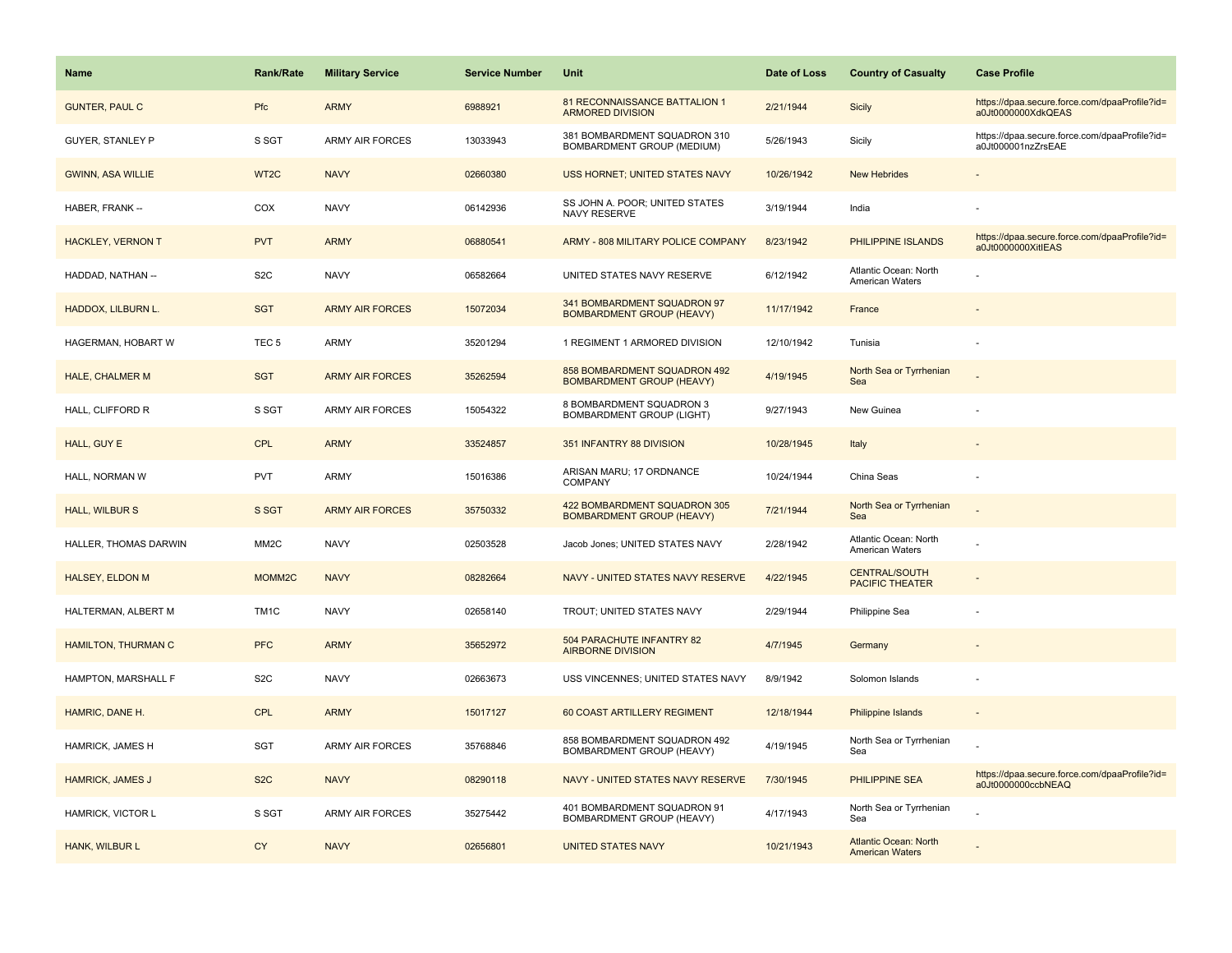| Name | Rank/Rate | Military Service | Service Number | Unit | Date of Loss | Country of Casualty | Case Profile |
| --- | --- | --- | --- | --- | --- | --- | --- |
| GUNTER, PAUL C | Pfc | ARMY | 6988921 | 81 RECONNAISSANCE BATTALION 1 ARMORED DIVISION | 2/21/1944 | Sicily | https://dpaa.secure.force.com/dpaaProfile?id=a0Jt0000000XdkQEAS |
| GUYER, STANLEY P | S SGT | ARMY AIR FORCES | 13033943 | 381 BOMBARDMENT SQUADRON 310 BOMBARDMENT GROUP (MEDIUM) | 5/26/1943 | Sicily | https://dpaa.secure.force.com/dpaaProfile?id=a0Jt000001nzZrsEAE |
| GWINN, ASA WILLIE | WT2C | NAVY | 02660380 | USS HORNET; UNITED STATES NAVY | 10/26/1942 | New Hebrides | - |
| HABER, FRANK -- | COX | NAVY | 06142936 | SS JOHN A. POOR; UNITED STATES NAVY RESERVE | 3/19/1944 | India | - |
| HACKLEY, VERNON T | PVT | ARMY | 06880541 | ARMY - 808 MILITARY POLICE COMPANY | 8/23/1942 | PHILIPPINE ISLANDS | https://dpaa.secure.force.com/dpaaProfile?id=a0Jt0000000XitlEAS |
| HADDAD, NATHAN -- | S2C | NAVY | 06582664 | UNITED STATES NAVY RESERVE | 6/12/1942 | Atlantic Ocean: North American Waters | - |
| HADDOX, LILBURN L. | SGT | ARMY AIR FORCES | 15072034 | 341 BOMBARDMENT SQUADRON 97 BOMBARDMENT GROUP (HEAVY) | 11/17/1942 | France | - |
| HAGERMAN, HOBART W | TEC 5 | ARMY | 35201294 | 1 REGIMENT 1 ARMORED DIVISION | 12/10/1942 | Tunisia | - |
| HALE, CHALMER M | SGT | ARMY AIR FORCES | 35262594 | 858 BOMBARDMENT SQUADRON 492 BOMBARDMENT GROUP (HEAVY) | 4/19/1945 | North Sea or Tyrrhenian Sea | - |
| HALL, CLIFFORD R | S SGT | ARMY AIR FORCES | 15054322 | 8 BOMBARDMENT SQUADRON 3 BOMBARDMENT GROUP (LIGHT) | 9/27/1943 | New Guinea | - |
| HALL, GUY E | CPL | ARMY | 33524857 | 351 INFANTRY 88 DIVISION | 10/28/1945 | Italy | - |
| HALL, NORMAN W | PVT | ARMY | 15016386 | ARISAN MARU; 17 ORDNANCE COMPANY | 10/24/1944 | China Seas | - |
| HALL, WILBUR S | S SGT | ARMY AIR FORCES | 35750332 | 422 BOMBARDMENT SQUADRON 305 BOMBARDMENT GROUP (HEAVY) | 7/21/1944 | North Sea or Tyrrhenian Sea | - |
| HALLER, THOMAS DARWIN | MM2C | NAVY | 02503528 | Jacob Jones; UNITED STATES NAVY | 2/28/1942 | Atlantic Ocean: North American Waters | - |
| HALSEY, ELDON M | MOMM2C | NAVY | 08282664 | NAVY - UNITED STATES NAVY RESERVE | 4/22/1945 | CENTRAL/SOUTH PACIFIC THEATER | - |
| HALTERMAN, ALBERT M | TM1C | NAVY | 02658140 | TROUT; UNITED STATES NAVY | 2/29/1944 | Philippine Sea | - |
| HAMILTON, THURMAN C | PFC | ARMY | 35652972 | 504 PARACHUTE INFANTRY 82 AIRBORNE DIVISION | 4/7/1945 | Germany | - |
| HAMPTON, MARSHALL F | S2C | NAVY | 02663673 | USS VINCENNES; UNITED STATES NAVY | 8/9/1942 | Solomon Islands | - |
| HAMRIC, DANE H. | CPL | ARMY | 15017127 | 60 COAST ARTILLERY REGIMENT | 12/18/1944 | Philippine Islands | - |
| HAMRICK, JAMES H | SGT | ARMY AIR FORCES | 35768846 | 858 BOMBARDMENT SQUADRON 492 BOMBARDMENT GROUP (HEAVY) | 4/19/1945 | North Sea or Tyrrhenian Sea | - |
| HAMRICK, JAMES J | S2C | NAVY | 08290118 | NAVY - UNITED STATES NAVY RESERVE | 7/30/1945 | PHILIPPINE SEA | https://dpaa.secure.force.com/dpaaProfile?id=a0Jt0000000ccbNEAQ |
| HAMRICK, VICTOR L | S SGT | ARMY AIR FORCES | 35275442 | 401 BOMBARDMENT SQUADRON 91 BOMBARDMENT GROUP (HEAVY) | 4/17/1943 | North Sea or Tyrrhenian Sea | - |
| HANK, WILBUR L | CY | NAVY | 02656801 | UNITED STATES NAVY | 10/21/1943 | Atlantic Ocean: North American Waters | - |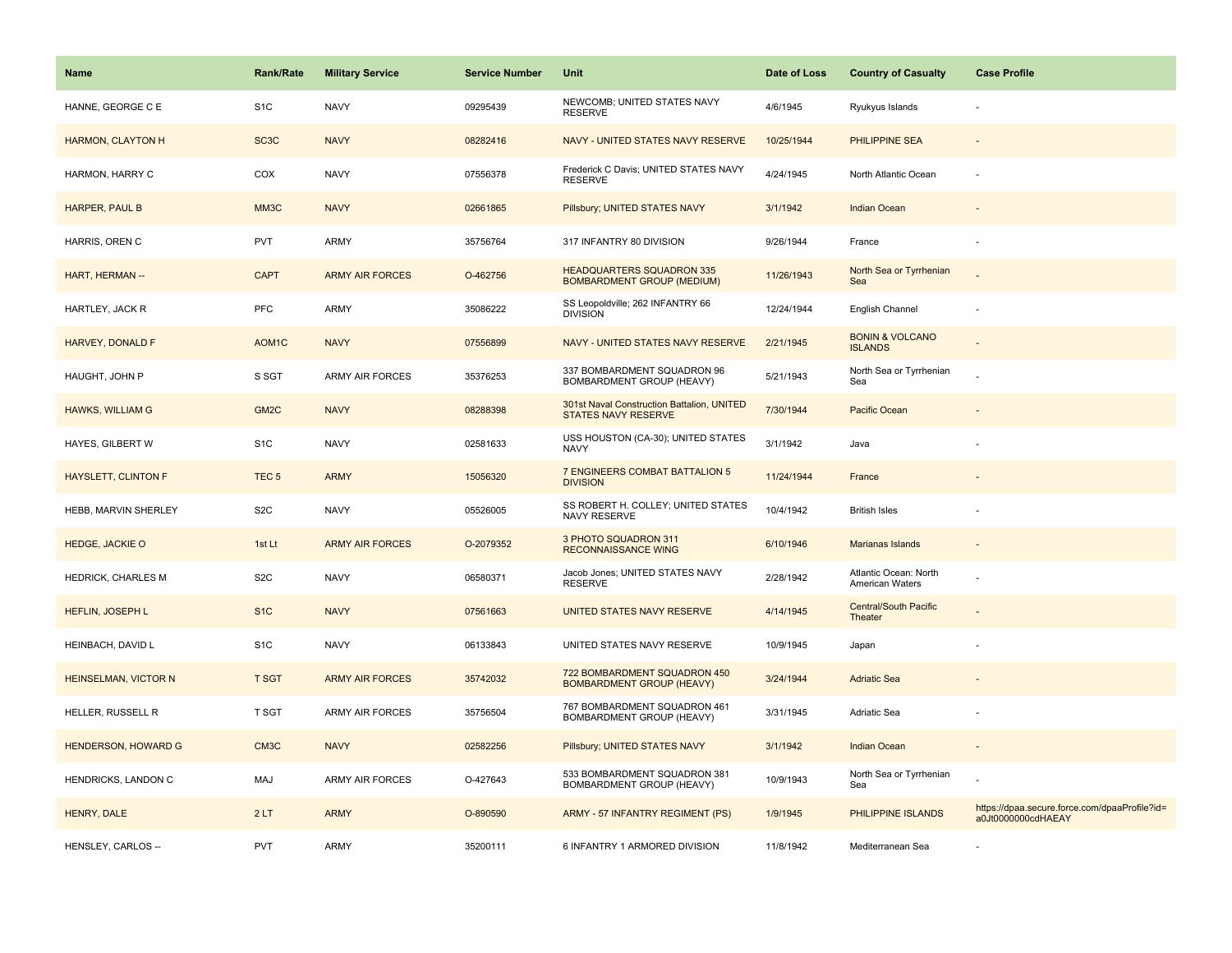| Name | Rank/Rate | Military Service | Service Number | Unit | Date of Loss | Country of Casualty | Case Profile |
|---|---|---|---|---|---|---|---|
| HANNE, GEORGE C E | S1C | NAVY | 09295439 | NEWCOMB; UNITED STATES NAVY RESERVE | 4/6/1945 | Ryukyus Islands | - |
| HARMON, CLAYTON H | SC3C | NAVY | 08282416 | NAVY - UNITED STATES NAVY RESERVE | 10/25/1944 | PHILIPPINE SEA | - |
| HARMON, HARRY C | COX | NAVY | 07556378 | Frederick C Davis; UNITED STATES NAVY RESERVE | 4/24/1945 | North Atlantic Ocean | - |
| HARPER, PAUL B | MM3C | NAVY | 02661865 | Pillsbury; UNITED STATES NAVY | 3/1/1942 | Indian Ocean | - |
| HARRIS, OREN C | PVT | ARMY | 35756764 | 317 INFANTRY 80 DIVISION | 9/26/1944 | France | - |
| HART, HERMAN -- | CAPT | ARMY AIR FORCES | O-462756 | HEADQUARTERS SQUADRON 335 BOMBARDMENT GROUP (MEDIUM) | 11/26/1943 | North Sea or Tyrrhenian Sea | - |
| HARTLEY, JACK R | PFC | ARMY | 35086222 | SS Leopoldville; 262 INFANTRY 66 DIVISION | 12/24/1944 | English Channel | - |
| HARVEY, DONALD F | AOM1C | NAVY | 07556899 | NAVY - UNITED STATES NAVY RESERVE | 2/21/1945 | BONIN & VOLCANO ISLANDS | - |
| HAUGHT, JOHN P | S SGT | ARMY AIR FORCES | 35376253 | 337 BOMBARDMENT SQUADRON 96 BOMBARDMENT GROUP (HEAVY) | 5/21/1943 | North Sea or Tyrrhenian Sea | - |
| HAWKS, WILLIAM G | GM2C | NAVY | 08288398 | 301st Naval Construction Battalion, UNITED STATES NAVY RESERVE | 7/30/1944 | Pacific Ocean | - |
| HAYES, GILBERT W | S1C | NAVY | 02581633 | USS HOUSTON (CA-30); UNITED STATES NAVY | 3/1/1942 | Java | - |
| HAYSLETT, CLINTON F | TEC 5 | ARMY | 15056320 | 7 ENGINEERS COMBAT BATTALION 5 DIVISION | 11/24/1944 | France | - |
| HEBB, MARVIN SHERLEY | S2C | NAVY | 05526005 | SS ROBERT H. COLLEY; UNITED STATES NAVY RESERVE | 10/4/1942 | British Isles | - |
| HEDGE, JACKIE O | 1st Lt | ARMY AIR FORCES | O-2079352 | 3 PHOTO SQUADRON 311 RECONNAISSANCE WING | 6/10/1946 | Marianas Islands | - |
| HEDRICK, CHARLES M | S2C | NAVY | 06580371 | Jacob Jones; UNITED STATES NAVY RESERVE | 2/28/1942 | Atlantic Ocean: North American Waters | - |
| HEFLIN, JOSEPH L | S1C | NAVY | 07561663 | UNITED STATES NAVY RESERVE | 4/14/1945 | Central/South Pacific Theater | - |
| HEINBACH, DAVID L | S1C | NAVY | 06133843 | UNITED STATES NAVY RESERVE | 10/9/1945 | Japan | - |
| HEINSELMAN, VICTOR N | T SGT | ARMY AIR FORCES | 35742032 | 722 BOMBARDMENT SQUADRON 450 BOMBARDMENT GROUP (HEAVY) | 3/24/1944 | Adriatic Sea | - |
| HELLER, RUSSELL R | T SGT | ARMY AIR FORCES | 35756504 | 767 BOMBARDMENT SQUADRON 461 BOMBARDMENT GROUP (HEAVY) | 3/31/1945 | Adriatic Sea | - |
| HENDERSON, HOWARD G | CM3C | NAVY | 02582256 | Pillsbury; UNITED STATES NAVY | 3/1/1942 | Indian Ocean | - |
| HENDRICKS, LANDON C | MAJ | ARMY AIR FORCES | O-427643 | 533 BOMBARDMENT SQUADRON 381 BOMBARDMENT GROUP (HEAVY) | 10/9/1943 | North Sea or Tyrrhenian Sea | - |
| HENRY, DALE | 2 LT | ARMY | O-890590 | ARMY - 57 INFANTRY REGIMENT (PS) | 1/9/1945 | PHILIPPINE ISLANDS | https://dpaa.secure.force.com/dpaaProfile?id=a0Jt0000000cdHAEAY |
| HENSLEY, CARLOS -- | PVT | ARMY | 35200111 | 6 INFANTRY 1 ARMORED DIVISION | 11/8/1942 | Mediterranean Sea | - |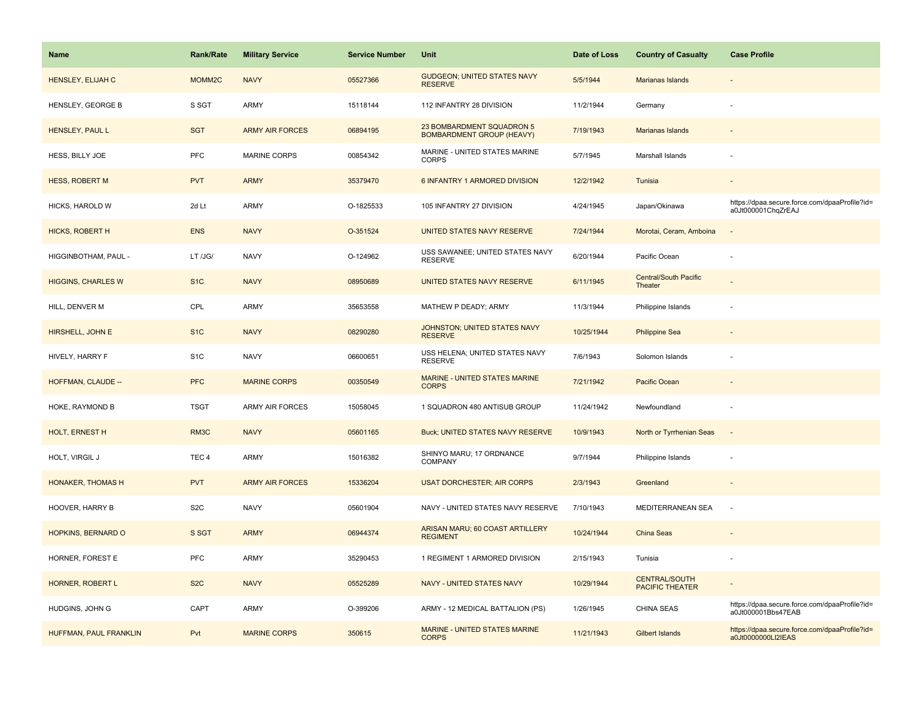| Name | Rank/Rate | Military Service | Service Number | Unit | Date of Loss | Country of Casualty | Case Profile |
|---|---|---|---|---|---|---|---|
| HENSLEY, ELIJAH C | MOMM2C | NAVY | 05527366 | GUDGEON; UNITED STATES NAVY RESERVE | 5/5/1944 | Marianas Islands | - |
| HENSLEY, GEORGE B | S SGT | ARMY | 15118144 | 112 INFANTRY 28 DIVISION | 11/2/1944 | Germany | - |
| HENSLEY, PAUL L | SGT | ARMY AIR FORCES | 06894195 | 23 BOMBARDMENT SQUADRON 5 BOMBARDMENT GROUP (HEAVY) | 7/19/1943 | Marianas Islands | - |
| HESS, BILLY JOE | PFC | MARINE CORPS | 00854342 | MARINE - UNITED STATES MARINE CORPS | 5/7/1945 | Marshall Islands | - |
| HESS, ROBERT M | PVT | ARMY | 35379470 | 6 INFANTRY 1 ARMORED DIVISION | 12/2/1942 | Tunisia | - |
| HICKS, HAROLD W | 2d Lt | ARMY | O-1825533 | 105 INFANTRY 27 DIVISION | 4/24/1945 | Japan/Okinawa | https://dpaa.secure.force.com/dpaaProfile?id=a0Jt000001ChqZrEAJ |
| HICKS, ROBERT H | ENS | NAVY | O-351524 | UNITED STATES NAVY RESERVE | 7/24/1944 | Morotai, Ceram, Amboina | - |
| HIGGINBOTHAM, PAUL - | LT /JG/ | NAVY | O-124962 | USS SAWANEE; UNITED STATES NAVY RESERVE | 6/20/1944 | Pacific Ocean | - |
| HIGGINS, CHARLES W | S1C | NAVY | 08950689 | UNITED STATES NAVY RESERVE | 6/11/1945 | Central/South Pacific Theater | - |
| HILL, DENVER M | CPL | ARMY | 35653558 | MATHEW P DEADY; ARMY | 11/3/1944 | Philippine Islands | - |
| HIRSHELL, JOHN E | S1C | NAVY | 08290280 | JOHNSTON; UNITED STATES NAVY RESERVE | 10/25/1944 | Philippine Sea | - |
| HIVELY, HARRY F | S1C | NAVY | 06600651 | USS HELENA; UNITED STATES NAVY RESERVE | 7/6/1943 | Solomon Islands | - |
| HOFFMAN, CLAUDE -- | PFC | MARINE CORPS | 00350549 | MARINE - UNITED STATES MARINE CORPS | 7/21/1942 | Pacific Ocean | - |
| HOKE, RAYMOND B | TSGT | ARMY AIR FORCES | 15058045 | 1 SQUADRON 480 ANTISUB GROUP | 11/24/1942 | Newfoundland | - |
| HOLT, ERNEST H | RM3C | NAVY | 05601165 | Buck; UNITED STATES NAVY RESERVE | 10/9/1943 | North or Tyrrhenian Seas | - |
| HOLT, VIRGIL J | TEC 4 | ARMY | 15016382 | SHINYO MARU; 17 ORDNANCE COMPANY | 9/7/1944 | Philippine Islands | - |
| HONAKER, THOMAS H | PVT | ARMY AIR FORCES | 15336204 | USAT DORCHESTER; AIR CORPS | 2/3/1943 | Greenland | - |
| HOOVER, HARRY B | S2C | NAVY | 05601904 | NAVY - UNITED STATES NAVY RESERVE | 7/10/1943 | MEDITERRANEAN SEA | - |
| HOPKINS, BERNARD O | S SGT | ARMY | 06944374 | ARISAN MARU; 60 COAST ARTILLERY REGIMENT | 10/24/1944 | China Seas | - |
| HORNER, FOREST E | PFC | ARMY | 35290453 | 1 REGIMENT 1 ARMORED DIVISION | 2/15/1943 | Tunisia | - |
| HORNER, ROBERT L | S2C | NAVY | 05525289 | NAVY - UNITED STATES NAVY | 10/29/1944 | CENTRAL/SOUTH PACIFIC THEATER | - |
| HUDGINS, JOHN G | CAPT | ARMY | O-399206 | ARMY - 12 MEDICAL BATTALION (PS) | 1/26/1945 | CHINA SEAS | https://dpaa.secure.force.com/dpaaProfile?id=a0Jt000001Bbs47EAB |
| HUFFMAN, PAUL FRANKLIN | Pvt | MARINE CORPS | 350615 | MARINE - UNITED STATES MARINE CORPS | 11/21/1943 | Gilbert Islands | https://dpaa.secure.force.com/dpaaProfile?id=a0Jt0000000Ll2lEAS |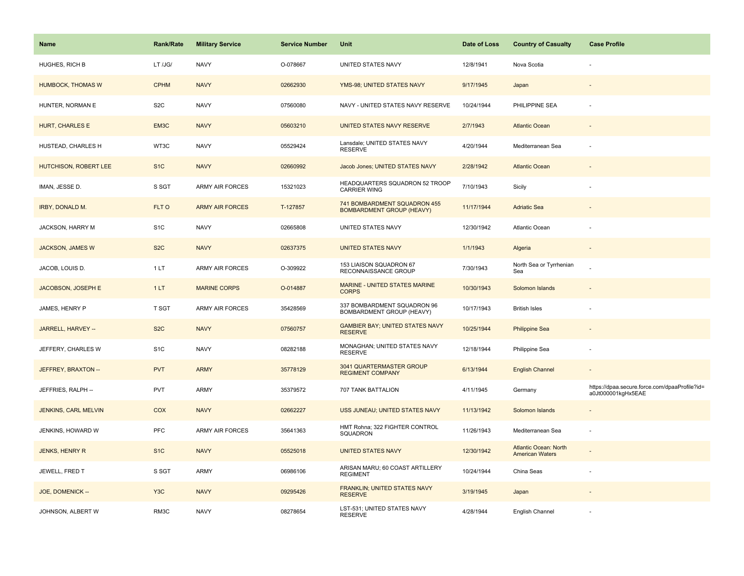| Name | Rank/Rate | Military Service | Service Number | Unit | Date of Loss | Country of Casualty | Case Profile |
|---|---|---|---|---|---|---|---|
| HUGHES, RICH B | LT /JG/ | NAVY | O-078667 | UNITED STATES NAVY | 12/8/1941 | Nova Scotia | - |
| HUMBOCK, THOMAS W | CPHM | NAVY | 02662930 | YMS-98; UNITED STATES NAVY | 9/17/1945 | Japan | - |
| HUNTER, NORMAN E | S2C | NAVY | 07560080 | NAVY - UNITED STATES NAVY RESERVE | 10/24/1944 | PHILIPPINE SEA | - |
| HURT, CHARLES E | EM3C | NAVY | 05603210 | UNITED STATES NAVY RESERVE | 2/7/1943 | Atlantic Ocean | - |
| HUSTEAD, CHARLES H | WT3C | NAVY | 05529424 | Lansdale; UNITED STATES NAVY RESERVE | 4/20/1944 | Mediterranean Sea | - |
| HUTCHISON, ROBERT LEE | S1C | NAVY | 02660992 | Jacob Jones; UNITED STATES NAVY | 2/28/1942 | Atlantic Ocean | - |
| IMAN, JESSE D. | S SGT | ARMY AIR FORCES | 15321023 | HEADQUARTERS SQUADRON 52 TROOP CARRIER WING | 7/10/1943 | Sicily | - |
| IRBY, DONALD M. | FLT O | ARMY AIR FORCES | T-127857 | 741 BOMBARDMENT SQUADRON 455 BOMBARDMENT GROUP (HEAVY) | 11/17/1944 | Adriatic Sea | - |
| JACKSON, HARRY M | S1C | NAVY | 02665808 | UNITED STATES NAVY | 12/30/1942 | Atlantic Ocean | - |
| JACKSON, JAMES W | S2C | NAVY | 02637375 | UNITED STATES NAVY | 1/1/1943 | Algeria | - |
| JACOB, LOUIS D. | 1 LT | ARMY AIR FORCES | O-309922 | 153 LIAISON SQUADRON 67 RECONNAISSANCE GROUP | 7/30/1943 | North Sea or Tyrrhenian Sea | - |
| JACOBSON, JOSEPH E | 1 LT | MARINE CORPS | O-014887 | MARINE - UNITED STATES MARINE CORPS | 10/30/1943 | Solomon Islands | - |
| JAMES, HENRY P | T SGT | ARMY AIR FORCES | 35428569 | 337 BOMBARDMENT SQUADRON 96 BOMBARDMENT GROUP (HEAVY) | 10/17/1943 | British Isles | - |
| JARRELL, HARVEY -- | S2C | NAVY | 07560757 | GAMBIER BAY; UNITED STATES NAVY RESERVE | 10/25/1944 | Philippine Sea | - |
| JEFFERY, CHARLES W | S1C | NAVY | 08282188 | MONAGHAN; UNITED STATES NAVY RESERVE | 12/18/1944 | Philippine Sea | - |
| JEFFREY, BRAXTON -- | PVT | ARMY | 35778129 | 3041 QUARTERMASTER GROUP REGIMENT COMPANY | 6/13/1944 | English Channel | - |
| JEFFRIES, RALPH -- | PVT | ARMY | 35379572 | 707 TANK BATTALION | 4/11/1945 | Germany | https://dpaa.secure.force.com/dpaaProfile?id=a0Jt000001kgHx5EAE |
| JENKINS, CARL MELVIN | COX | NAVY | 02662227 | USS JUNEAU; UNITED STATES NAVY | 11/13/1942 | Solomon Islands | - |
| JENKINS, HOWARD W | PFC | ARMY AIR FORCES | 35641363 | HMT Rohna; 322 FIGHTER CONTROL SQUADRON | 11/26/1943 | Mediterranean Sea | - |
| JENKS, HENRY R | S1C | NAVY | 05525018 | UNITED STATES NAVY | 12/30/1942 | Atlantic Ocean: North American Waters | - |
| JEWELL, FRED T | S SGT | ARMY | 06986106 | ARISAN MARU; 60 COAST ARTILLERY REGIMENT | 10/24/1944 | China Seas | - |
| JOE, DOMENICK -- | Y3C | NAVY | 09295426 | FRANKLIN; UNITED STATES NAVY RESERVE | 3/19/1945 | Japan | - |
| JOHNSON, ALBERT W | RM3C | NAVY | 08278654 | LST-531; UNITED STATES NAVY RESERVE | 4/28/1944 | English Channel | - |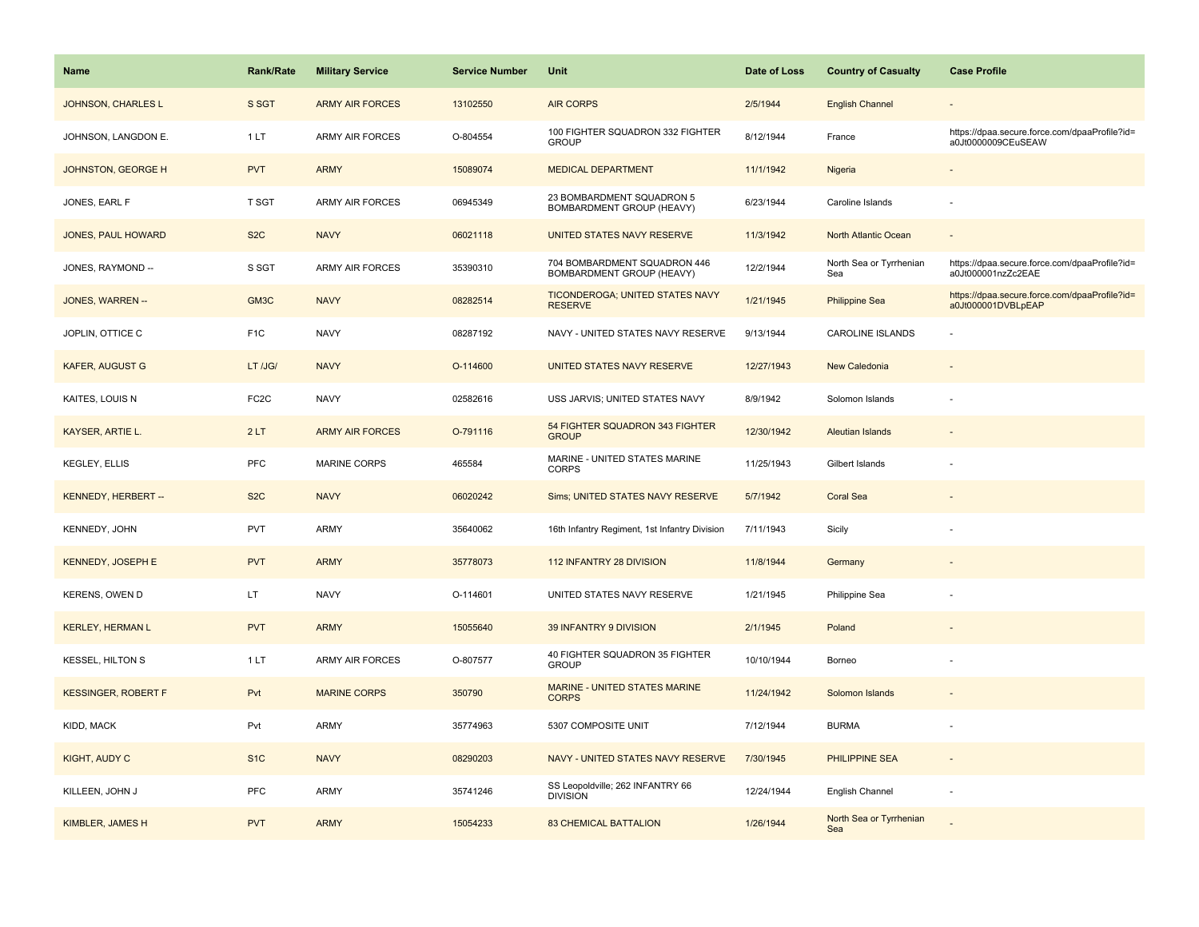| Name | Rank/Rate | Military Service | Service Number | Unit | Date of Loss | Country of Casualty | Case Profile |
| --- | --- | --- | --- | --- | --- | --- | --- |
| JOHNSON, CHARLES L | S SGT | ARMY AIR FORCES | 13102550 | AIR CORPS | 2/5/1944 | English Channel | - |
| JOHNSON, LANGDON E. | 1 LT | ARMY AIR FORCES | O-804554 | 100 FIGHTER SQUADRON 332 FIGHTER GROUP | 8/12/1944 | France | https://dpaa.secure.force.com/dpaaProfile?id=a0Jt0000009CEuSEAW |
| JOHNSTON, GEORGE H | PVT | ARMY | 15089074 | MEDICAL DEPARTMENT | 11/1/1942 | Nigeria | - |
| JONES, EARL F | T SGT | ARMY AIR FORCES | 06945349 | 23 BOMBARDMENT SQUADRON 5 BOMBARDMENT GROUP (HEAVY) | 6/23/1944 | Caroline Islands | - |
| JONES, PAUL HOWARD | S2C | NAVY | 06021118 | UNITED STATES NAVY RESERVE | 11/3/1942 | North Atlantic Ocean | - |
| JONES, RAYMOND -- | S SGT | ARMY AIR FORCES | 35390310 | 704 BOMBARDMENT SQUADRON 446 BOMBARDMENT GROUP (HEAVY) | 12/2/1944 | North Sea or Tyrrhenian Sea | https://dpaa.secure.force.com/dpaaProfile?id=a0Jt000001nzZc2EAE |
| JONES, WARREN -- | GM3C | NAVY | 08282514 | TICONDEROGA; UNITED STATES NAVY RESERVE | 1/21/1945 | Philippine Sea | https://dpaa.secure.force.com/dpaaProfile?id=a0Jt000001DVBLpEAP |
| JOPLIN, OTTICE C | F1C | NAVY | 08287192 | NAVY - UNITED STATES NAVY RESERVE | 9/13/1944 | CAROLINE ISLANDS | - |
| KAFER, AUGUST G | LT /JG/ | NAVY | O-114600 | UNITED STATES NAVY RESERVE | 12/27/1943 | New Caledonia | - |
| KAITES, LOUIS N | FC2C | NAVY | 02582616 | USS JARVIS; UNITED STATES NAVY | 8/9/1942 | Solomon Islands | - |
| KAYSER, ARTIE L. | 2 LT | ARMY AIR FORCES | O-791116 | 54 FIGHTER SQUADRON 343 FIGHTER GROUP | 12/30/1942 | Aleutian Islands | - |
| KEGLEY, ELLIS | PFC | MARINE CORPS | 465584 | MARINE - UNITED STATES MARINE CORPS | 11/25/1943 | Gilbert Islands | - |
| KENNEDY, HERBERT -- | S2C | NAVY | 06020242 | Sims; UNITED STATES NAVY RESERVE | 5/7/1942 | Coral Sea | - |
| KENNEDY, JOHN | PVT | ARMY | 35640062 | 16th Infantry Regiment, 1st Infantry Division | 7/11/1943 | Sicily | - |
| KENNEDY, JOSEPH E | PVT | ARMY | 35778073 | 112 INFANTRY 28 DIVISION | 11/8/1944 | Germany | - |
| KERENS, OWEN D | LT | NAVY | O-114601 | UNITED STATES NAVY RESERVE | 1/21/1945 | Philippine Sea | - |
| KERLEY, HERMAN L | PVT | ARMY | 15055640 | 39 INFANTRY 9 DIVISION | 2/1/1945 | Poland | - |
| KESSEL, HILTON S | 1 LT | ARMY AIR FORCES | O-807577 | 40 FIGHTER SQUADRON 35 FIGHTER GROUP | 10/10/1944 | Borneo | - |
| KESSINGER, ROBERT F | Pvt | MARINE CORPS | 350790 | MARINE - UNITED STATES MARINE CORPS | 11/24/1942 | Solomon Islands | - |
| KIDD, MACK | Pvt | ARMY | 35774963 | 5307 COMPOSITE UNIT | 7/12/1944 | BURMA | - |
| KIGHT, AUDY C | S1C | NAVY | 08290203 | NAVY - UNITED STATES NAVY RESERVE | 7/30/1945 | PHILIPPINE SEA | - |
| KILLEEN, JOHN J | PFC | ARMY | 35741246 | SS Leopoldville; 262 INFANTRY 66 DIVISION | 12/24/1944 | English Channel | - |
| KIMBLER, JAMES H | PVT | ARMY | 15054233 | 83 CHEMICAL BATTALION | 1/26/1944 | North Sea or Tyrrhenian Sea | - |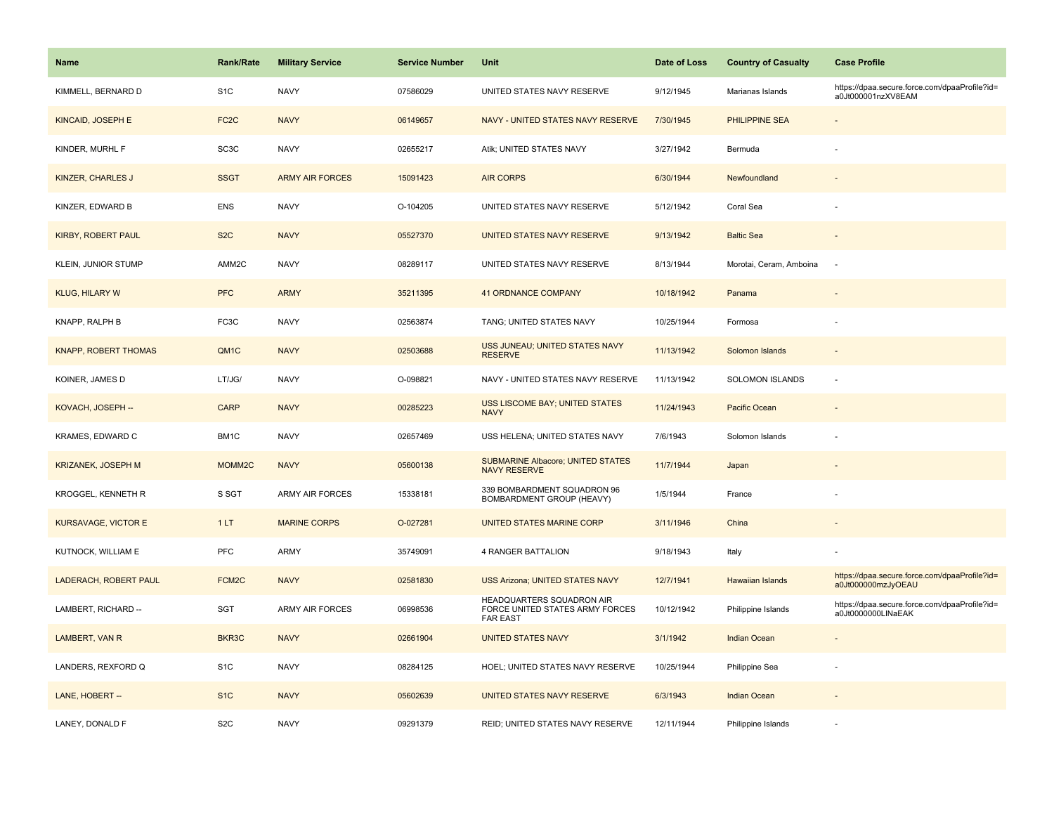| Name | Rank/Rate | Military Service | Service Number | Unit | Date of Loss | Country of Casualty | Case Profile |
| --- | --- | --- | --- | --- | --- | --- | --- |
| KIMMELL, BERNARD D | S1C | NAVY | 07586029 | UNITED STATES NAVY RESERVE | 9/12/1945 | Marianas Islands | https://dpaa.secure.force.com/dpaaProfile?id=a0Jt000001nzXV8EAM |
| KINCAID, JOSEPH E | FC2C | NAVY | 06149657 | NAVY - UNITED STATES NAVY RESERVE | 7/30/1945 | PHILIPPINE SEA | - |
| KINDER, MURHL F | SC3C | NAVY | 02655217 | Atik; UNITED STATES NAVY | 3/27/1942 | Bermuda | - |
| KINZER, CHARLES J | SSGT | ARMY AIR FORCES | 15091423 | AIR CORPS | 6/30/1944 | Newfoundland | - |
| KINZER, EDWARD B | ENS | NAVY | O-104205 | UNITED STATES NAVY RESERVE | 5/12/1942 | Coral Sea | - |
| KIRBY, ROBERT PAUL | S2C | NAVY | 05527370 | UNITED STATES NAVY RESERVE | 9/13/1942 | Baltic Sea | - |
| KLEIN, JUNIOR STUMP | AMM2C | NAVY | 08289117 | UNITED STATES NAVY RESERVE | 8/13/1944 | Morotai, Ceram, Amboina | - |
| KLUG, HILARY W | PFC | ARMY | 35211395 | 41 ORDNANCE COMPANY | 10/18/1942 | Panama | - |
| KNAPP, RALPH B | FC3C | NAVY | 02563874 | TANG; UNITED STATES NAVY | 10/25/1944 | Formosa | - |
| KNAPP, ROBERT THOMAS | QM1C | NAVY | 02503688 | USS JUNEAU; UNITED STATES NAVY RESERVE | 11/13/1942 | Solomon Islands | - |
| KOINER, JAMES D | LT/JG/ | NAVY | O-098821 | NAVY - UNITED STATES NAVY RESERVE | 11/13/1942 | SOLOMON ISLANDS | - |
| KOVACH, JOSEPH -- | CARP | NAVY | 00285223 | USS LISCOME BAY; UNITED STATES NAVY | 11/24/1943 | Pacific Ocean | - |
| KRAMES, EDWARD C | BM1C | NAVY | 02657469 | USS HELENA; UNITED STATES NAVY | 7/6/1943 | Solomon Islands | - |
| KRIZANEK, JOSEPH M | MOMM2C | NAVY | 05600138 | SUBMARINE Albacore; UNITED STATES NAVY RESERVE | 11/7/1944 | Japan | - |
| KROGGEL, KENNETH R | S SGT | ARMY AIR FORCES | 15338181 | 339 BOMBARDMENT SQUADRON 96 BOMBARDMENT GROUP (HEAVY) | 1/5/1944 | France | - |
| KURSAVAGE, VICTOR E | 1 LT | MARINE CORPS | O-027281 | UNITED STATES MARINE CORP | 3/11/1946 | China | - |
| KUTNOCK, WILLIAM E | PFC | ARMY | 35749091 | 4 RANGER BATTALION | 9/18/1943 | Italy | - |
| LADERACH, ROBERT PAUL | FCM2C | NAVY | 02581830 | USS Arizona; UNITED STATES NAVY | 12/7/1941 | Hawaiian Islands | https://dpaa.secure.force.com/dpaaProfile?id=a0Jt000000mzJyOEAU |
| LAMBERT, RICHARD -- | SGT | ARMY AIR FORCES | 06998536 | HEADQUARTERS SQUADRON AIR FORCE UNITED STATES ARMY FORCES FAR EAST | 10/12/1942 | Philippine Islands | https://dpaa.secure.force.com/dpaaProfile?id=a0Jt0000000LINaEAK |
| LAMBERT, VAN R | BKR3C | NAVY | 02661904 | UNITED STATES NAVY | 3/1/1942 | Indian Ocean | - |
| LANDERS, REXFORD Q | S1C | NAVY | 08284125 | HOEL; UNITED STATES NAVY RESERVE | 10/25/1944 | Philippine Sea | - |
| LANE, HOBERT -- | S1C | NAVY | 05602639 | UNITED STATES NAVY RESERVE | 6/3/1943 | Indian Ocean | - |
| LANEY, DONALD F | S2C | NAVY | 09291379 | REID; UNITED STATES NAVY RESERVE | 12/11/1944 | Philippine Islands | - |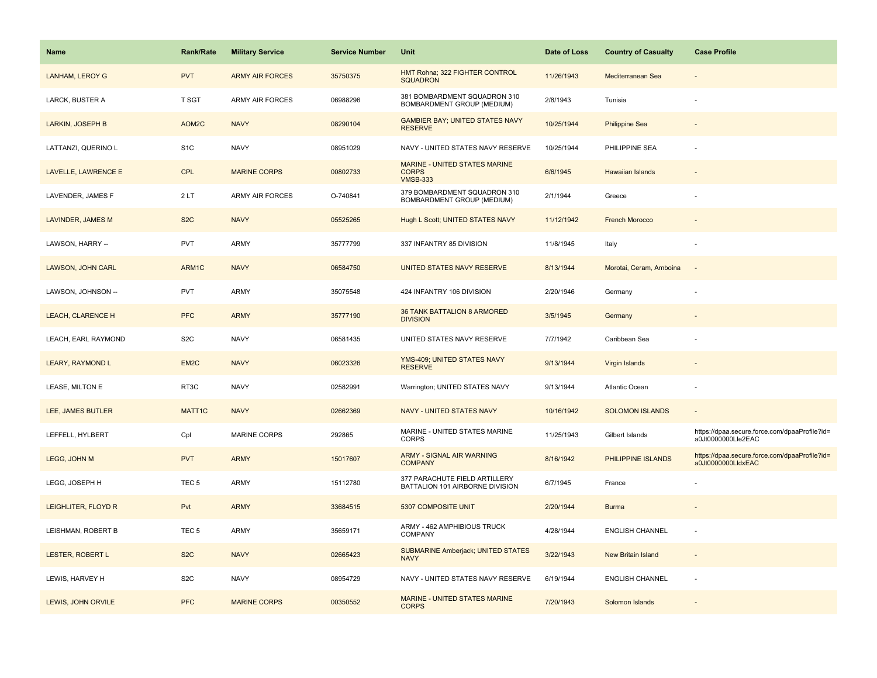| Name | Rank/Rate | Military Service | Service Number | Unit | Date of Loss | Country of Casualty | Case Profile |
|---|---|---|---|---|---|---|---|
| LANHAM, LEROY G | PVT | ARMY AIR FORCES | 35750375 | HMT Rohna; 322 FIGHTER CONTROL SQUADRON | 11/26/1943 | Mediterranean Sea | - |
| LARCK, BUSTER A | T SGT | ARMY AIR FORCES | 06988296 | 381 BOMBARDMENT SQUADRON 310 BOMBARDMENT GROUP (MEDIUM) | 2/8/1943 | Tunisia | - |
| LARKIN, JOSEPH B | AOM2C | NAVY | 08290104 | GAMBIER BAY; UNITED STATES NAVY RESERVE | 10/25/1944 | Philippine Sea | - |
| LATTANZI, QUERINO L | S1C | NAVY | 08951029 | NAVY - UNITED STATES NAVY RESERVE | 10/25/1944 | PHILIPPINE SEA | - |
| LAVELLE, LAWRENCE E | CPL | MARINE CORPS | 00802733 | MARINE - UNITED STATES MARINE CORPS VMSB-333 | 6/6/1945 | Hawaiian Islands | - |
| LAVENDER, JAMES F | 2 LT | ARMY AIR FORCES | O-740841 | 379 BOMBARDMENT SQUADRON 310 BOMBARDMENT GROUP (MEDIUM) | 2/1/1944 | Greece | - |
| LAVINDER, JAMES M | S2C | NAVY | 05525265 | Hugh L Scott; UNITED STATES NAVY | 11/12/1942 | French Morocco | - |
| LAWSON, HARRY -- | PVT | ARMY | 35777799 | 337 INFANTRY 85 DIVISION | 11/8/1945 | Italy | - |
| LAWSON, JOHN CARL | ARM1C | NAVY | 06584750 | UNITED STATES NAVY RESERVE | 8/13/1944 | Morotai, Ceram, Amboina | - |
| LAWSON, JOHNSON -- | PVT | ARMY | 35075548 | 424 INFANTRY 106 DIVISION | 2/20/1946 | Germany | - |
| LEACH, CLARENCE H | PFC | ARMY | 35777190 | 36 TANK BATTALION 8 ARMORED DIVISION | 3/5/1945 | Germany | - |
| LEACH, EARL RAYMOND | S2C | NAVY | 06581435 | UNITED STATES NAVY RESERVE | 7/7/1942 | Caribbean Sea | - |
| LEARY, RAYMOND L | EM2C | NAVY | 06023326 | YMS-409; UNITED STATES NAVY RESERVE | 9/13/1944 | Virgin Islands | - |
| LEASE, MILTON E | RT3C | NAVY | 02582991 | Warrington; UNITED STATES NAVY | 9/13/1944 | Atlantic Ocean | - |
| LEE, JAMES BUTLER | MATT1C | NAVY | 02662369 | NAVY - UNITED STATES NAVY | 10/16/1942 | SOLOMON ISLANDS | - |
| LEFFELL, HYLBERT | Cpl | MARINE CORPS | 292865 | MARINE - UNITED STATES MARINE CORPS | 11/25/1943 | Gilbert Islands | https://dpaa.secure.force.com/dpaaProfile?id=a0Jt0000000LIe2EAC |
| LEGG, JOHN M | PVT | ARMY | 15017607 | ARMY - SIGNAL AIR WARNING COMPANY | 8/16/1942 | PHILIPPINE ISLANDS | https://dpaa.secure.force.com/dpaaProfile?id=a0Jt0000000LIdxEAC |
| LEGG, JOSEPH H | TEC 5 | ARMY | 15112780 | 377 PARACHUTE FIELD ARTILLERY BATTALION 101 AIRBORNE DIVISION | 6/7/1945 | France | - |
| LEIGHLITER, FLOYD R | Pvt | ARMY | 33684515 | 5307 COMPOSITE UNIT | 2/20/1944 | Burma | - |
| LEISHMAN, ROBERT B | TEC 5 | ARMY | 35659171 | ARMY - 462 AMPHIBIOUS TRUCK COMPANY | 4/28/1944 | ENGLISH CHANNEL | - |
| LESTER, ROBERT L | S2C | NAVY | 02665423 | SUBMARINE Amberjack; UNITED STATES NAVY | 3/22/1943 | New Britain Island | - |
| LEWIS, HARVEY H | S2C | NAVY | 08954729 | NAVY - UNITED STATES NAVY RESERVE | 6/19/1944 | ENGLISH CHANNEL | - |
| LEWIS, JOHN ORVILE | PFC | MARINE CORPS | 00350552 | MARINE - UNITED STATES MARINE CORPS | 7/20/1943 | Solomon Islands | - |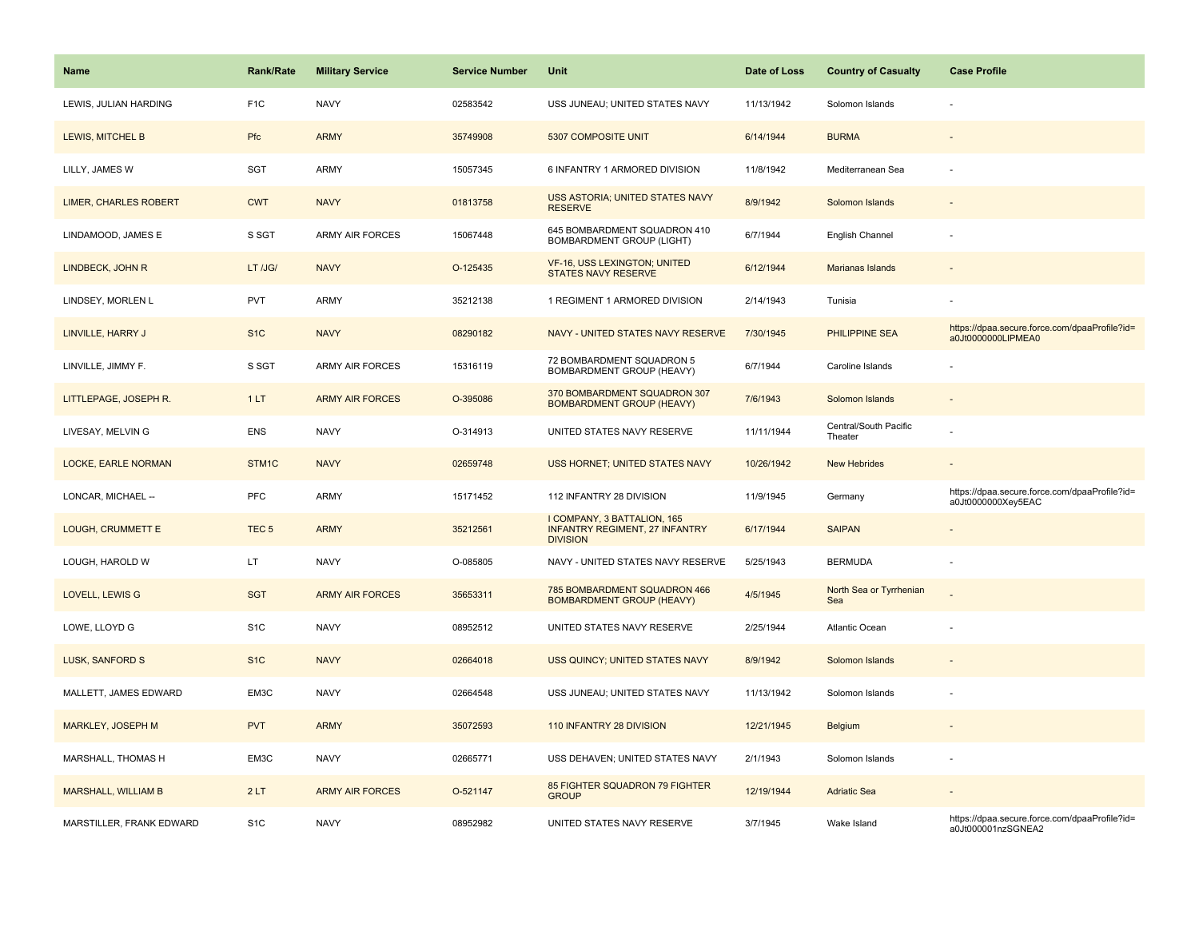| Name | Rank/Rate | Military Service | Service Number | Unit | Date of Loss | Country of Casualty | Case Profile |
|---|---|---|---|---|---|---|---|
| LEWIS, JULIAN HARDING | F1C | NAVY | 02583542 | USS JUNEAU; UNITED STATES NAVY | 11/13/1942 | Solomon Islands | - |
| LEWIS, MITCHEL B | Pfc | ARMY | 35749908 | 5307 COMPOSITE UNIT | 6/14/1944 | BURMA | - |
| LILLY, JAMES W | SGT | ARMY | 15057345 | 6 INFANTRY 1 ARMORED DIVISION | 11/8/1942 | Mediterranean Sea | - |
| LIMER, CHARLES ROBERT | CWT | NAVY | 01813758 | USS ASTORIA; UNITED STATES NAVY RESERVE | 8/9/1942 | Solomon Islands | - |
| LINDAMOOD, JAMES E | S SGT | ARMY AIR FORCES | 15067448 | 645 BOMBARDMENT SQUADRON 410 BOMBARDMENT GROUP (LIGHT) | 6/7/1944 | English Channel | - |
| LINDBECK, JOHN R | LT /JG/ | NAVY | O-125435 | VF-16, USS LEXINGTON; UNITED STATES NAVY RESERVE | 6/12/1944 | Marianas Islands | - |
| LINDSEY, MORLEN L | PVT | ARMY | 35212138 | 1 REGIMENT 1 ARMORED DIVISION | 2/14/1943 | Tunisia | - |
| LINVILLE, HARRY J | S1C | NAVY | 08290182 | NAVY - UNITED STATES NAVY RESERVE | 7/30/1945 | PHILIPPINE SEA | https://dpaa.secure.force.com/dpaaProfile?id=a0Jt0000000LlPMEA0 |
| LINVILLE, JIMMY F. | S SGT | ARMY AIR FORCES | 15316119 | 72 BOMBARDMENT SQUADRON 5 BOMBARDMENT GROUP (HEAVY) | 6/7/1944 | Caroline Islands | - |
| LITTLEPAGE, JOSEPH R. | 1 LT | ARMY AIR FORCES | O-395086 | 370 BOMBARDMENT SQUADRON 307 BOMBARDMENT GROUP (HEAVY) | 7/6/1943 | Solomon Islands | - |
| LIVESAY, MELVIN G | ENS | NAVY | O-314913 | UNITED STATES NAVY RESERVE | 11/11/1944 | Central/South Pacific Theater | - |
| LOCKE, EARLE NORMAN | STM1C | NAVY | 02659748 | USS HORNET; UNITED STATES NAVY | 10/26/1942 | New Hebrides | - |
| LONCAR, MICHAEL -- | PFC | ARMY | 15171452 | 112 INFANTRY 28 DIVISION | 11/9/1945 | Germany | https://dpaa.secure.force.com/dpaaProfile?id=a0Jt0000000Xey5EAC |
| LOUGH, CRUMMETT E | TEC 5 | ARMY | 35212561 | I COMPANY, 3 BATTALION, 165 INFANTRY REGIMENT, 27 INFANTRY DIVISION | 6/17/1944 | SAIPAN | - |
| LOUGH, HAROLD W | LT | NAVY | O-085805 | NAVY - UNITED STATES NAVY RESERVE | 5/25/1943 | BERMUDA | - |
| LOVELL, LEWIS G | SGT | ARMY AIR FORCES | 35653311 | 785 BOMBARDMENT SQUADRON 466 BOMBARDMENT GROUP (HEAVY) | 4/5/1945 | North Sea or Tyrrhenian Sea | - |
| LOWE, LLOYD G | S1C | NAVY | 08952512 | UNITED STATES NAVY RESERVE | 2/25/1944 | Atlantic Ocean | - |
| LUSK, SANFORD S | S1C | NAVY | 02664018 | USS QUINCY; UNITED STATES NAVY | 8/9/1942 | Solomon Islands | - |
| MALLETT, JAMES EDWARD | EM3C | NAVY | 02664548 | USS JUNEAU; UNITED STATES NAVY | 11/13/1942 | Solomon Islands | - |
| MARKLEY, JOSEPH M | PVT | ARMY | 35072593 | 110 INFANTRY 28 DIVISION | 12/21/1945 | Belgium | - |
| MARSHALL, THOMAS H | EM3C | NAVY | 02665771 | USS DEHAVEN; UNITED STATES NAVY | 2/1/1943 | Solomon Islands | - |
| MARSHALL, WILLIAM B | 2 LT | ARMY AIR FORCES | O-521147 | 85 FIGHTER SQUADRON 79 FIGHTER GROUP | 12/19/1944 | Adriatic Sea | - |
| MARSTILLER, FRANK EDWARD | S1C | NAVY | 08952982 | UNITED STATES NAVY RESERVE | 3/7/1945 | Wake Island | https://dpaa.secure.force.com/dpaaProfile?id=a0Jt000001nzSGNEA2 |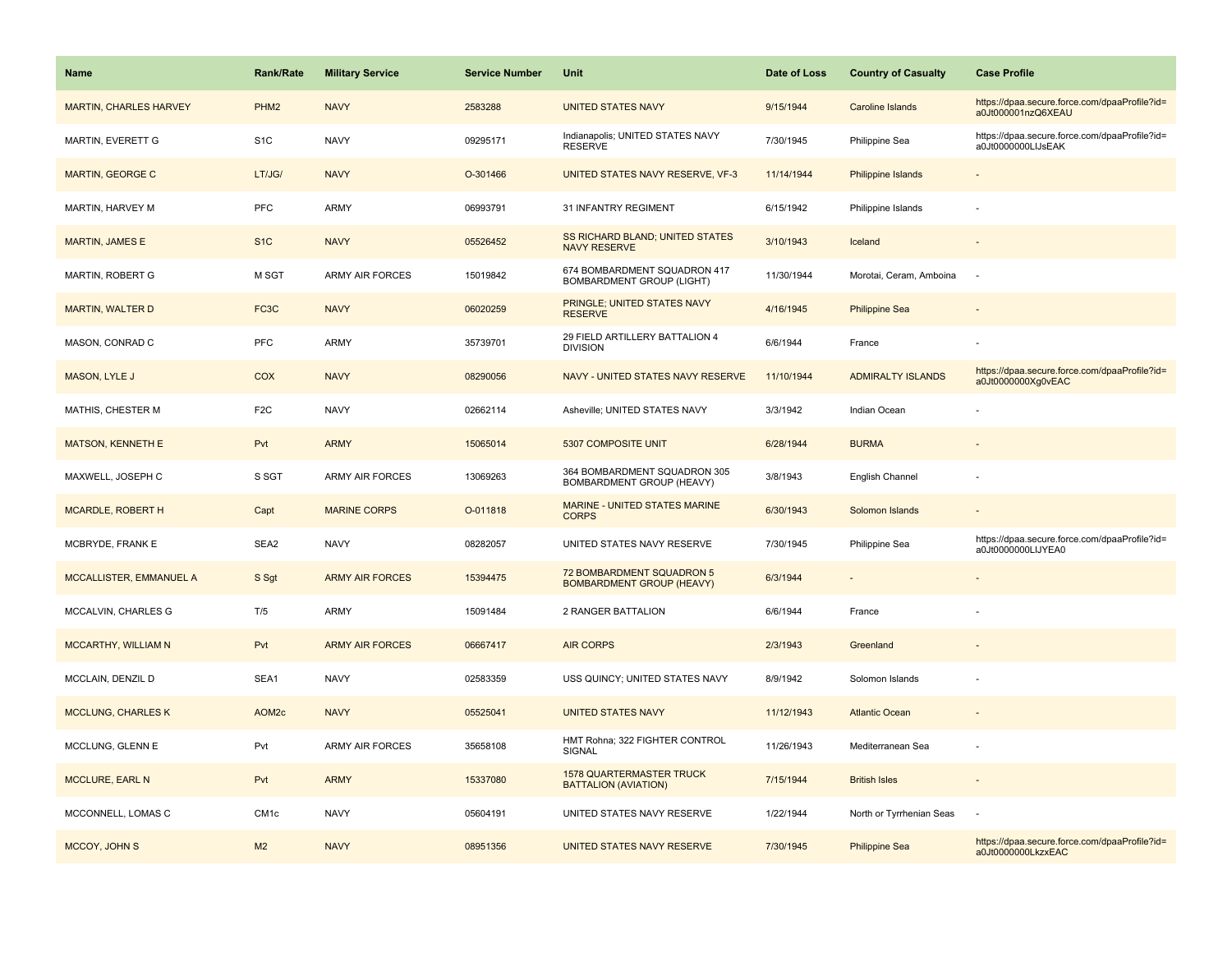| Name | Rank/Rate | Military Service | Service Number | Unit | Date of Loss | Country of Casualty | Case Profile |
|---|---|---|---|---|---|---|---|
| MARTIN, CHARLES HARVEY | PHM2 | NAVY | 2583288 | UNITED STATES NAVY | 9/15/1944 | Caroline Islands | https://dpaa.secure.force.com/dpaaProfile?id=a0Jt000001nzQ6XEAU |
| MARTIN, EVERETT G | S1C | NAVY | 09295171 | Indianapolis; UNITED STATES NAVY RESERVE | 7/30/1945 | Philippine Sea | https://dpaa.secure.force.com/dpaaProfile?id=a0Jt0000000LlJsEAK |
| MARTIN, GEORGE C | LT/JG/ | NAVY | O-301466 | UNITED STATES NAVY RESERVE, VF-3 | 11/14/1944 | Philippine Islands | - |
| MARTIN, HARVEY M | PFC | ARMY | 06993791 | 31 INFANTRY REGIMENT | 6/15/1942 | Philippine Islands | - |
| MARTIN, JAMES E | S1C | NAVY | 05526452 | SS RICHARD BLAND; UNITED STATES NAVY RESERVE | 3/10/1943 | Iceland | - |
| MARTIN, ROBERT G | M SGT | ARMY AIR FORCES | 15019842 | 674 BOMBARDMENT SQUADRON 417 BOMBARDMENT GROUP (LIGHT) | 11/30/1944 | Morotai, Ceram, Amboina | - |
| MARTIN, WALTER D | FC3C | NAVY | 06020259 | PRINGLE; UNITED STATES NAVY RESERVE | 4/16/1945 | Philippine Sea | - |
| MASON, CONRAD C | PFC | ARMY | 35739701 | 29 FIELD ARTILLERY BATTALION 4 DIVISION | 6/6/1944 | France | - |
| MASON, LYLE J | COX | NAVY | 08290056 | NAVY - UNITED STATES NAVY RESERVE | 11/10/1944 | ADMIRALTY ISLANDS | https://dpaa.secure.force.com/dpaaProfile?id=a0Jt0000000Xg0vEAC |
| MATHIS, CHESTER M | F2C | NAVY | 02662114 | Asheville; UNITED STATES NAVY | 3/3/1942 | Indian Ocean | - |
| MATSON, KENNETH E | Pvt | ARMY | 15065014 | 5307 COMPOSITE UNIT | 6/28/1944 | BURMA | - |
| MAXWELL, JOSEPH C | S SGT | ARMY AIR FORCES | 13069263 | 364 BOMBARDMENT SQUADRON 305 BOMBARDMENT GROUP (HEAVY) | 3/8/1943 | English Channel | - |
| MCARDLE, ROBERT H | Capt | MARINE CORPS | O-011818 | MARINE - UNITED STATES MARINE CORPS | 6/30/1943 | Solomon Islands | - |
| MCBRYDE, FRANK E | SEA2 | NAVY | 08282057 | UNITED STATES NAVY RESERVE | 7/30/1945 | Philippine Sea | https://dpaa.secure.force.com/dpaaProfile?id=a0Jt0000000LlJYEA0 |
| MCCALLISTER, EMMANUEL A | S Sgt | ARMY AIR FORCES | 15394475 | 72 BOMBARDMENT SQUADRON 5 BOMBARDMENT GROUP (HEAVY) | 6/3/1944 | - | - |
| MCCALVIN, CHARLES G | T/5 | ARMY | 15091484 | 2 RANGER BATTALION | 6/6/1944 | France | - |
| MCCARTHY, WILLIAM N | Pvt | ARMY AIR FORCES | 06667417 | AIR CORPS | 2/3/1943 | Greenland | - |
| MCCLAIN, DENZIL D | SEA1 | NAVY | 02583359 | USS QUINCY; UNITED STATES NAVY | 8/9/1942 | Solomon Islands | - |
| MCCLUNG, CHARLES K | AOM2c | NAVY | 05525041 | UNITED STATES NAVY | 11/12/1943 | Atlantic Ocean | - |
| MCCLUNG, GLENN E | Pvt | ARMY AIR FORCES | 35658108 | HMT Rohna; 322 FIGHTER CONTROL SIGNAL | 11/26/1943 | Mediterranean Sea | - |
| MCCLURE, EARL N | Pvt | ARMY | 15337080 | 1578 QUARTERMASTER TRUCK BATTALION (AVIATION) | 7/15/1944 | British Isles | - |
| MCCONNELL, LOMAS C | CM1c | NAVY | 05604191 | UNITED STATES NAVY RESERVE | 1/22/1944 | North or Tyrrhenian Seas | - |
| MCCOY, JOHN S | M2 | NAVY | 08951356 | UNITED STATES NAVY RESERVE | 7/30/1945 | Philippine Sea | https://dpaa.secure.force.com/dpaaProfile?id=a0Jt0000000LkzxEAC |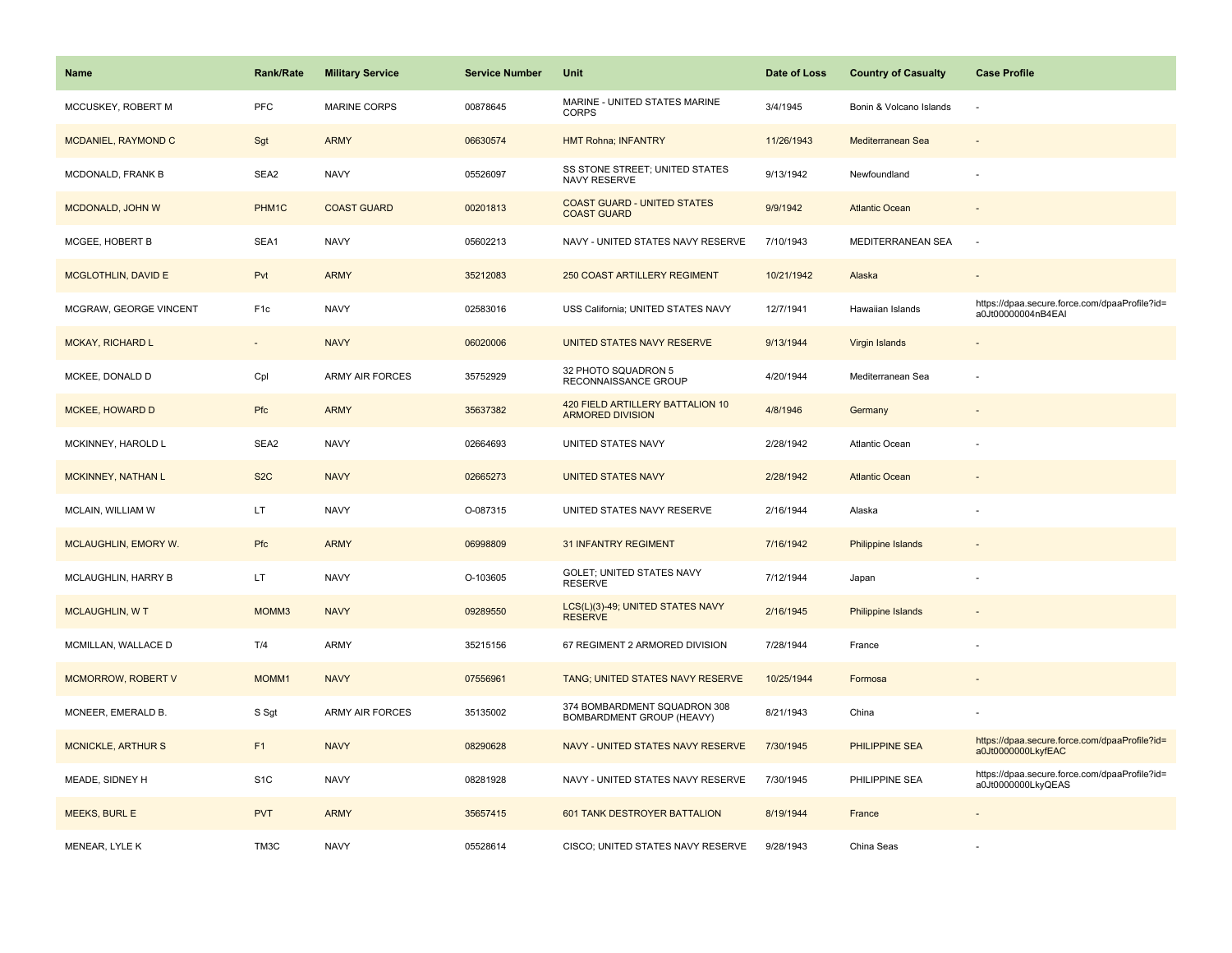| Name | Rank/Rate | Military Service | Service Number | Unit | Date of Loss | Country of Casualty | Case Profile |
|---|---|---|---|---|---|---|---|
| MCCUSKEY, ROBERT M | PFC | MARINE CORPS | 00878645 | MARINE - UNITED STATES MARINE CORPS | 3/4/1945 | Bonin & Volcano Islands | - |
| MCDANIEL, RAYMOND C | Sgt | ARMY | 06630574 | HMT Rohna; INFANTRY | 11/26/1943 | Mediterranean Sea | - |
| MCDONALD, FRANK B | SEA2 | NAVY | 05526097 | SS STONE STREET; UNITED STATES NAVY RESERVE | 9/13/1942 | Newfoundland | - |
| MCDONALD, JOHN W | PHM1C | COAST GUARD | 00201813 | COAST GUARD - UNITED STATES COAST GUARD | 9/9/1942 | Atlantic Ocean | - |
| MCGEE, HOBERT B | SEA1 | NAVY | 05602213 | NAVY - UNITED STATES NAVY RESERVE | 7/10/1943 | MEDITERRANEAN SEA | - |
| MCGLOTHLIN, DAVID E | Pvt | ARMY | 35212083 | 250 COAST ARTILLERY REGIMENT | 10/21/1942 | Alaska | - |
| MCGRAW, GEORGE VINCENT | F1c | NAVY | 02583016 | USS California; UNITED STATES NAVY | 12/7/1941 | Hawaiian Islands | https://dpaa.secure.force.com/dpaaProfile?id=a0Jt00000004nB4EAI |
| MCKAY, RICHARD L | - | NAVY | 06020006 | UNITED STATES NAVY RESERVE | 9/13/1944 | Virgin Islands | - |
| MCKEE, DONALD D | Cpl | ARMY AIR FORCES | 35752929 | 32 PHOTO SQUADRON 5 RECONNAISSANCE GROUP | 4/20/1944 | Mediterranean Sea | - |
| MCKEE, HOWARD D | Pfc | ARMY | 35637382 | 420 FIELD ARTILLERY BATTALION 10 ARMORED DIVISION | 4/8/1946 | Germany | - |
| MCKINNEY, HAROLD L | SEA2 | NAVY | 02664693 | UNITED STATES NAVY | 2/28/1942 | Atlantic Ocean | - |
| MCKINNEY, NATHAN L | S2C | NAVY | 02665273 | UNITED STATES NAVY | 2/28/1942 | Atlantic Ocean | - |
| MCLAIN, WILLIAM W | LT | NAVY | O-087315 | UNITED STATES NAVY RESERVE | 2/16/1944 | Alaska | - |
| MCLAUGHLIN, EMORY W. | Pfc | ARMY | 06998809 | 31 INFANTRY REGIMENT | 7/16/1942 | Philippine Islands | - |
| MCLAUGHLIN, HARRY B | LT | NAVY | O-103605 | GOLET; UNITED STATES NAVY RESERVE | 7/12/1944 | Japan | - |
| MCLAUGHLIN, W T | MOMM3 | NAVY | 09289550 | LCS(L)(3)-49; UNITED STATES NAVY RESERVE | 2/16/1945 | Philippine Islands | - |
| MCMILLAN, WALLACE D | T/4 | ARMY | 35215156 | 67 REGIMENT 2 ARMORED DIVISION | 7/28/1944 | France | - |
| MCMORROW, ROBERT V | MOMM1 | NAVY | 07556961 | TANG; UNITED STATES NAVY RESERVE | 10/25/1944 | Formosa | - |
| MCNEER, EMERALD B. | S Sgt | ARMY AIR FORCES | 35135002 | 374 BOMBARDMENT SQUADRON 308 BOMBARDMENT GROUP (HEAVY) | 8/21/1943 | China | - |
| MCNICKLE, ARTHUR S | F1 | NAVY | 08290628 | NAVY - UNITED STATES NAVY RESERVE | 7/30/1945 | PHILIPPINE SEA | https://dpaa.secure.force.com/dpaaProfile?id=a0Jt0000000LkyfEAC |
| MEADE, SIDNEY H | S1C | NAVY | 08281928 | NAVY - UNITED STATES NAVY RESERVE | 7/30/1945 | PHILIPPINE SEA | https://dpaa.secure.force.com/dpaaProfile?id=a0Jt0000000LkyQEAS |
| MEEKS, BURL E | PVT | ARMY | 35657415 | 601 TANK DESTROYER BATTALION | 8/19/1944 | France | - |
| MENEAR, LYLE K | TM3C | NAVY | 05528614 | CISCO; UNITED STATES NAVY RESERVE | 9/28/1943 | China Seas | - |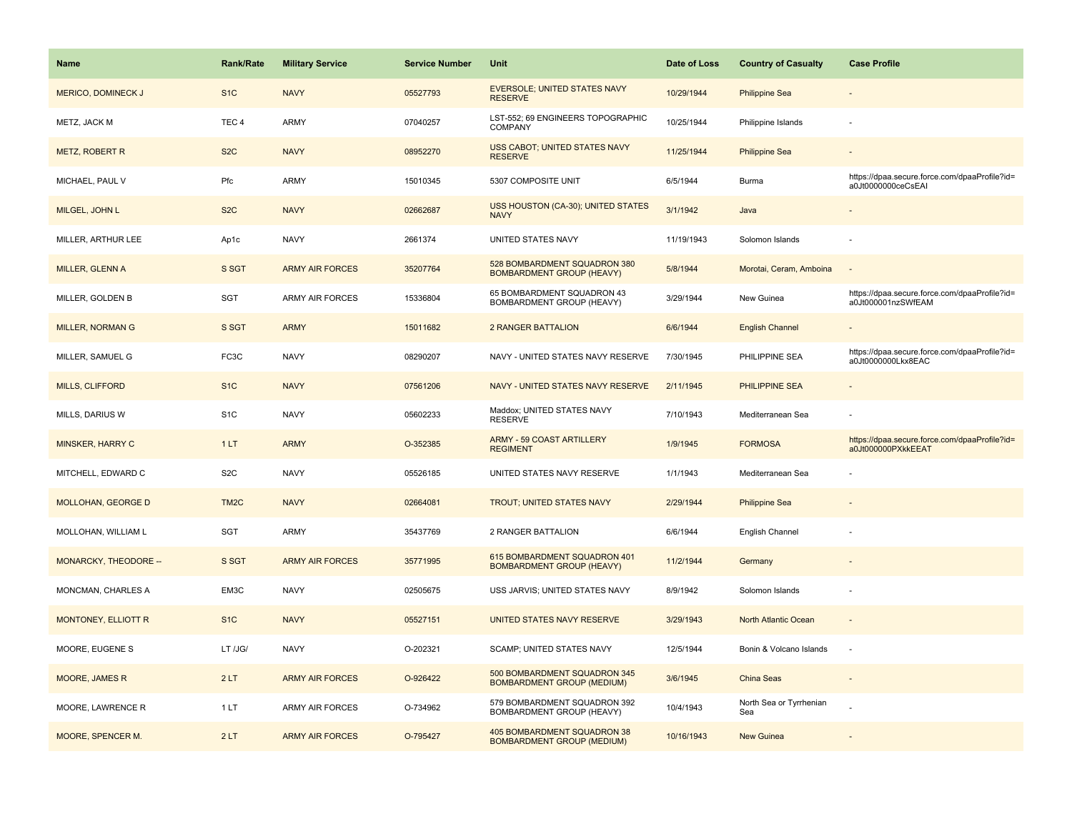| Name | Rank/Rate | Military Service | Service Number | Unit | Date of Loss | Country of Casualty | Case Profile |
|---|---|---|---|---|---|---|---|
| MERICO, DOMINECK J | S1C | NAVY | 05527793 | EVERSOLE; UNITED STATES NAVY RESERVE | 10/29/1944 | Philippine Sea | - |
| METZ, JACK M | TEC 4 | ARMY | 07040257 | LST-552; 69 ENGINEERS TOPOGRAPHIC COMPANY | 10/25/1944 | Philippine Islands | - |
| METZ, ROBERT R | S2C | NAVY | 08952270 | USS CABOT; UNITED STATES NAVY RESERVE | 11/25/1944 | Philippine Sea | - |
| MICHAEL, PAUL V | Pfc | ARMY | 15010345 | 5307 COMPOSITE UNIT | 6/5/1944 | Burma | https://dpaa.secure.force.com/dpaaProfile?id=a0Jt0000000ceCsEAI |
| MILGEL, JOHN L | S2C | NAVY | 02662687 | USS HOUSTON (CA-30); UNITED STATES NAVY | 3/1/1942 | Java | - |
| MILLER, ARTHUR LEE | Ap1c | NAVY | 2661374 | UNITED STATES NAVY | 11/19/1943 | Solomon Islands | - |
| MILLER, GLENN A | S SGT | ARMY AIR FORCES | 35207764 | 528 BOMBARDMENT SQUADRON 380 BOMBARDMENT GROUP (HEAVY) | 5/8/1944 | Morotai, Ceram, Amboina | - |
| MILLER, GOLDEN B | SGT | ARMY AIR FORCES | 15336804 | 65 BOMBARDMENT SQUADRON 43 BOMBARDMENT GROUP (HEAVY) | 3/29/1944 | New Guinea | https://dpaa.secure.force.com/dpaaProfile?id=a0Jt000001nzSWfEAM |
| MILLER, NORMAN G | S SGT | ARMY | 15011682 | 2 RANGER BATTALION | 6/6/1944 | English Channel | - |
| MILLER, SAMUEL G | FC3C | NAVY | 08290207 | NAVY - UNITED STATES NAVY RESERVE | 7/30/1945 | PHILIPPINE SEA | https://dpaa.secure.force.com/dpaaProfile?id=a0Jt0000000Lkx8EAC |
| MILLS, CLIFFORD | S1C | NAVY | 07561206 | NAVY - UNITED STATES NAVY RESERVE | 2/11/1945 | PHILIPPINE SEA | - |
| MILLS, DARIUS W | S1C | NAVY | 05602233 | Maddox; UNITED STATES NAVY RESERVE | 7/10/1943 | Mediterranean Sea | - |
| MINSKER, HARRY C | 1 LT | ARMY | O-352385 | ARMY - 59 COAST ARTILLERY REGIMENT | 1/9/1945 | FORMOSA | https://dpaa.secure.force.com/dpaaProfile?id=a0Jt000000PXkkEEAT |
| MITCHELL, EDWARD C | S2C | NAVY | 05526185 | UNITED STATES NAVY RESERVE | 1/1/1943 | Mediterranean Sea | - |
| MOLLOHAN, GEORGE D | TM2C | NAVY | 02664081 | TROUT; UNITED STATES NAVY | 2/29/1944 | Philippine Sea | - |
| MOLLOHAN, WILLIAM L | SGT | ARMY | 35437769 | 2 RANGER BATTALION | 6/6/1944 | English Channel | - |
| MONARCKY, THEODORE -- | S SGT | ARMY AIR FORCES | 35771995 | 615 BOMBARDMENT SQUADRON 401 BOMBARDMENT GROUP (HEAVY) | 11/2/1944 | Germany | - |
| MONCMAN, CHARLES A | EM3C | NAVY | 02505675 | USS JARVIS; UNITED STATES NAVY | 8/9/1942 | Solomon Islands | - |
| MONTONEY, ELLIOTT R | S1C | NAVY | 05527151 | UNITED STATES NAVY RESERVE | 3/29/1943 | North Atlantic Ocean | - |
| MOORE, EUGENE S | LT /JG/ | NAVY | O-202321 | SCAMP; UNITED STATES NAVY | 12/5/1944 | Bonin & Volcano Islands | - |
| MOORE, JAMES R | 2 LT | ARMY AIR FORCES | O-926422 | 500 BOMBARDMENT SQUADRON 345 BOMBARDMENT GROUP (MEDIUM) | 3/6/1945 | China Seas | - |
| MOORE, LAWRENCE R | 1 LT | ARMY AIR FORCES | O-734962 | 579 BOMBARDMENT SQUADRON 392 BOMBARDMENT GROUP (HEAVY) | 10/4/1943 | North Sea or Tyrrhenian Sea | - |
| MOORE, SPENCER M. | 2 LT | ARMY AIR FORCES | O-795427 | 405 BOMBARDMENT SQUADRON 38 BOMBARDMENT GROUP (MEDIUM) | 10/16/1943 | New Guinea | - |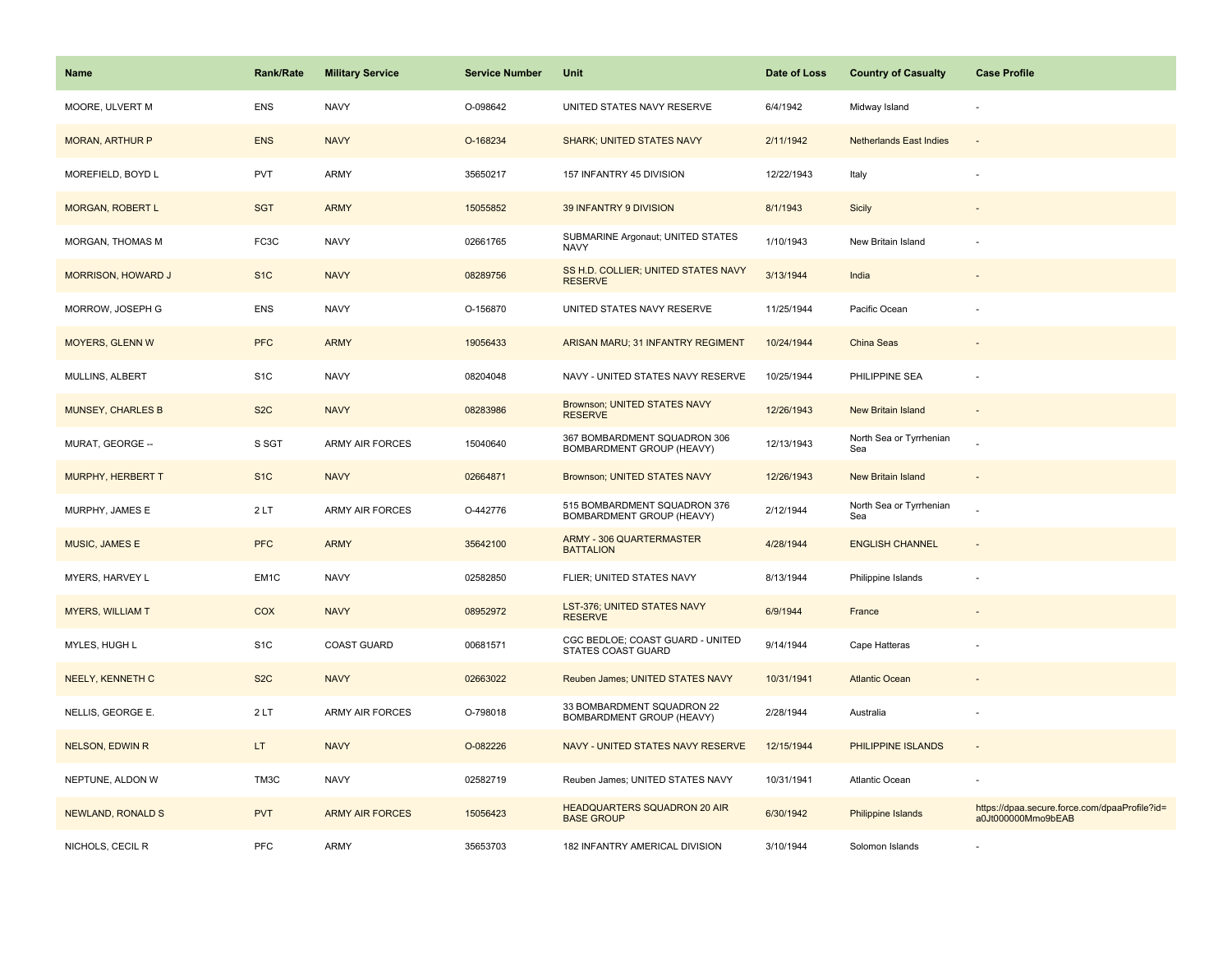| Name | Rank/Rate | Military Service | Service Number | Unit | Date of Loss | Country of Casualty | Case Profile |
| --- | --- | --- | --- | --- | --- | --- | --- |
| MOORE, ULVERT M | ENS | NAVY | O-098642 | UNITED STATES NAVY RESERVE | 6/4/1942 | Midway Island | - |
| MORAN, ARTHUR P | ENS | NAVY | O-168234 | SHARK; UNITED STATES NAVY | 2/11/1942 | Netherlands East Indies | - |
| MOREFIELD, BOYD L | PVT | ARMY | 35650217 | 157 INFANTRY 45 DIVISION | 12/22/1943 | Italy | - |
| MORGAN, ROBERT L | SGT | ARMY | 15055852 | 39 INFANTRY 9 DIVISION | 8/1/1943 | Sicily | - |
| MORGAN, THOMAS M | FC3C | NAVY | 02661765 | SUBMARINE Argonaut; UNITED STATES NAVY | 1/10/1943 | New Britain Island | - |
| MORRISON, HOWARD J | S1C | NAVY | 08289756 | SS H.D. COLLIER; UNITED STATES NAVY RESERVE | 3/13/1944 | India | - |
| MORROW, JOSEPH G | ENS | NAVY | O-156870 | UNITED STATES NAVY RESERVE | 11/25/1944 | Pacific Ocean | - |
| MOYERS, GLENN W | PFC | ARMY | 19056433 | ARISAN MARU; 31 INFANTRY REGIMENT | 10/24/1944 | China Seas | - |
| MULLINS, ALBERT | S1C | NAVY | 08204048 | NAVY - UNITED STATES NAVY RESERVE | 10/25/1944 | PHILIPPINE SEA | - |
| MUNSEY, CHARLES B | S2C | NAVY | 08283986 | Brownson; UNITED STATES NAVY RESERVE | 12/26/1943 | New Britain Island | - |
| MURAT, GEORGE -- | S SGT | ARMY AIR FORCES | 15040640 | 367 BOMBARDMENT SQUADRON 306 BOMBARDMENT GROUP (HEAVY) | 12/13/1943 | North Sea or Tyrrhenian Sea | - |
| MURPHY, HERBERT T | S1C | NAVY | 02664871 | Brownson; UNITED STATES NAVY | 12/26/1943 | New Britain Island | - |
| MURPHY, JAMES E | 2 LT | ARMY AIR FORCES | O-442776 | 515 BOMBARDMENT SQUADRON 376 BOMBARDMENT GROUP (HEAVY) | 2/12/1944 | North Sea or Tyrrhenian Sea | - |
| MUSIC, JAMES E | PFC | ARMY | 35642100 | ARMY - 306 QUARTERMASTER BATTALION | 4/28/1944 | ENGLISH CHANNEL | - |
| MYERS, HARVEY L | EM1C | NAVY | 02582850 | FLIER; UNITED STATES NAVY | 8/13/1944 | Philippine Islands | - |
| MYERS, WILLIAM T | COX | NAVY | 08952972 | LST-376; UNITED STATES NAVY RESERVE | 6/9/1944 | France | - |
| MYLES, HUGH L | S1C | COAST GUARD | 00681571 | CGC BEDLOE; COAST GUARD - UNITED STATES COAST GUARD | 9/14/1944 | Cape Hatteras | - |
| NEELY, KENNETH C | S2C | NAVY | 02663022 | Reuben James; UNITED STATES NAVY | 10/31/1941 | Atlantic Ocean | - |
| NELLIS, GEORGE E. | 2 LT | ARMY AIR FORCES | O-798018 | 33 BOMBARDMENT SQUADRON 22 BOMBARDMENT GROUP (HEAVY) | 2/28/1944 | Australia | - |
| NELSON, EDWIN R | LT | NAVY | O-082226 | NAVY - UNITED STATES NAVY RESERVE | 12/15/1944 | PHILIPPINE ISLANDS | - |
| NEPTUNE, ALDON W | TM3C | NAVY | 02582719 | Reuben James; UNITED STATES NAVY | 10/31/1941 | Atlantic Ocean | - |
| NEWLAND, RONALD S | PVT | ARMY AIR FORCES | 15056423 | HEADQUARTERS SQUADRON 20 AIR BASE GROUP | 6/30/1942 | Philippine Islands | https://dpaa.secure.force.com/dpaaProfile?id=a0Jt000000Mmo9bEAB |
| NICHOLS, CECIL R | PFC | ARMY | 35653703 | 182 INFANTRY AMERICAL DIVISION | 3/10/1944 | Solomon Islands | - |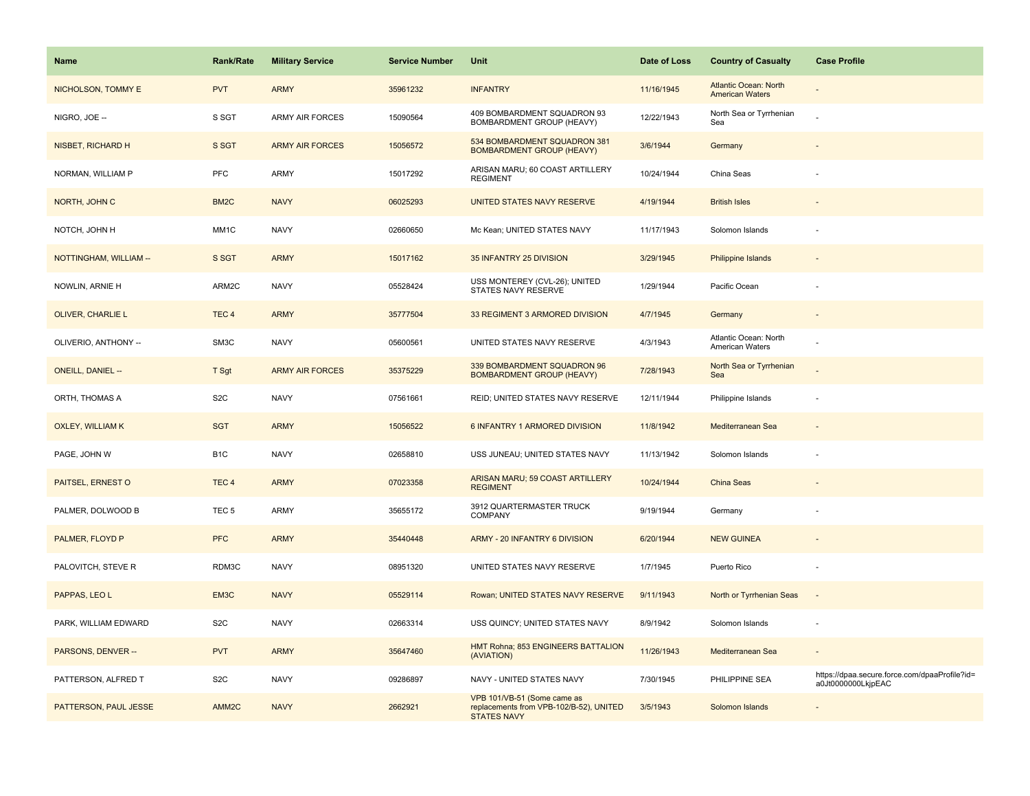| Name | Rank/Rate | Military Service | Service Number | Unit | Date of Loss | Country of Casualty | Case Profile |
| --- | --- | --- | --- | --- | --- | --- | --- |
| NICHOLSON, TOMMY E | PVT | ARMY | 35961232 | INFANTRY | 11/16/1945 | Atlantic Ocean: North American Waters | - |
| NIGRO, JOE -- | S SGT | ARMY AIR FORCES | 15090564 | 409 BOMBARDMENT SQUADRON 93 BOMBARDMENT GROUP (HEAVY) | 12/22/1943 | North Sea or Tyrrhenian Sea | - |
| NISBET, RICHARD H | S SGT | ARMY AIR FORCES | 15056572 | 534 BOMBARDMENT SQUADRON 381 BOMBARDMENT GROUP (HEAVY) | 3/6/1944 | Germany | - |
| NORMAN, WILLIAM P | PFC | ARMY | 15017292 | ARISAN MARU; 60 COAST ARTILLERY REGIMENT | 10/24/1944 | China Seas | - |
| NORTH, JOHN C | BM2C | NAVY | 06025293 | UNITED STATES NAVY RESERVE | 4/19/1944 | British Isles | - |
| NOTCH, JOHN H | MM1C | NAVY | 02660650 | Mc Kean; UNITED STATES NAVY | 11/17/1943 | Solomon Islands | - |
| NOTTINGHAM, WILLIAM -- | S SGT | ARMY | 15017162 | 35 INFANTRY 25 DIVISION | 3/29/1945 | Philippine Islands | - |
| NOWLIN, ARNIE H | ARM2C | NAVY | 05528424 | USS MONTEREY (CVL-26); UNITED STATES NAVY RESERVE | 1/29/1944 | Pacific Ocean | - |
| OLIVER, CHARLIE L | TEC 4 | ARMY | 35777504 | 33 REGIMENT 3 ARMORED DIVISION | 4/7/1945 | Germany | - |
| OLIVERIO, ANTHONY -- | SM3C | NAVY | 05600561 | UNITED STATES NAVY RESERVE | 4/3/1943 | Atlantic Ocean: North American Waters | - |
| ONEILL, DANIEL -- | T Sgt | ARMY AIR FORCES | 35375229 | 339 BOMBARDMENT SQUADRON 96 BOMBARDMENT GROUP (HEAVY) | 7/28/1943 | North Sea or Tyrrhenian Sea | - |
| ORTH, THOMAS A | S2C | NAVY | 07561661 | REID; UNITED STATES NAVY RESERVE | 12/11/1944 | Philippine Islands | - |
| OXLEY, WILLIAM K | SGT | ARMY | 15056522 | 6 INFANTRY 1 ARMORED DIVISION | 11/8/1942 | Mediterranean Sea | - |
| PAGE, JOHN W | B1C | NAVY | 02658810 | USS JUNEAU; UNITED STATES NAVY | 11/13/1942 | Solomon Islands | - |
| PAITSEL, ERNEST O | TEC 4 | ARMY | 07023358 | ARISAN MARU; 59 COAST ARTILLERY REGIMENT | 10/24/1944 | China Seas | - |
| PALMER, DOLWOOD B | TEC 5 | ARMY | 35655172 | 3912 QUARTERMASTER TRUCK COMPANY | 9/19/1944 | Germany | - |
| PALMER, FLOYD P | PFC | ARMY | 35440448 | ARMY - 20 INFANTRY 6 DIVISION | 6/20/1944 | NEW GUINEA | - |
| PALOVITCH, STEVE R | RDM3C | NAVY | 08951320 | UNITED STATES NAVY RESERVE | 1/7/1945 | Puerto Rico | - |
| PAPPAS, LEO L | EM3C | NAVY | 05529114 | Rowan; UNITED STATES NAVY RESERVE | 9/11/1943 | North or Tyrrhenian Seas | - |
| PARK, WILLIAM EDWARD | S2C | NAVY | 02663314 | USS QUINCY; UNITED STATES NAVY | 8/9/1942 | Solomon Islands | - |
| PARSONS, DENVER -- | PVT | ARMY | 35647460 | HMT Rohna; 853 ENGINEERS BATTALION (AVIATION) | 11/26/1943 | Mediterranean Sea | - |
| PATTERSON, ALFRED T | S2C | NAVY | 09286897 | NAVY - UNITED STATES NAVY | 7/30/1945 | PHILIPPINE SEA | https://dpaa.secure.force.com/dpaaProfile?id=a0Jt0000000LkjpEAC |
| PATTERSON, PAUL JESSE | AMM2C | NAVY | 2662921 | VPB 101/VB-51 (Some came as replacements from VPB-102/B-52), UNITED STATES NAVY | 3/5/1943 | Solomon Islands | - |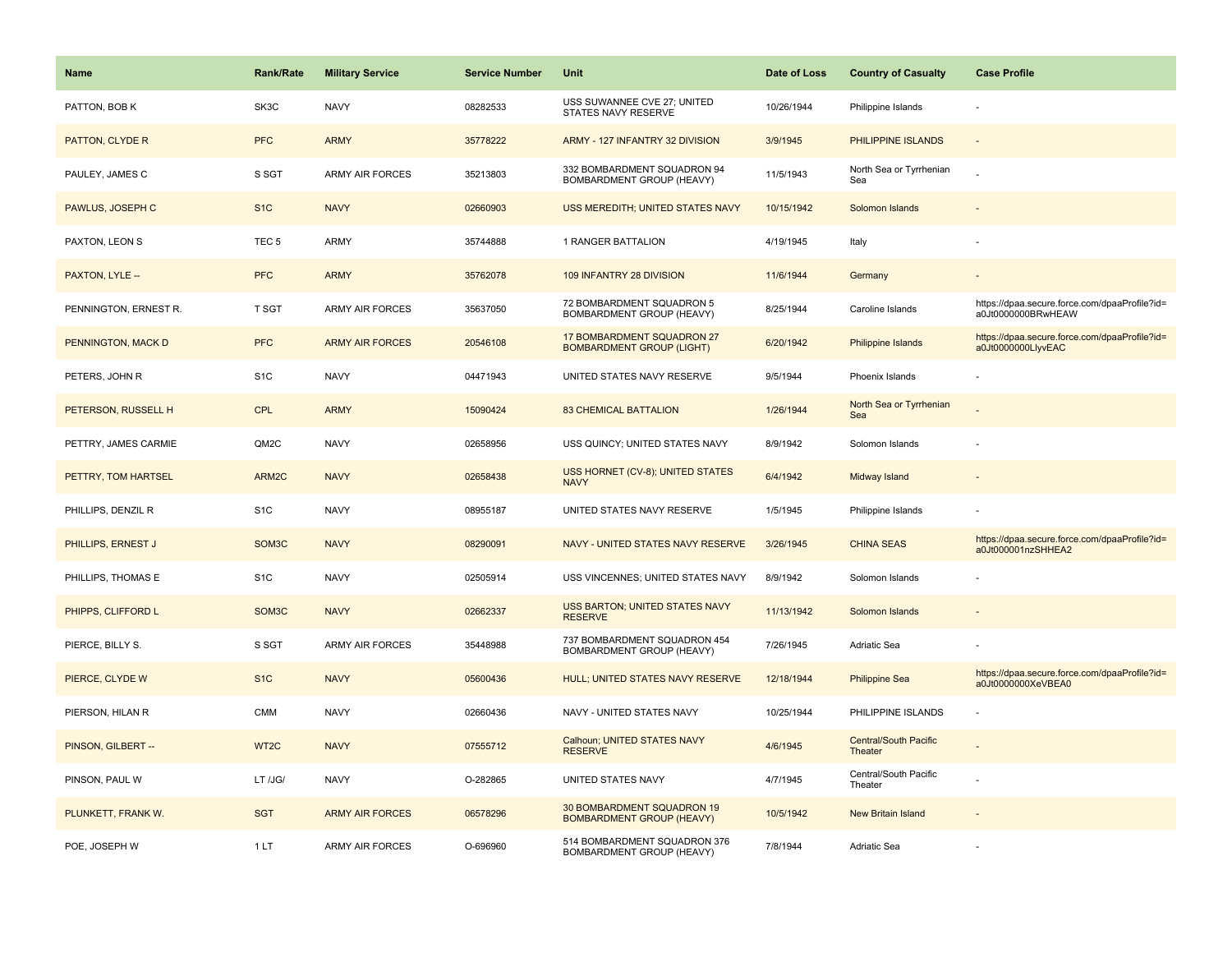| Name | Rank/Rate | Military Service | Service Number | Unit | Date of Loss | Country of Casualty | Case Profile |
|---|---|---|---|---|---|---|---|
| PATTON, BOB K | SK3C | NAVY | 08282533 | USS SUWANNEE CVE 27; UNITED STATES NAVY RESERVE | 10/26/1944 | Philippine Islands | - |
| PATTON, CLYDE R | PFC | ARMY | 35778222 | ARMY - 127 INFANTRY 32 DIVISION | 3/9/1945 | PHILIPPINE ISLANDS | - |
| PAULEY, JAMES C | S SGT | ARMY AIR FORCES | 35213803 | 332 BOMBARDMENT SQUADRON 94 BOMBARDMENT GROUP (HEAVY) | 11/5/1943 | North Sea or Tyrrhenian Sea | - |
| PAWLUS, JOSEPH C | S1C | NAVY | 02660903 | USS MEREDITH; UNITED STATES NAVY | 10/15/1942 | Solomon Islands | - |
| PAXTON, LEON S | TEC 5 | ARMY | 35744888 | 1 RANGER BATTALION | 4/19/1945 | Italy | - |
| PAXTON, LYLE -- | PFC | ARMY | 35762078 | 109 INFANTRY 28 DIVISION | 11/6/1944 | Germany | - |
| PENNINGTON, ERNEST R. | T SGT | ARMY AIR FORCES | 35637050 | 72 BOMBARDMENT SQUADRON 5 BOMBARDMENT GROUP (HEAVY) | 8/25/1944 | Caroline Islands | https://dpaa.secure.force.com/dpaaProfile?id=a0Jt0000000BRwHEAW |
| PENNINGTON, MACK D | PFC | ARMY AIR FORCES | 20546108 | 17 BOMBARDMENT SQUADRON 27 BOMBARDMENT GROUP (LIGHT) | 6/20/1942 | Philippine Islands | https://dpaa.secure.force.com/dpaaProfile?id=a0Jt0000000LlyvEAC |
| PETERS, JOHN R | S1C | NAVY | 04471943 | UNITED STATES NAVY RESERVE | 9/5/1944 | Phoenix Islands | - |
| PETERSON, RUSSELL H | CPL | ARMY | 15090424 | 83 CHEMICAL BATTALION | 1/26/1944 | North Sea or Tyrrhenian Sea | - |
| PETTRY, JAMES CARMIE | QM2C | NAVY | 02658956 | USS QUINCY; UNITED STATES NAVY | 8/9/1942 | Solomon Islands | - |
| PETTRY, TOM HARTSEL | ARM2C | NAVY | 02658438 | USS HORNET (CV-8); UNITED STATES NAVY | 6/4/1942 | Midway Island | - |
| PHILLIPS, DENZIL R | S1C | NAVY | 08955187 | UNITED STATES NAVY RESERVE | 1/5/1945 | Philippine Islands | - |
| PHILLIPS, ERNEST J | SOM3C | NAVY | 08290091 | NAVY - UNITED STATES NAVY RESERVE | 3/26/1945 | CHINA SEAS | https://dpaa.secure.force.com/dpaaProfile?id=a0Jt000001nzSHHEA2 |
| PHILLIPS, THOMAS E | S1C | NAVY | 02505914 | USS VINCENNES; UNITED STATES NAVY | 8/9/1942 | Solomon Islands | - |
| PHIPPS, CLIFFORD L | SOM3C | NAVY | 02662337 | USS BARTON; UNITED STATES NAVY RESERVE | 11/13/1942 | Solomon Islands | - |
| PIERCE, BILLY S. | S SGT | ARMY AIR FORCES | 35448988 | 737 BOMBARDMENT SQUADRON 454 BOMBARDMENT GROUP (HEAVY) | 7/26/1945 | Adriatic Sea | - |
| PIERCE, CLYDE W | S1C | NAVY | 05600436 | HULL; UNITED STATES NAVY RESERVE | 12/18/1944 | Philippine Sea | https://dpaa.secure.force.com/dpaaProfile?id=a0Jt0000000XeVBEA0 |
| PIERSON, HILAN R | CMM | NAVY | 02660436 | NAVY - UNITED STATES NAVY | 10/25/1944 | PHILIPPINE ISLANDS | - |
| PINSON, GILBERT -- | WT2C | NAVY | 07555712 | Calhoun; UNITED STATES NAVY RESERVE | 4/6/1945 | Central/South Pacific Theater | - |
| PINSON, PAUL W | LT /JG/ | NAVY | O-282865 | UNITED STATES NAVY | 4/7/1945 | Central/South Pacific Theater | - |
| PLUNKETT, FRANK W. | SGT | ARMY AIR FORCES | 06578296 | 30 BOMBARDMENT SQUADRON 19 BOMBARDMENT GROUP (HEAVY) | 10/5/1942 | New Britain Island | - |
| POE, JOSEPH W | 1 LT | ARMY AIR FORCES | O-696960 | 514 BOMBARDMENT SQUADRON 376 BOMBARDMENT GROUP (HEAVY) | 7/8/1944 | Adriatic Sea | - |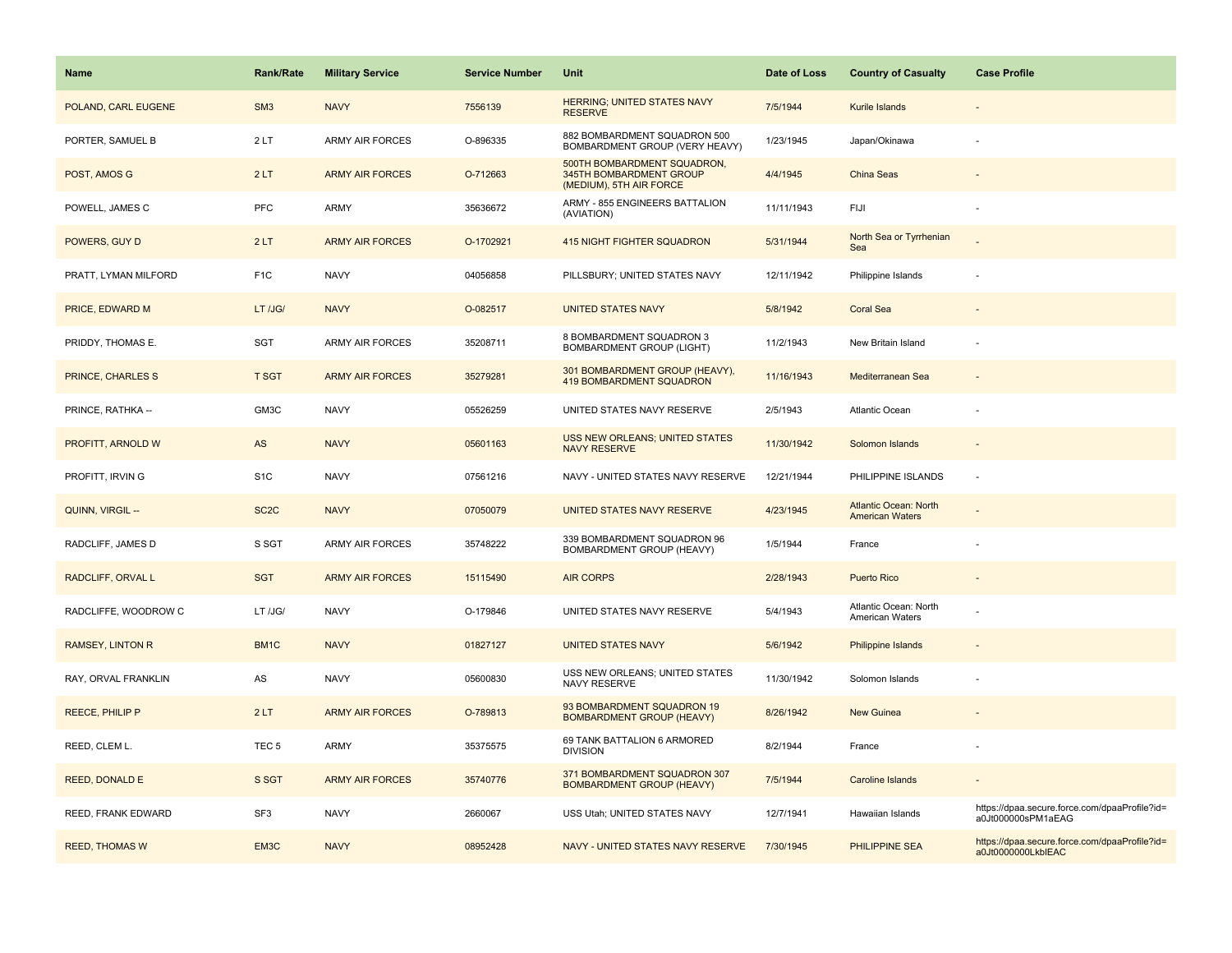| Name | Rank/Rate | Military Service | Service Number | Unit | Date of Loss | Country of Casualty | Case Profile |
|---|---|---|---|---|---|---|---|
| POLAND, CARL EUGENE | SM3 | NAVY | 7556139 | HERRING; UNITED STATES NAVY RESERVE | 7/5/1944 | Kurile Islands | - |
| PORTER, SAMUEL B | 2 LT | ARMY AIR FORCES | O-896335 | 882 BOMBARDMENT SQUADRON 500 BOMBARDMENT GROUP (VERY HEAVY) | 1/23/1945 | Japan/Okinawa | - |
| POST, AMOS G | 2 LT | ARMY AIR FORCES | O-712663 | 500TH BOMBARDMENT SQUADRON, 345TH BOMBARDMENT GROUP (MEDIUM), 5TH AIR FORCE | 4/4/1945 | China Seas | - |
| POWELL, JAMES C | PFC | ARMY | 35636672 | ARMY - 855 ENGINEERS BATTALION (AVIATION) | 11/11/1943 | FIJI | - |
| POWERS, GUY D | 2 LT | ARMY AIR FORCES | O-1702921 | 415 NIGHT FIGHTER SQUADRON | 5/31/1944 | North Sea or Tyrrhenian Sea | - |
| PRATT, LYMAN MILFORD | F1C | NAVY | 04056858 | PILLSBURY; UNITED STATES NAVY | 12/11/1942 | Philippine Islands | - |
| PRICE, EDWARD M | LT /JG/ | NAVY | O-082517 | UNITED STATES NAVY | 5/8/1942 | Coral Sea | - |
| PRIDDY, THOMAS E. | SGT | ARMY AIR FORCES | 35208711 | 8 BOMBARDMENT SQUADRON 3 BOMBARDMENT GROUP (LIGHT) | 11/2/1943 | New Britain Island | - |
| PRINCE, CHARLES S | T SGT | ARMY AIR FORCES | 35279281 | 301 BOMBARDMENT GROUP (HEAVY), 419 BOMBARDMENT SQUADRON | 11/16/1943 | Mediterranean Sea | - |
| PRINCE, RATHKA -- | GM3C | NAVY | 05526259 | UNITED STATES NAVY RESERVE | 2/5/1943 | Atlantic Ocean | - |
| PROFITT, ARNOLD W | AS | NAVY | 05601163 | USS NEW ORLEANS; UNITED STATES NAVY RESERVE | 11/30/1942 | Solomon Islands | - |
| PROFITT, IRVIN G | S1C | NAVY | 07561216 | NAVY - UNITED STATES NAVY RESERVE | 12/21/1944 | PHILIPPINE ISLANDS | - |
| QUINN, VIRGIL -- | SC2C | NAVY | 07050079 | UNITED STATES NAVY RESERVE | 4/23/1945 | Atlantic Ocean: North American Waters | - |
| RADCLIFF, JAMES D | S SGT | ARMY AIR FORCES | 35748222 | 339 BOMBARDMENT SQUADRON 96 BOMBARDMENT GROUP (HEAVY) | 1/5/1944 | France | - |
| RADCLIFF, ORVAL L | SGT | ARMY AIR FORCES | 15115490 | AIR CORPS | 2/28/1943 | Puerto Rico | - |
| RADCLIFFE, WOODROW C | LT /JG/ | NAVY | O-179846 | UNITED STATES NAVY RESERVE | 5/4/1943 | Atlantic Ocean: North American Waters | - |
| RAMSEY, LINTON R | BM1C | NAVY | 01827127 | UNITED STATES NAVY | 5/6/1942 | Philippine Islands | - |
| RAY, ORVAL FRANKLIN | AS | NAVY | 05600830 | USS NEW ORLEANS; UNITED STATES NAVY RESERVE | 11/30/1942 | Solomon Islands | - |
| REECE, PHILIP P | 2 LT | ARMY AIR FORCES | O-789813 | 93 BOMBARDMENT SQUADRON 19 BOMBARDMENT GROUP (HEAVY) | 8/26/1942 | New Guinea | - |
| REED, CLEM L. | TEC 5 | ARMY | 35375575 | 69 TANK BATTALION 6 ARMORED DIVISION | 8/2/1944 | France | - |
| REED, DONALD E | S SGT | ARMY AIR FORCES | 35740776 | 371 BOMBARDMENT SQUADRON 307 BOMBARDMENT GROUP (HEAVY) | 7/5/1944 | Caroline Islands | - |
| REED, FRANK EDWARD | SF3 | NAVY | 2660067 | USS Utah; UNITED STATES NAVY | 12/7/1941 | Hawaiian Islands | https://dpaa.secure.force.com/dpaaProfile?id=a0Jt000000sPM1aEAG |
| REED, THOMAS W | EM3C | NAVY | 08952428 | NAVY - UNITED STATES NAVY RESERVE | 7/30/1945 | PHILIPPINE SEA | https://dpaa.secure.force.com/dpaaProfile?id=a0Jt0000000LkblEAC |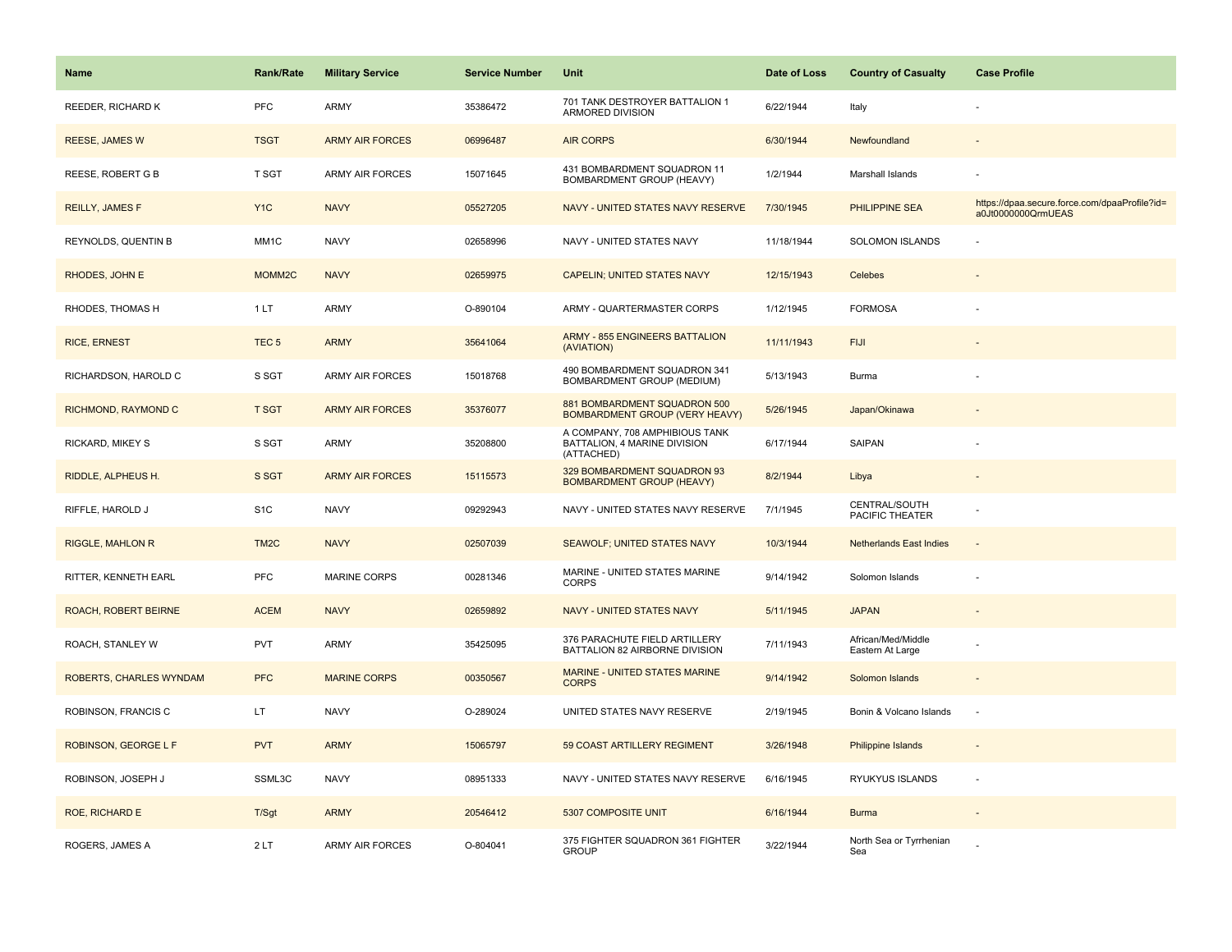| Name | Rank/Rate | Military Service | Service Number | Unit | Date of Loss | Country of Casualty | Case Profile |
|---|---|---|---|---|---|---|---|
| REEDER, RICHARD K | PFC | ARMY | 35386472 | 701 TANK DESTROYER BATTALION 1 ARMORED DIVISION | 6/22/1944 | Italy | - |
| REESE, JAMES W | TSGT | ARMY AIR FORCES | 06996487 | AIR CORPS | 6/30/1944 | Newfoundland | - |
| REESE, ROBERT G B | T SGT | ARMY AIR FORCES | 15071645 | 431 BOMBARDMENT SQUADRON 11 BOMBARDMENT GROUP (HEAVY) | 1/2/1944 | Marshall Islands | - |
| REILLY, JAMES F | Y1C | NAVY | 05527205 | NAVY - UNITED STATES NAVY RESERVE | 7/30/1945 | PHILIPPINE SEA | https://dpaa.secure.force.com/dpaaProfile?id=a0Jt0000000QrmUEAS |
| REYNOLDS, QUENTIN B | MM1C | NAVY | 02658996 | NAVY - UNITED STATES NAVY | 11/18/1944 | SOLOMON ISLANDS | - |
| RHODES, JOHN E | MOMM2C | NAVY | 02659975 | CAPELIN; UNITED STATES NAVY | 12/15/1943 | Celebes | - |
| RHODES, THOMAS H | 1 LT | ARMY | O-890104 | ARMY - QUARTERMASTER CORPS | 1/12/1945 | FORMOSA | - |
| RICE, ERNEST | TEC 5 | ARMY | 35641064 | ARMY - 855 ENGINEERS BATTALION (AVIATION) | 11/11/1943 | FIJI | - |
| RICHARDSON, HAROLD C | S SGT | ARMY AIR FORCES | 15018768 | 490 BOMBARDMENT SQUADRON 341 BOMBARDMENT GROUP (MEDIUM) | 5/13/1943 | Burma | - |
| RICHMOND, RAYMOND C | T SGT | ARMY AIR FORCES | 35376077 | 881 BOMBARDMENT SQUADRON 500 BOMBARDMENT GROUP (VERY HEAVY) | 5/26/1945 | Japan/Okinawa | - |
| RICKARD, MIKEY S | S SGT | ARMY | 35208800 | A COMPANY, 708 AMPHIBIOUS TANK BATTALION, 4 MARINE DIVISION (ATTACHED) | 6/17/1944 | SAIPAN | - |
| RIDDLE, ALPHEUS H. | S SGT | ARMY AIR FORCES | 15115573 | 329 BOMBARDMENT SQUADRON 93 BOMBARDMENT GROUP (HEAVY) | 8/2/1944 | Libya | - |
| RIFFLE, HAROLD J | S1C | NAVY | 09292943 | NAVY - UNITED STATES NAVY RESERVE | 7/1/1945 | CENTRAL/SOUTH PACIFIC THEATER | - |
| RIGGLE, MAHLON R | TM2C | NAVY | 02507039 | SEAWOLF; UNITED STATES NAVY | 10/3/1944 | Netherlands East Indies | - |
| RITTER, KENNETH EARL | PFC | MARINE CORPS | 00281346 | MARINE - UNITED STATES MARINE CORPS | 9/14/1942 | Solomon Islands | - |
| ROACH, ROBERT BEIRNE | ACEM | NAVY | 02659892 | NAVY - UNITED STATES NAVY | 5/11/1945 | JAPAN | - |
| ROACH, STANLEY W | PVT | ARMY | 35425095 | 376 PARACHUTE FIELD ARTILLERY BATTALION 82 AIRBORNE DIVISION | 7/11/1943 | African/Med/Middle Eastern At Large | - |
| ROBERTS, CHARLES WYNDAM | PFC | MARINE CORPS | 00350567 | MARINE - UNITED STATES MARINE CORPS | 9/14/1942 | Solomon Islands | - |
| ROBINSON, FRANCIS C | LT | NAVY | O-289024 | UNITED STATES NAVY RESERVE | 2/19/1945 | Bonin & Volcano Islands | - |
| ROBINSON, GEORGE L F | PVT | ARMY | 15065797 | 59 COAST ARTILLERY REGIMENT | 3/26/1948 | Philippine Islands | - |
| ROBINSON, JOSEPH J | SSML3C | NAVY | 08951333 | NAVY - UNITED STATES NAVY RESERVE | 6/16/1945 | RYUKYUS ISLANDS | - |
| ROE, RICHARD E | T/Sgt | ARMY | 20546412 | 5307 COMPOSITE UNIT | 6/16/1944 | Burma | - |
| ROGERS, JAMES A | 2 LT | ARMY AIR FORCES | O-804041 | 375 FIGHTER SQUADRON 361 FIGHTER GROUP | 3/22/1944 | North Sea or Tyrrhenian Sea | - |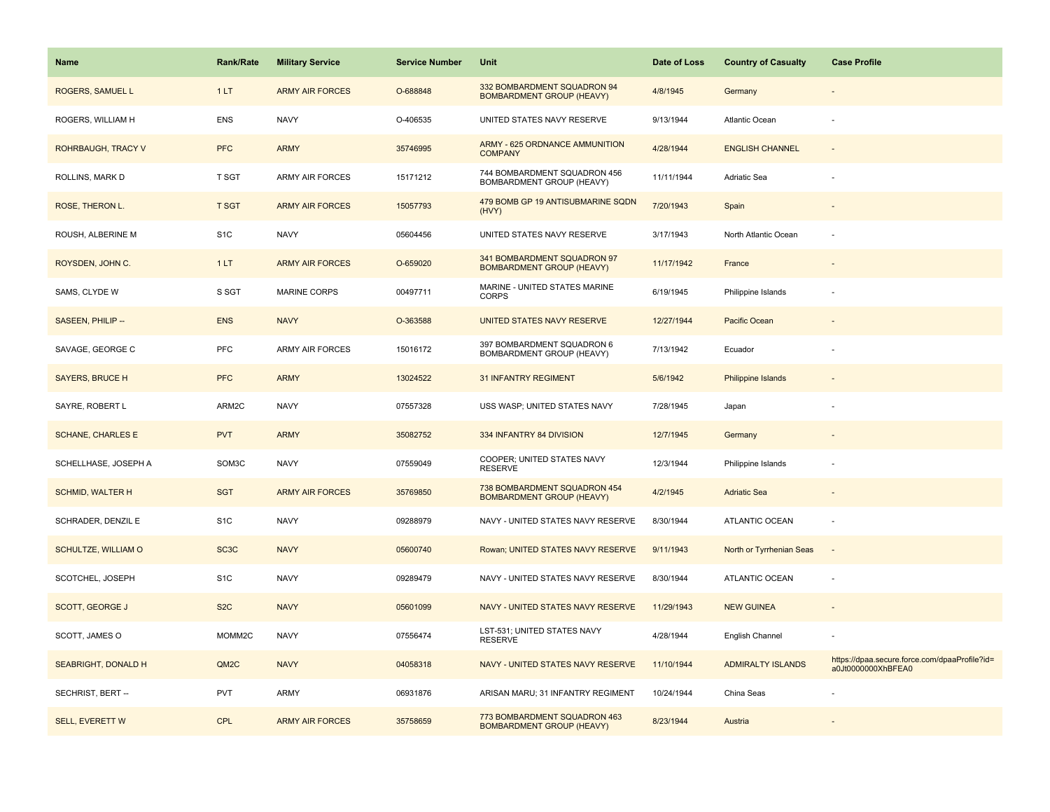| Name | Rank/Rate | Military Service | Service Number | Unit | Date of Loss | Country of Casualty | Case Profile |
|---|---|---|---|---|---|---|---|
| ROGERS, SAMUEL L | 1 LT | ARMY AIR FORCES | O-688848 | 332 BOMBARDMENT SQUADRON 94 BOMBARDMENT GROUP (HEAVY) | 4/8/1945 | Germany | - |
| ROGERS, WILLIAM H | ENS | NAVY | O-406535 | UNITED STATES NAVY RESERVE | 9/13/1944 | Atlantic Ocean | - |
| ROHRBAUGH, TRACY V | PFC | ARMY | 35746995 | ARMY - 625 ORDNANCE AMMUNITION COMPANY | 4/28/1944 | ENGLISH CHANNEL | - |
| ROLLINS, MARK D | T SGT | ARMY AIR FORCES | 15171212 | 744 BOMBARDMENT SQUADRON 456 BOMBARDMENT GROUP (HEAVY) | 11/11/1944 | Adriatic Sea | - |
| ROSE, THERON L. | T SGT | ARMY AIR FORCES | 15057793 | 479 BOMB GP 19 ANTISUBMARINE SQDN (HVY) | 7/20/1943 | Spain | - |
| ROUSH, ALBERINE M | S1C | NAVY | 05604456 | UNITED STATES NAVY RESERVE | 3/17/1943 | North Atlantic Ocean | - |
| ROYSDEN, JOHN C. | 1 LT | ARMY AIR FORCES | O-659020 | 341 BOMBARDMENT SQUADRON 97 BOMBARDMENT GROUP (HEAVY) | 11/17/1942 | France | - |
| SAMS, CLYDE W | S SGT | MARINE CORPS | 00497711 | MARINE - UNITED STATES MARINE CORPS | 6/19/1945 | Philippine Islands | - |
| SASEEN, PHILIP -- | ENS | NAVY | O-363588 | UNITED STATES NAVY RESERVE | 12/27/1944 | Pacific Ocean | - |
| SAVAGE, GEORGE C | PFC | ARMY AIR FORCES | 15016172 | 397 BOMBARDMENT SQUADRON 6 BOMBARDMENT GROUP (HEAVY) | 7/13/1942 | Ecuador | - |
| SAYERS, BRUCE H | PFC | ARMY | 13024522 | 31 INFANTRY REGIMENT | 5/6/1942 | Philippine Islands | - |
| SAYRE, ROBERT L | ARM2C | NAVY | 07557328 | USS WASP; UNITED STATES NAVY | 7/28/1945 | Japan | - |
| SCHANE, CHARLES E | PVT | ARMY | 35082752 | 334 INFANTRY 84 DIVISION | 12/7/1945 | Germany | - |
| SCHELLHASE, JOSEPH A | SOM3C | NAVY | 07559049 | COOPER; UNITED STATES NAVY RESERVE | 12/3/1944 | Philippine Islands | - |
| SCHMID, WALTER H | SGT | ARMY AIR FORCES | 35769850 | 738 BOMBARDMENT SQUADRON 454 BOMBARDMENT GROUP (HEAVY) | 4/2/1945 | Adriatic Sea | - |
| SCHRADER, DENZIL E | S1C | NAVY | 09288979 | NAVY - UNITED STATES NAVY RESERVE | 8/30/1944 | ATLANTIC OCEAN | - |
| SCHULTZE, WILLIAM O | SC3C | NAVY | 05600740 | Rowan; UNITED STATES NAVY RESERVE | 9/11/1943 | North or Tyrrhenian Seas | - |
| SCOTCHEL, JOSEPH | S1C | NAVY | 09289479 | NAVY - UNITED STATES NAVY RESERVE | 8/30/1944 | ATLANTIC OCEAN | - |
| SCOTT, GEORGE J | S2C | NAVY | 05601099 | NAVY - UNITED STATES NAVY RESERVE | 11/29/1943 | NEW GUINEA | - |
| SCOTT, JAMES O | MOMM2C | NAVY | 07556474 | LST-531; UNITED STATES NAVY RESERVE | 4/28/1944 | English Channel | - |
| SEABRIGHT, DONALD H | QM2C | NAVY | 04058318 | NAVY - UNITED STATES NAVY RESERVE | 11/10/1944 | ADMIRALTY ISLANDS | https://dpaa.secure.force.com/dpaaProfile?id=a0Jt0000000XhBFEA0 |
| SECHRIST, BERT -- | PVT | ARMY | 06931876 | ARISAN MARU; 31 INFANTRY REGIMENT | 10/24/1944 | China Seas | - |
| SELL, EVERETT W | CPL | ARMY AIR FORCES | 35758659 | 773 BOMBARDMENT SQUADRON 463 BOMBARDMENT GROUP (HEAVY) | 8/23/1944 | Austria | - |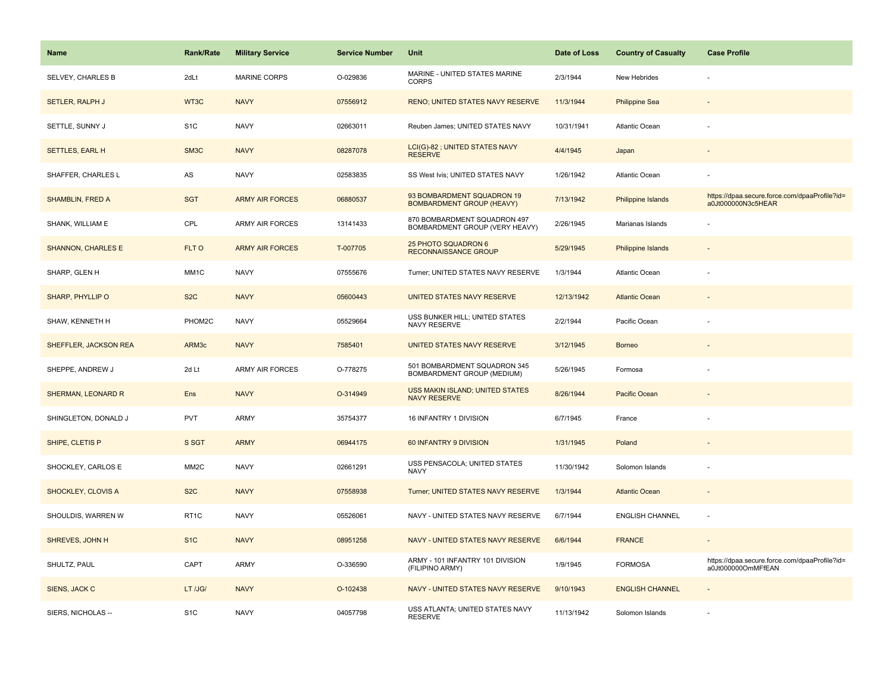| Name | Rank/Rate | Military Service | Service Number | Unit | Date of Loss | Country of Casualty | Case Profile |
|---|---|---|---|---|---|---|---|
| SELVEY, CHARLES B | 2dLt | MARINE CORPS | O-029836 | MARINE - UNITED STATES MARINE CORPS | 2/3/1944 | New Hebrides | - |
| SETLER, RALPH J | WT3C | NAVY | 07556912 | RENO; UNITED STATES NAVY RESERVE | 11/3/1944 | Philippine Sea | - |
| SETTLE, SUNNY J | S1C | NAVY | 02663011 | Reuben James; UNITED STATES NAVY | 10/31/1941 | Atlantic Ocean | - |
| SETTLES, EARL H | SM3C | NAVY | 08287078 | LCI(G)-82 ; UNITED STATES NAVY RESERVE | 4/4/1945 | Japan | - |
| SHAFFER, CHARLES L | AS | NAVY | 02583835 | SS West Ivis; UNITED STATES NAVY | 1/26/1942 | Atlantic Ocean | - |
| SHAMBLIN, FRED A | SGT | ARMY AIR FORCES | 06880537 | 93 BOMBARDMENT SQUADRON 19 BOMBARDMENT GROUP (HEAVY) | 7/13/1942 | Philippine Islands | https://dpaa.secure.force.com/dpaaProfile?id=a0Jt000000N3c5HEAR |
| SHANK, WILLIAM E | CPL | ARMY AIR FORCES | 13141433 | 870 BOMBARDMENT SQUADRON 497 BOMBARDMENT GROUP (VERY HEAVY) | 2/26/1945 | Marianas Islands | - |
| SHANNON, CHARLES E | FLT O | ARMY AIR FORCES | T-007705 | 25 PHOTO SQUADRON 6 RECONNAISSANCE GROUP | 5/29/1945 | Philippine Islands | - |
| SHARP, GLEN H | MM1C | NAVY | 07555676 | Turner; UNITED STATES NAVY RESERVE | 1/3/1944 | Atlantic Ocean | - |
| SHARP, PHYLLIP O | S2C | NAVY | 05600443 | UNITED STATES NAVY RESERVE | 12/13/1942 | Atlantic Ocean | - |
| SHAW, KENNETH H | PHOM2C | NAVY | 05529664 | USS BUNKER HILL; UNITED STATES NAVY RESERVE | 2/2/1944 | Pacific Ocean | - |
| SHEFFLER, JACKSON REA | ARM3c | NAVY | 7585401 | UNITED STATES NAVY RESERVE | 3/12/1945 | Borneo | - |
| SHEPPE, ANDREW J | 2d Lt | ARMY AIR FORCES | O-778275 | 501 BOMBARDMENT SQUADRON 345 BOMBARDMENT GROUP (MEDIUM) | 5/26/1945 | Formosa | - |
| SHERMAN, LEONARD R | Ens | NAVY | O-314949 | USS MAKIN ISLAND; UNITED STATES NAVY RESERVE | 8/26/1944 | Pacific Ocean | - |
| SHINGLETON, DONALD J | PVT | ARMY | 35754377 | 16 INFANTRY 1 DIVISION | 6/7/1945 | France | - |
| SHIPE, CLETIS P | S SGT | ARMY | 06944175 | 60 INFANTRY 9 DIVISION | 1/31/1945 | Poland | - |
| SHOCKLEY, CARLOS E | MM2C | NAVY | 02661291 | USS PENSACOLA; UNITED STATES NAVY | 11/30/1942 | Solomon Islands | - |
| SHOCKLEY, CLOVIS A | S2C | NAVY | 07558938 | Turner; UNITED STATES NAVY RESERVE | 1/3/1944 | Atlantic Ocean | - |
| SHOULDIS, WARREN W | RT1C | NAVY | 05526061 | NAVY - UNITED STATES NAVY RESERVE | 6/7/1944 | ENGLISH CHANNEL | - |
| SHREVES, JOHN H | S1C | NAVY | 08951258 | NAVY - UNITED STATES NAVY RESERVE | 6/6/1944 | FRANCE | - |
| SHULTZ, PAUL | CAPT | ARMY | O-336590 | ARMY - 101 INFANTRY 101 DIVISION (FILIPINO ARMY) | 1/9/1945 | FORMOSA | https://dpaa.secure.force.com/dpaaProfile?id=a0Jt000000OmMFfEAN |
| SIENS, JACK C | LT /JG/ | NAVY | O-102438 | NAVY - UNITED STATES NAVY RESERVE | 9/10/1943 | ENGLISH CHANNEL | - |
| SIERS, NICHOLAS -- | S1C | NAVY | 04057798 | USS ATLANTA; UNITED STATES NAVY RESERVE | 11/13/1942 | Solomon Islands | - |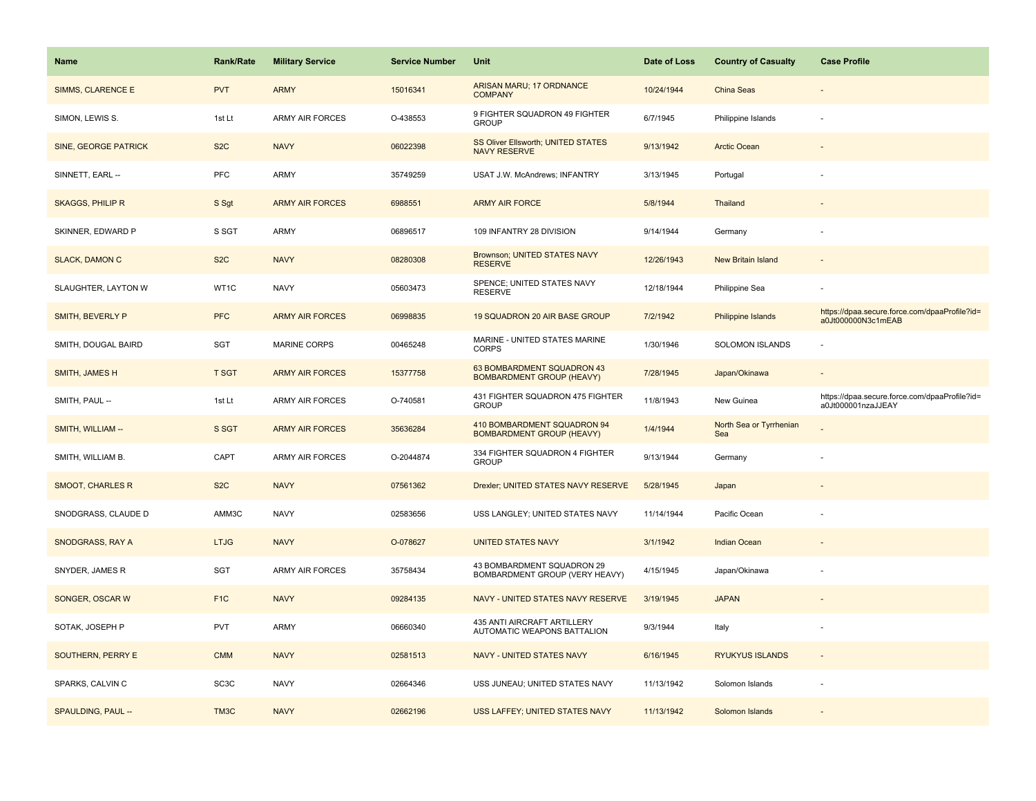| Name | Rank/Rate | Military Service | Service Number | Unit | Date of Loss | Country of Casualty | Case Profile |
| --- | --- | --- | --- | --- | --- | --- | --- |
| SIMMS, CLARENCE E | PVT | ARMY | 15016341 | ARISAN MARU; 17 ORDNANCE COMPANY | 10/24/1944 | China Seas | - |
| SIMON, LEWIS S. | 1st Lt | ARMY AIR FORCES | O-438553 | 9 FIGHTER SQUADRON 49 FIGHTER GROUP | 6/7/1945 | Philippine Islands | - |
| SINE, GEORGE PATRICK | S2C | NAVY | 06022398 | SS Oliver Ellsworth; UNITED STATES NAVY RESERVE | 9/13/1942 | Arctic Ocean | - |
| SINNETT, EARL -- | PFC | ARMY | 35749259 | USAT J.W. McAndrews; INFANTRY | 3/13/1945 | Portugal | - |
| SKAGGS, PHILIP R | S Sgt | ARMY AIR FORCES | 6988551 | ARMY AIR FORCE | 5/8/1944 | Thailand | - |
| SKINNER, EDWARD P | S SGT | ARMY | 06896517 | 109 INFANTRY 28 DIVISION | 9/14/1944 | Germany | - |
| SLACK, DAMON C | S2C | NAVY | 08280308 | Brownson; UNITED STATES NAVY RESERVE | 12/26/1943 | New Britain Island | - |
| SLAUGHTER, LAYTON W | WT1C | NAVY | 05603473 | SPENCE; UNITED STATES NAVY RESERVE | 12/18/1944 | Philippine Sea | - |
| SMITH, BEVERLY P | PFC | ARMY AIR FORCES | 06998835 | 19 SQUADRON 20 AIR BASE GROUP | 7/2/1942 | Philippine Islands | https://dpaa.secure.force.com/dpaaProfile?id=a0Jt000000N3c1mEAB |
| SMITH, DOUGAL BAIRD | SGT | MARINE CORPS | 00465248 | MARINE - UNITED STATES MARINE CORPS | 1/30/1946 | SOLOMON ISLANDS | - |
| SMITH, JAMES H | T SGT | ARMY AIR FORCES | 15377758 | 63 BOMBARDMENT SQUADRON 43 BOMBARDMENT GROUP (HEAVY) | 7/28/1945 | Japan/Okinawa | - |
| SMITH, PAUL -- | 1st Lt | ARMY AIR FORCES | O-740581 | 431 FIGHTER SQUADRON 475 FIGHTER GROUP | 11/8/1943 | New Guinea | https://dpaa.secure.force.com/dpaaProfile?id=a0Jt000001nzaJJEAY |
| SMITH, WILLIAM -- | S SGT | ARMY AIR FORCES | 35636284 | 410 BOMBARDMENT SQUADRON 94 BOMBARDMENT GROUP (HEAVY) | 1/4/1944 | North Sea or Tyrrhenian Sea | - |
| SMITH, WILLIAM B. | CAPT | ARMY AIR FORCES | O-2044874 | 334 FIGHTER SQUADRON 4 FIGHTER GROUP | 9/13/1944 | Germany | - |
| SMOOT, CHARLES R | S2C | NAVY | 07561362 | Drexler; UNITED STATES NAVY RESERVE | 5/28/1945 | Japan | - |
| SNODGRASS, CLAUDE D | AMM3C | NAVY | 02583656 | USS LANGLEY; UNITED STATES NAVY | 11/14/1944 | Pacific Ocean | - |
| SNODGRASS, RAY A | LTJG | NAVY | O-078627 | UNITED STATES NAVY | 3/1/1942 | Indian Ocean | - |
| SNYDER, JAMES R | SGT | ARMY AIR FORCES | 35758434 | 43 BOMBARDMENT SQUADRON 29 BOMBARDMENT GROUP (VERY HEAVY) | 4/15/1945 | Japan/Okinawa | - |
| SONGER, OSCAR W | F1C | NAVY | 09284135 | NAVY - UNITED STATES NAVY RESERVE | 3/19/1945 | JAPAN | - |
| SOTAK, JOSEPH P | PVT | ARMY | 06660340 | 435 ANTI AIRCRAFT ARTILLERY AUTOMATIC WEAPONS BATTALION | 9/3/1944 | Italy | - |
| SOUTHERN, PERRY E | CMM | NAVY | 02581513 | NAVY - UNITED STATES NAVY | 6/16/1945 | RYUKYUS ISLANDS | - |
| SPARKS, CALVIN C | SC3C | NAVY | 02664346 | USS JUNEAU; UNITED STATES NAVY | 11/13/1942 | Solomon Islands | - |
| SPAULDING, PAUL -- | TM3C | NAVY | 02662196 | USS LAFFEY; UNITED STATES NAVY | 11/13/1942 | Solomon Islands | - |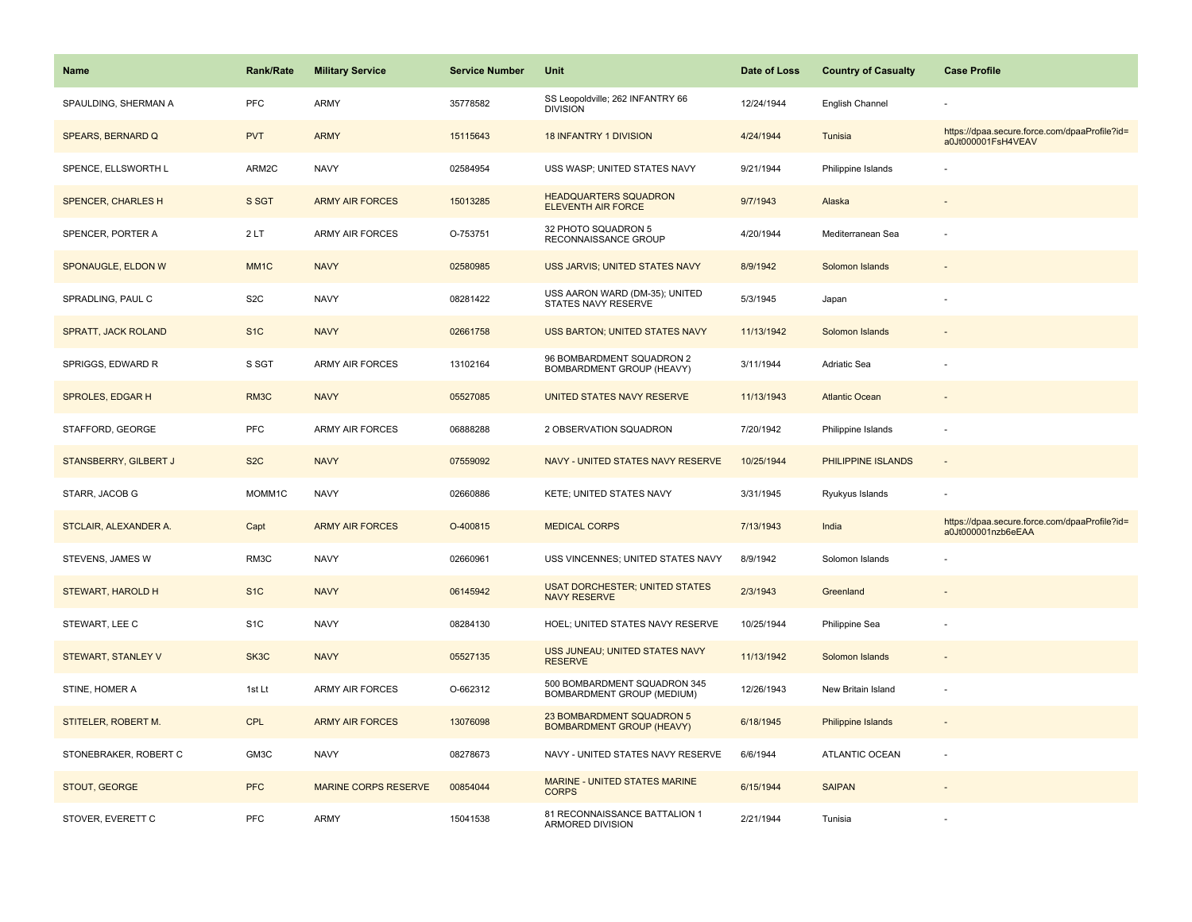| Name | Rank/Rate | Military Service | Service Number | Unit | Date of Loss | Country of Casualty | Case Profile |
| --- | --- | --- | --- | --- | --- | --- | --- |
| SPAULDING, SHERMAN A | PFC | ARMY | 35778582 | SS Leopoldville; 262 INFANTRY 66 DIVISION | 12/24/1944 | English Channel | - |
| SPEARS, BERNARD Q | PVT | ARMY | 15115643 | 18 INFANTRY 1 DIVISION | 4/24/1944 | Tunisia | https://dpaa.secure.force.com/dpaaProfile?id=a0Jt000001FsH4VEAV |
| SPENCE, ELLSWORTH L | ARM2C | NAVY | 02584954 | USS WASP; UNITED STATES NAVY | 9/21/1944 | Philippine Islands | - |
| SPENCER, CHARLES H | S SGT | ARMY AIR FORCES | 15013285 | HEADQUARTERS SQUADRON ELEVENTH AIR FORCE | 9/7/1943 | Alaska | - |
| SPENCER, PORTER A | 2 LT | ARMY AIR FORCES | O-753751 | 32 PHOTO SQUADRON 5 RECONNAISSANCE GROUP | 4/20/1944 | Mediterranean Sea | - |
| SPONAUGLE, ELDON W | MM1C | NAVY | 02580985 | USS JARVIS; UNITED STATES NAVY | 8/9/1942 | Solomon Islands | - |
| SPRADLING, PAUL C | S2C | NAVY | 08281422 | USS AARON WARD (DM-35); UNITED STATES NAVY RESERVE | 5/3/1945 | Japan | - |
| SPRATT, JACK ROLAND | S1C | NAVY | 02661758 | USS BARTON; UNITED STATES NAVY | 11/13/1942 | Solomon Islands | - |
| SPRIGGS, EDWARD R | S SGT | ARMY AIR FORCES | 13102164 | 96 BOMBARDMENT SQUADRON 2 BOMBARDMENT GROUP (HEAVY) | 3/11/1944 | Adriatic Sea | - |
| SPROLES, EDGAR H | RM3C | NAVY | 05527085 | UNITED STATES NAVY RESERVE | 11/13/1943 | Atlantic Ocean | - |
| STAFFORD, GEORGE | PFC | ARMY AIR FORCES | 06888288 | 2 OBSERVATION SQUADRON | 7/20/1942 | Philippine Islands | - |
| STANSBERRY, GILBERT J | S2C | NAVY | 07559092 | NAVY - UNITED STATES NAVY RESERVE | 10/25/1944 | PHILIPPINE ISLANDS | - |
| STARR, JACOB G | MOMM1C | NAVY | 02660886 | KETE; UNITED STATES NAVY | 3/31/1945 | Ryukyus Islands | - |
| STCLAIR, ALEXANDER A. | Capt | ARMY AIR FORCES | O-400815 | MEDICAL CORPS | 7/13/1943 | India | https://dpaa.secure.force.com/dpaaProfile?id=a0Jt000001nzb6eEAA |
| STEVENS, JAMES W | RM3C | NAVY | 02660961 | USS VINCENNES; UNITED STATES NAVY | 8/9/1942 | Solomon Islands | - |
| STEWART, HAROLD H | S1C | NAVY | 06145942 | USAT DORCHESTER; UNITED STATES NAVY RESERVE | 2/3/1943 | Greenland | - |
| STEWART, LEE C | S1C | NAVY | 08284130 | HOEL; UNITED STATES NAVY RESERVE | 10/25/1944 | Philippine Sea | - |
| STEWART, STANLEY V | SK3C | NAVY | 05527135 | USS JUNEAU; UNITED STATES NAVY RESERVE | 11/13/1942 | Solomon Islands | - |
| STINE, HOMER A | 1st Lt | ARMY AIR FORCES | O-662312 | 500 BOMBARDMENT SQUADRON 345 BOMBARDMENT GROUP (MEDIUM) | 12/26/1943 | New Britain Island | - |
| STITELER, ROBERT M. | CPL | ARMY AIR FORCES | 13076098 | 23 BOMBARDMENT SQUADRON 5 BOMBARDMENT GROUP (HEAVY) | 6/18/1945 | Philippine Islands | - |
| STONEBRAKER, ROBERT C | GM3C | NAVY | 08278673 | NAVY - UNITED STATES NAVY RESERVE | 6/6/1944 | ATLANTIC OCEAN | - |
| STOUT, GEORGE | PFC | MARINE CORPS RESERVE | 00854044 | MARINE - UNITED STATES MARINE CORPS | 6/15/1944 | SAIPAN | - |
| STOVER, EVERETT C | PFC | ARMY | 15041538 | 81 RECONNAISSANCE BATTALION 1 ARMORED DIVISION | 2/21/1944 | Tunisia | - |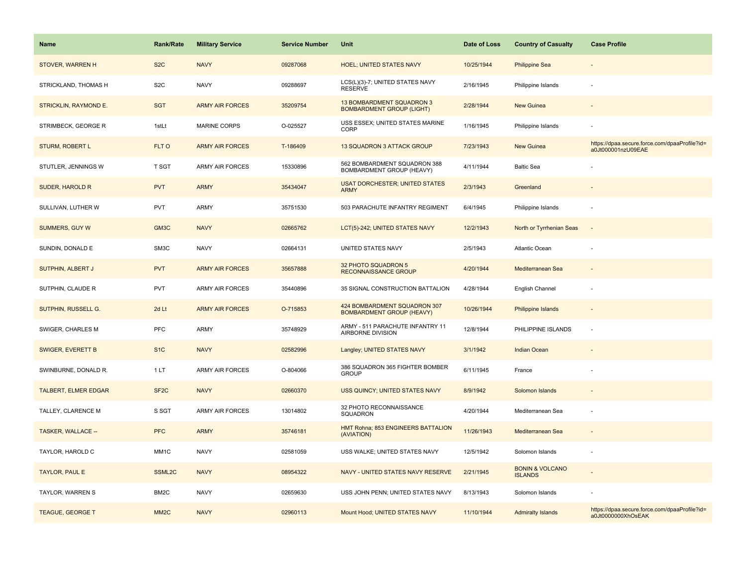| Name | Rank/Rate | Military Service | Service Number | Unit | Date of Loss | Country of Casualty | Case Profile |
|---|---|---|---|---|---|---|---|
| STOVER, WARREN H | S2C | NAVY | 09287068 | HOEL; UNITED STATES NAVY | 10/25/1944 | Philippine Sea | - |
| STRICKLAND, THOMAS H | S2C | NAVY | 09288697 | LCS(L)(3)-7; UNITED STATES NAVY RESERVE | 2/16/1945 | Philippine Islands | - |
| STRICKLIN, RAYMOND E. | SGT | ARMY AIR FORCES | 35209754 | 13 BOMBARDMENT SQUADRON 3 BOMBARDMENT GROUP (LIGHT) | 2/28/1944 | New Guinea | - |
| STRIMBECK, GEORGE R | 1stLt | MARINE CORPS | O-025527 | USS ESSEX; UNITED STATES MARINE CORP | 1/16/1945 | Philippine Islands | - |
| STURM, ROBERT L | FLT O | ARMY AIR FORCES | T-186409 | 13 SQUADRON 3 ATTACK GROUP | 7/23/1943 | New Guinea | https://dpaa.secure.force.com/dpaaProfile?id=a0Jt000001nzU09EAE |
| STUTLER, JENNINGS W | T SGT | ARMY AIR FORCES | 15330896 | 562 BOMBARDMENT SQUADRON 388 BOMBARDMENT GROUP (HEAVY) | 4/11/1944 | Baltic Sea | - |
| SUDER, HAROLD R | PVT | ARMY | 35434047 | USAT DORCHESTER; UNITED STATES ARMY | 2/3/1943 | Greenland | - |
| SULLIVAN, LUTHER W | PVT | ARMY | 35751530 | 503 PARACHUTE INFANTRY REGIMENT | 6/4/1945 | Philippine Islands | - |
| SUMMERS, GUY W | GM3C | NAVY | 02665762 | LCT(5)-242; UNITED STATES NAVY | 12/2/1943 | North or Tyrrhenian Seas | - |
| SUNDIN, DONALD E | SM3C | NAVY | 02664131 | UNITED STATES NAVY | 2/5/1943 | Atlantic Ocean | - |
| SUTPHIN, ALBERT J | PVT | ARMY AIR FORCES | 35657888 | 32 PHOTO SQUADRON 5 RECONNAISSANCE GROUP | 4/20/1944 | Mediterranean Sea | - |
| SUTPHIN, CLAUDE R | PVT | ARMY AIR FORCES | 35440896 | 35 SIGNAL CONSTRUCTION BATTALION | 4/28/1944 | English Channel | - |
| SUTPHIN, RUSSELL G. | 2d Lt | ARMY AIR FORCES | O-715853 | 424 BOMBARDMENT SQUADRON 307 BOMBARDMENT GROUP (HEAVY) | 10/26/1944 | Philippine Islands | - |
| SWIGER, CHARLES M | PFC | ARMY | 35748929 | ARMY - 511 PARACHUTE INFANTRY 11 AIRBORNE DIVISION | 12/8/1944 | PHILIPPINE ISLANDS | - |
| SWIGER, EVERETT B | S1C | NAVY | 02582996 | Langley; UNITED STATES NAVY | 3/1/1942 | Indian Ocean | - |
| SWINBURNE, DONALD R. | 1 LT | ARMY AIR FORCES | O-804066 | 386 SQUADRON 365 FIGHTER BOMBER GROUP | 6/11/1945 | France | - |
| TALBERT, ELMER EDGAR | SF2C | NAVY | 02660370 | USS QUINCY; UNITED STATES NAVY | 8/9/1942 | Solomon Islands | - |
| TALLEY, CLARENCE M | S SGT | ARMY AIR FORCES | 13014802 | 32 PHOTO RECONNAISSANCE SQUADRON | 4/20/1944 | Mediterranean Sea | - |
| TASKER, WALLACE -- | PFC | ARMY | 35746181 | HMT Rohna; 853 ENGINEERS BATTALION (AVIATION) | 11/26/1943 | Mediterranean Sea | - |
| TAYLOR, HAROLD C | MM1C | NAVY | 02581059 | USS WALKE; UNITED STATES NAVY | 12/5/1942 | Solomon Islands | - |
| TAYLOR, PAUL E | SSML2C | NAVY | 08954322 | NAVY - UNITED STATES NAVY RESERVE | 2/21/1945 | BONIN & VOLCANO ISLANDS | - |
| TAYLOR, WARREN S | BM2C | NAVY | 02659630 | USS JOHN PENN; UNITED STATES NAVY | 8/13/1943 | Solomon Islands | - |
| TEAGUE, GEORGE T | MM2C | NAVY | 02960113 | Mount Hood; UNITED STATES NAVY | 11/10/1944 | Admiralty Islands | https://dpaa.secure.force.com/dpaaProfile?id=a0Jt0000000XhOsEAK |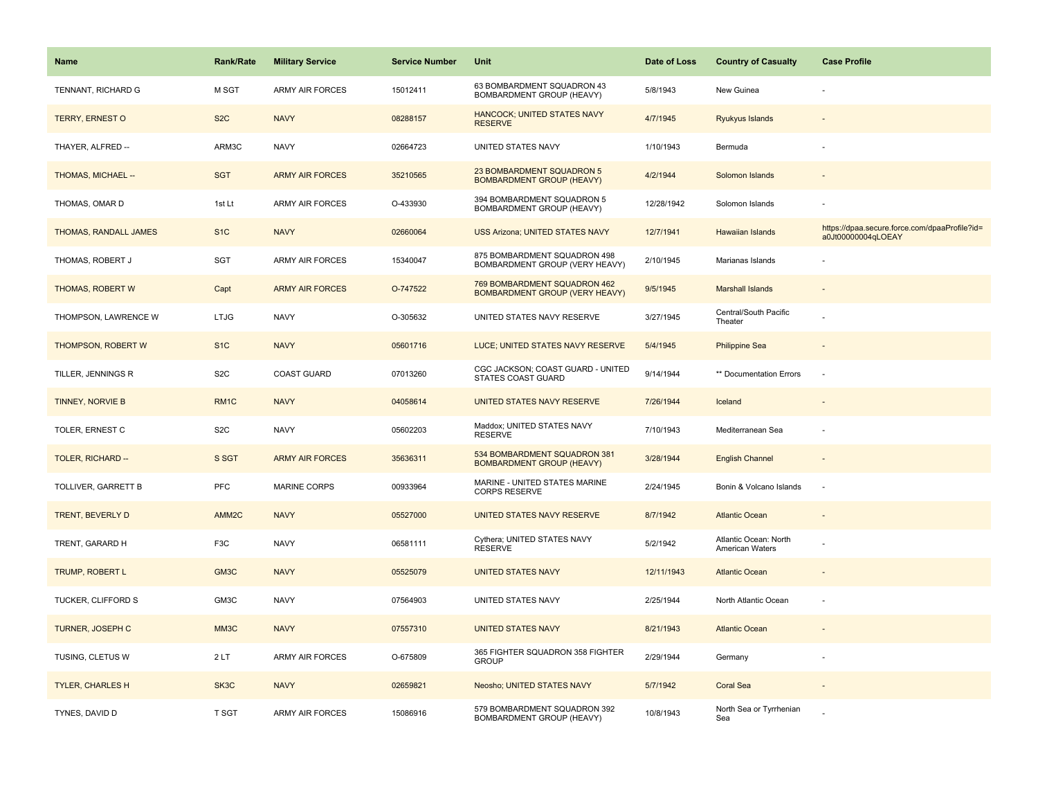| Name | Rank/Rate | Military Service | Service Number | Unit | Date of Loss | Country of Casualty | Case Profile |
| --- | --- | --- | --- | --- | --- | --- | --- |
| TENNANT, RICHARD G | M SGT | ARMY AIR FORCES | 15012411 | 63 BOMBARDMENT SQUADRON 43 BOMBARDMENT GROUP (HEAVY) | 5/8/1943 | New Guinea | - |
| TERRY, ERNEST O | S2C | NAVY | 08288157 | HANCOCK; UNITED STATES NAVY RESERVE | 4/7/1945 | Ryukyus Islands | - |
| THAYER, ALFRED -- | ARM3C | NAVY | 02664723 | UNITED STATES NAVY | 1/10/1943 | Bermuda | - |
| THOMAS, MICHAEL -- | SGT | ARMY AIR FORCES | 35210565 | 23 BOMBARDMENT SQUADRON 5 BOMBARDMENT GROUP (HEAVY) | 4/2/1944 | Solomon Islands | - |
| THOMAS, OMAR D | 1st Lt | ARMY AIR FORCES | O-433930 | 394 BOMBARDMENT SQUADRON 5 BOMBARDMENT GROUP (HEAVY) | 12/28/1942 | Solomon Islands | - |
| THOMAS, RANDALL JAMES | S1C | NAVY | 02660064 | USS Arizona; UNITED STATES NAVY | 12/7/1941 | Hawaiian Islands | https://dpaa.secure.force.com/dpaaProfile?id=a0Jt00000004qLOEAY |
| THOMAS, ROBERT J | SGT | ARMY AIR FORCES | 15340047 | 875 BOMBARDMENT SQUADRON 498 BOMBARDMENT GROUP (VERY HEAVY) | 2/10/1945 | Marianas Islands | - |
| THOMAS, ROBERT W | Capt | ARMY AIR FORCES | O-747522 | 769 BOMBARDMENT SQUADRON 462 BOMBARDMENT GROUP (VERY HEAVY) | 9/5/1945 | Marshall Islands | - |
| THOMPSON, LAWRENCE W | LTJG | NAVY | O-305632 | UNITED STATES NAVY RESERVE | 3/27/1945 | Central/South Pacific Theater | - |
| THOMPSON, ROBERT W | S1C | NAVY | 05601716 | LUCE; UNITED STATES NAVY RESERVE | 5/4/1945 | Philippine Sea | - |
| TILLER, JENNINGS R | S2C | COAST GUARD | 07013260 | CGC JACKSON; COAST GUARD - UNITED STATES COAST GUARD | 9/14/1944 | ** Documentation Errors | - |
| TINNEY, NORVIE B | RM1C | NAVY | 04058614 | UNITED STATES NAVY RESERVE | 7/26/1944 | Iceland | - |
| TOLER, ERNEST C | S2C | NAVY | 05602203 | Maddox; UNITED STATES NAVY RESERVE | 7/10/1943 | Mediterranean Sea | - |
| TOLER, RICHARD -- | S SGT | ARMY AIR FORCES | 35636311 | 534 BOMBARDMENT SQUADRON 381 BOMBARDMENT GROUP (HEAVY) | 3/28/1944 | English Channel | - |
| TOLLIVER, GARRETT B | PFC | MARINE CORPS | 00933964 | MARINE - UNITED STATES MARINE CORPS RESERVE | 2/24/1945 | Bonin & Volcano Islands | - |
| TRENT, BEVERLY D | AMM2C | NAVY | 05527000 | UNITED STATES NAVY RESERVE | 8/7/1942 | Atlantic Ocean | - |
| TRENT, GARARD H | F3C | NAVY | 06581111 | Cythera; UNITED STATES NAVY RESERVE | 5/2/1942 | Atlantic Ocean: North American Waters | - |
| TRUMP, ROBERT L | GM3C | NAVY | 05525079 | UNITED STATES NAVY | 12/11/1943 | Atlantic Ocean | - |
| TUCKER, CLIFFORD S | GM3C | NAVY | 07564903 | UNITED STATES NAVY | 2/25/1944 | North Atlantic Ocean | - |
| TURNER, JOSEPH C | MM3C | NAVY | 07557310 | UNITED STATES NAVY | 8/21/1943 | Atlantic Ocean | - |
| TUSING, CLETUS W | 2 LT | ARMY AIR FORCES | O-675809 | 365 FIGHTER SQUADRON 358 FIGHTER GROUP | 2/29/1944 | Germany | - |
| TYLER, CHARLES H | SK3C | NAVY | 02659821 | Neosho; UNITED STATES NAVY | 5/7/1942 | Coral Sea | - |
| TYNES, DAVID D | T SGT | ARMY AIR FORCES | 15086916 | 579 BOMBARDMENT SQUADRON 392 BOMBARDMENT GROUP (HEAVY) | 10/8/1943 | North Sea or Tyrrhenian Sea | - |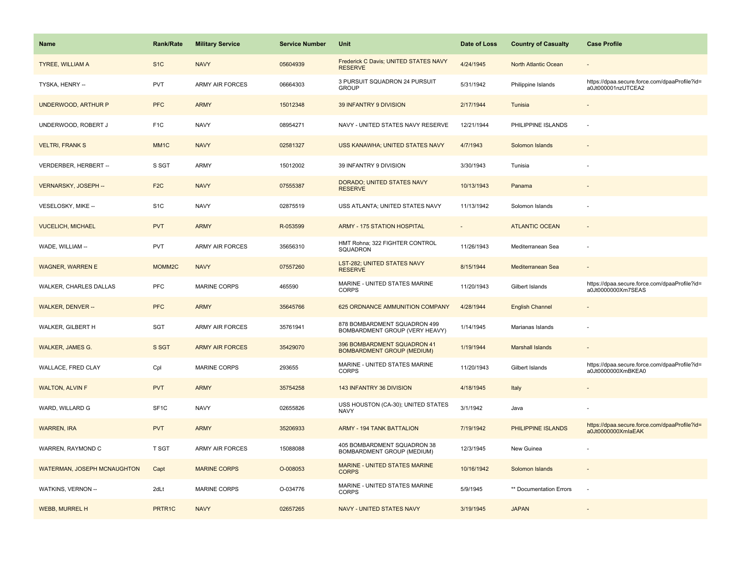| Name | Rank/Rate | Military Service | Service Number | Unit | Date of Loss | Country of Casualty | Case Profile |
| --- | --- | --- | --- | --- | --- | --- | --- |
| TYREE, WILLIAM A | S1C | NAVY | 05604939 | Frederick C Davis; UNITED STATES NAVY RESERVE | 4/24/1945 | North Atlantic Ocean | - |
| TYSKA, HENRY -- | PVT | ARMY AIR FORCES | 06664303 | 3 PURSUIT SQUADRON 24 PURSUIT GROUP | 5/31/1942 | Philippine Islands | https://dpaa.secure.force.com/dpaaProfile?id=a0Jt000001nzUTCEA2 |
| UNDERWOOD, ARTHUR P | PFC | ARMY | 15012348 | 39 INFANTRY 9 DIVISION | 2/17/1944 | Tunisia | - |
| UNDERWOOD, ROBERT J | F1C | NAVY | 08954271 | NAVY - UNITED STATES NAVY RESERVE | 12/21/1944 | PHILIPPINE ISLANDS | - |
| VELTRI, FRANK S | MM1C | NAVY | 02581327 | USS KANAWHA; UNITED STATES NAVY | 4/7/1943 | Solomon Islands | - |
| VERDERBER, HERBERT -- | S SGT | ARMY | 15012002 | 39 INFANTRY 9 DIVISION | 3/30/1943 | Tunisia | - |
| VERNARSKY, JOSEPH -- | F2C | NAVY | 07555387 | DORADO; UNITED STATES NAVY RESERVE | 10/13/1943 | Panama | - |
| VESELOSKY, MIKE -- | S1C | NAVY | 02875519 | USS ATLANTA; UNITED STATES NAVY | 11/13/1942 | Solomon Islands | - |
| VUCELICH, MICHAEL | PVT | ARMY | R-053599 | ARMY - 175 STATION HOSPITAL | - | ATLANTIC OCEAN | - |
| WADE, WILLIAM -- | PVT | ARMY AIR FORCES | 35656310 | HMT Rohna; 322 FIGHTER CONTROL SQUADRON | 11/26/1943 | Mediterranean Sea | - |
| WAGNER, WARREN E | MOMM2C | NAVY | 07557260 | LST-282; UNITED STATES NAVY RESERVE | 8/15/1944 | Mediterranean Sea | - |
| WALKER, CHARLES DALLAS | PFC | MARINE CORPS | 465590 | MARINE - UNITED STATES MARINE CORPS | 11/20/1943 | Gilbert Islands | https://dpaa.secure.force.com/dpaaProfile?id=a0Jt0000000Xm7SEAS |
| WALKER, DENVER -- | PFC | ARMY | 35645766 | 625 ORDNANCE AMMUNITION COMPANY | 4/28/1944 | English Channel | - |
| WALKER, GILBERT H | SGT | ARMY AIR FORCES | 35761941 | 878 BOMBARDMENT SQUADRON 499 BOMBARDMENT GROUP (VERY HEAVY) | 1/14/1945 | Marianas Islands | - |
| WALKER, JAMES G. | S SGT | ARMY AIR FORCES | 35429070 | 396 BOMBARDMENT SQUADRON 41 BOMBARDMENT GROUP (MEDIUM) | 1/19/1944 | Marshall Islands | - |
| WALLACE, FRED CLAY | Cpl | MARINE CORPS | 293655 | MARINE - UNITED STATES MARINE CORPS | 11/20/1943 | Gilbert Islands | https://dpaa.secure.force.com/dpaaProfile?id=a0Jt0000000XmBKEA0 |
| WALTON, ALVIN F | PVT | ARMY | 35754258 | 143 INFANTRY 36 DIVISION | 4/18/1945 | Italy | - |
| WARD, WILLARD G | SF1C | NAVY | 02655826 | USS HOUSTON (CA-30); UNITED STATES NAVY | 3/1/1942 | Java | - |
| WARREN, IRA | PVT | ARMY | 35206933 | ARMY - 194 TANK BATTALION | 7/19/1942 | PHILIPPINE ISLANDS | https://dpaa.secure.force.com/dpaaProfile?id=a0Jt0000000XmIaEAK |
| WARREN, RAYMOND C | T SGT | ARMY AIR FORCES | 15088088 | 405 BOMBARDMENT SQUADRON 38 BOMBARDMENT GROUP (MEDIUM) | 12/3/1945 | New Guinea | - |
| WATERMAN, JOSEPH MCNAUGHTON | Capt | MARINE CORPS | O-008053 | MARINE - UNITED STATES MARINE CORPS | 10/16/1942 | Solomon Islands | - |
| WATKINS, VERNON -- | 2dLt | MARINE CORPS | O-034776 | MARINE - UNITED STATES MARINE CORPS | 5/9/1945 | ** Documentation Errors | - |
| WEBB, MURREL H | PRTR1C | NAVY | 02657265 | NAVY - UNITED STATES NAVY | 3/19/1945 | JAPAN | - |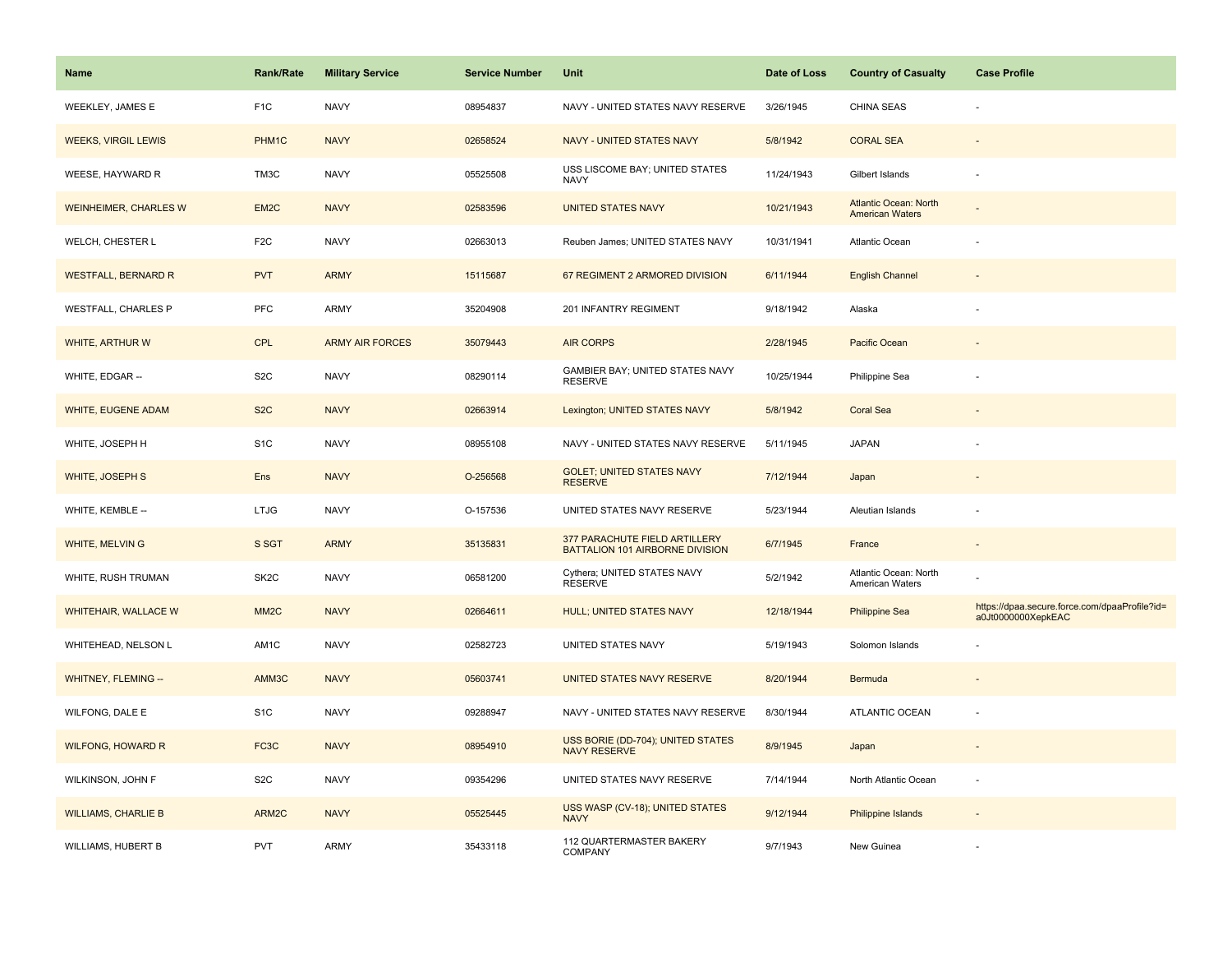| Name | Rank/Rate | Military Service | Service Number | Unit | Date of Loss | Country of Casualty | Case Profile |
| --- | --- | --- | --- | --- | --- | --- | --- |
| WEEKLEY, JAMES E | F1C | NAVY | 08954837 | NAVY - UNITED STATES NAVY RESERVE | 3/26/1945 | CHINA SEAS | - |
| WEEKS, VIRGIL LEWIS | PHM1C | NAVY | 02658524 | NAVY - UNITED STATES NAVY | 5/8/1942 | CORAL SEA | - |
| WEESE, HAYWARD R | TM3C | NAVY | 05525508 | USS LISCOME BAY; UNITED STATES NAVY | 11/24/1943 | Gilbert Islands | - |
| WEINHEIMER, CHARLES W | EM2C | NAVY | 02583596 | UNITED STATES NAVY | 10/21/1943 | Atlantic Ocean: North American Waters | - |
| WELCH, CHESTER L | F2C | NAVY | 02663013 | Reuben James; UNITED STATES NAVY | 10/31/1941 | Atlantic Ocean | - |
| WESTFALL, BERNARD R | PVT | ARMY | 15115687 | 67 REGIMENT 2 ARMORED DIVISION | 6/11/1944 | English Channel | - |
| WESTFALL, CHARLES P | PFC | ARMY | 35204908 | 201 INFANTRY REGIMENT | 9/18/1942 | Alaska | - |
| WHITE, ARTHUR W | CPL | ARMY AIR FORCES | 35079443 | AIR CORPS | 2/28/1945 | Pacific Ocean | - |
| WHITE, EDGAR -- | S2C | NAVY | 08290114 | GAMBIER BAY; UNITED STATES NAVY RESERVE | 10/25/1944 | Philippine Sea | - |
| WHITE, EUGENE ADAM | S2C | NAVY | 02663914 | Lexington; UNITED STATES NAVY | 5/8/1942 | Coral Sea | - |
| WHITE, JOSEPH H | S1C | NAVY | 08955108 | NAVY - UNITED STATES NAVY RESERVE | 5/11/1945 | JAPAN | - |
| WHITE, JOSEPH S | Ens | NAVY | O-256568 | GOLET; UNITED STATES NAVY RESERVE | 7/12/1944 | Japan | - |
| WHITE, KEMBLE -- | LTJG | NAVY | O-157536 | UNITED STATES NAVY RESERVE | 5/23/1944 | Aleutian Islands | - |
| WHITE, MELVIN G | S SGT | ARMY | 35135831 | 377 PARACHUTE FIELD ARTILLERY BATTALION 101 AIRBORNE DIVISION | 6/7/1945 | France | - |
| WHITE, RUSH TRUMAN | SK2C | NAVY | 06581200 | Cythera; UNITED STATES NAVY RESERVE | 5/2/1942 | Atlantic Ocean: North American Waters | - |
| WHITEHAIR, WALLACE W | MM2C | NAVY | 02664611 | HULL; UNITED STATES NAVY | 12/18/1944 | Philippine Sea | https://dpaa.secure.force.com/dpaaProfile?id=a0Jt0000000XepkEAC |
| WHITEHEAD, NELSON L | AM1C | NAVY | 02582723 | UNITED STATES NAVY | 5/19/1943 | Solomon Islands | - |
| WHITNEY, FLEMING -- | AMM3C | NAVY | 05603741 | UNITED STATES NAVY RESERVE | 8/20/1944 | Bermuda | - |
| WILFONG, DALE E | S1C | NAVY | 09288947 | NAVY - UNITED STATES NAVY RESERVE | 8/30/1944 | ATLANTIC OCEAN | - |
| WILFONG, HOWARD R | FC3C | NAVY | 08954910 | USS BORIE (DD-704); UNITED STATES NAVY RESERVE | 8/9/1945 | Japan | - |
| WILKINSON, JOHN F | S2C | NAVY | 09354296 | UNITED STATES NAVY RESERVE | 7/14/1944 | North Atlantic Ocean | - |
| WILLIAMS, CHARLIE B | ARM2C | NAVY | 05525445 | USS WASP (CV-18); UNITED STATES NAVY | 9/12/1944 | Philippine Islands | - |
| WILLIAMS, HUBERT B | PVT | ARMY | 35433118 | 112 QUARTERMASTER BAKERY COMPANY | 9/7/1943 | New Guinea | - |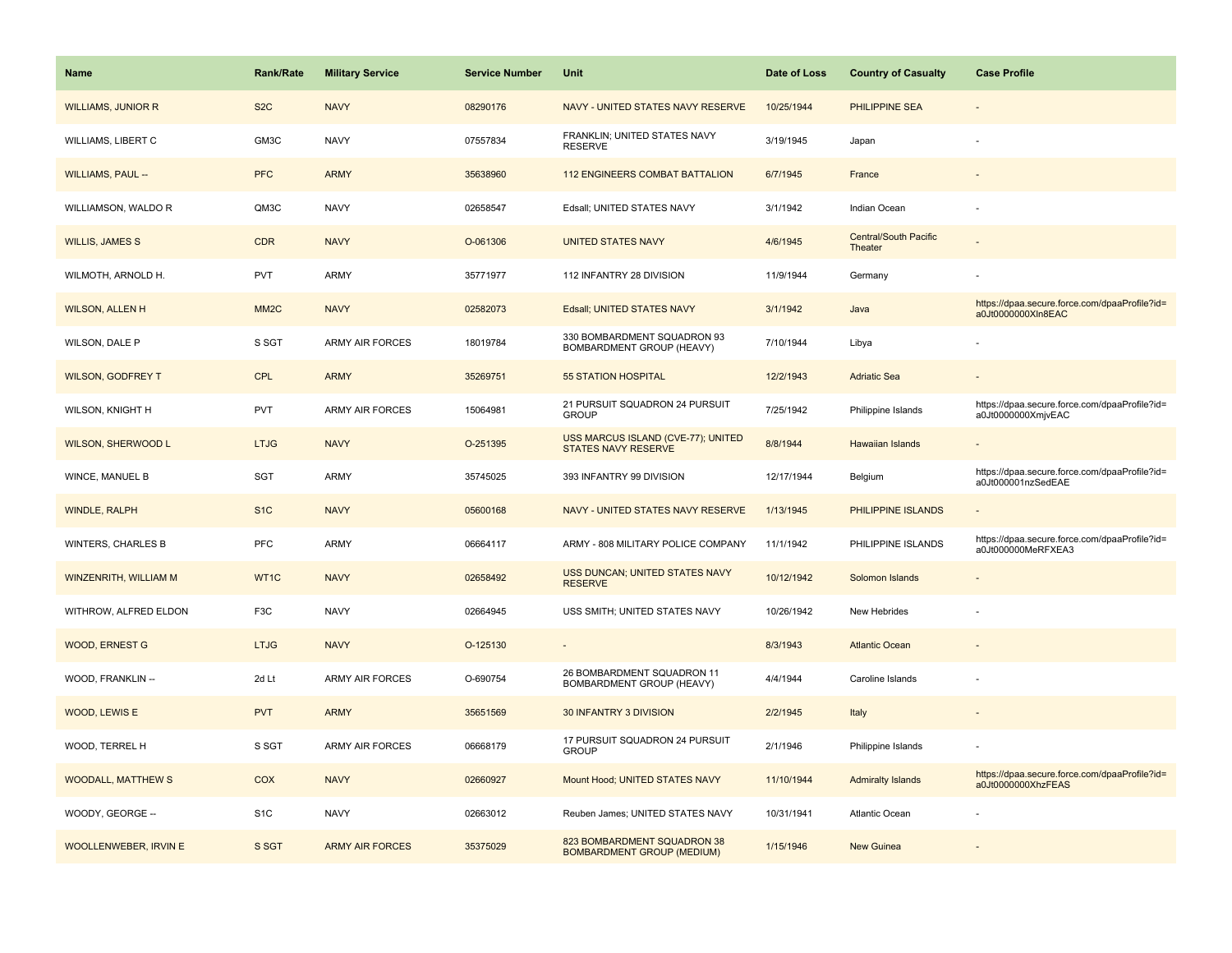| Name | Rank/Rate | Military Service | Service Number | Unit | Date of Loss | Country of Casualty | Case Profile |
|---|---|---|---|---|---|---|---|
| WILLIAMS, JUNIOR R | S2C | NAVY | 08290176 | NAVY - UNITED STATES NAVY RESERVE | 10/25/1944 | PHILIPPINE SEA | - |
| WILLIAMS, LIBERT C | GM3C | NAVY | 07557834 | FRANKLIN; UNITED STATES NAVY RESERVE | 3/19/1945 | Japan | - |
| WILLIAMS, PAUL -- | PFC | ARMY | 35638960 | 112 ENGINEERS COMBAT BATTALION | 6/7/1945 | France | - |
| WILLIAMSON, WALDO R | QM3C | NAVY | 02658547 | Edsall; UNITED STATES NAVY | 3/1/1942 | Indian Ocean | - |
| WILLIS, JAMES S | CDR | NAVY | O-061306 | UNITED STATES NAVY | 4/6/1945 | Central/South Pacific Theater | - |
| WILMOTH, ARNOLD H. | PVT | ARMY | 35771977 | 112 INFANTRY 28 DIVISION | 11/9/1944 | Germany | - |
| WILSON, ALLEN H | MM2C | NAVY | 02582073 | Edsall; UNITED STATES NAVY | 3/1/1942 | Java | https://dpaa.secure.force.com/dpaaProfile?id=a0Jt0000000Xln8EAC |
| WILSON, DALE P | S SGT | ARMY AIR FORCES | 18019784 | 330 BOMBARDMENT SQUADRON 93 BOMBARDMENT GROUP (HEAVY) | 7/10/1944 | Libya | - |
| WILSON, GODFREY T | CPL | ARMY | 35269751 | 55 STATION HOSPITAL | 12/2/1943 | Adriatic Sea | - |
| WILSON, KNIGHT H | PVT | ARMY AIR FORCES | 15064981 | 21 PURSUIT SQUADRON 24 PURSUIT GROUP | 7/25/1942 | Philippine Islands | https://dpaa.secure.force.com/dpaaProfile?id=a0Jt0000000XmjvEAC |
| WILSON, SHERWOOD L | LTJG | NAVY | O-251395 | USS MARCUS ISLAND (CVE-77); UNITED STATES NAVY RESERVE | 8/8/1944 | Hawaiian Islands | - |
| WINCE, MANUEL B | SGT | ARMY | 35745025 | 393 INFANTRY 99 DIVISION | 12/17/1944 | Belgium | https://dpaa.secure.force.com/dpaaProfile?id=a0Jt000001nzSedEAE |
| WINDLE, RALPH | S1C | NAVY | 05600168 | NAVY - UNITED STATES NAVY RESERVE | 1/13/1945 | PHILIPPINE ISLANDS | - |
| WINTERS, CHARLES B | PFC | ARMY | 06664117 | ARMY - 808 MILITARY POLICE COMPANY | 11/1/1942 | PHILIPPINE ISLANDS | https://dpaa.secure.force.com/dpaaProfile?id=a0Jt000000MeRFXEA3 |
| WINZENRITH, WILLIAM M | WT1C | NAVY | 02658492 | USS DUNCAN; UNITED STATES NAVY RESERVE | 10/12/1942 | Solomon Islands | - |
| WITHROW, ALFRED ELDON | F3C | NAVY | 02664945 | USS SMITH; UNITED STATES NAVY | 10/26/1942 | New Hebrides | - |
| WOOD, ERNEST G | LTJG | NAVY | O-125130 | - | 8/3/1943 | Atlantic Ocean | - |
| WOOD, FRANKLIN -- | 2d Lt | ARMY AIR FORCES | O-690754 | 26 BOMBARDMENT SQUADRON 11 BOMBARDMENT GROUP (HEAVY) | 4/4/1944 | Caroline Islands | - |
| WOOD, LEWIS E | PVT | ARMY | 35651569 | 30 INFANTRY 3 DIVISION | 2/2/1945 | Italy | - |
| WOOD, TERREL H | S SGT | ARMY AIR FORCES | 06668179 | 17 PURSUIT SQUADRON 24 PURSUIT GROUP | 2/1/1946 | Philippine Islands | - |
| WOODALL, MATTHEW S | COX | NAVY | 02660927 | Mount Hood; UNITED STATES NAVY | 11/10/1944 | Admiralty Islands | https://dpaa.secure.force.com/dpaaProfile?id=a0Jt0000000XhzFEAS |
| WOODY, GEORGE -- | S1C | NAVY | 02663012 | Reuben James; UNITED STATES NAVY | 10/31/1941 | Atlantic Ocean | - |
| WOOLLENWEBER, IRVIN E | S SGT | ARMY AIR FORCES | 35375029 | 823 BOMBARDMENT SQUADRON 38 BOMBARDMENT GROUP (MEDIUM) | 1/15/1946 | New Guinea | - |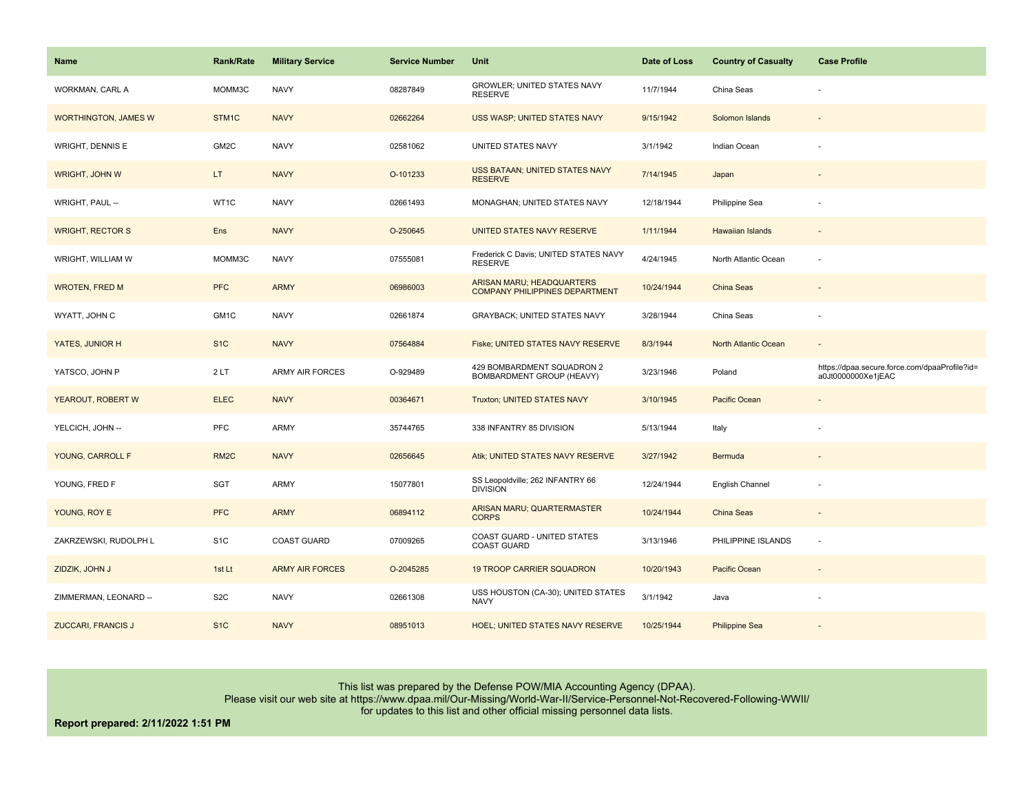| Name | Rank/Rate | Military Service | Service Number | Unit | Date of Loss | Country of Casualty | Case Profile |
| --- | --- | --- | --- | --- | --- | --- | --- |
| WORKMAN, CARL A | MOMM3C | NAVY | 08287849 | GROWLER; UNITED STATES NAVY RESERVE | 11/7/1944 | China Seas | - |
| WORTHINGTON, JAMES W | STM1C | NAVY | 02662264 | USS WASP; UNITED STATES NAVY | 9/15/1942 | Solomon Islands | - |
| WRIGHT, DENNIS E | GM2C | NAVY | 02581062 | UNITED STATES NAVY | 3/1/1942 | Indian Ocean | - |
| WRIGHT, JOHN W | LT | NAVY | O-101233 | USS BATAAN; UNITED STATES NAVY RESERVE | 7/14/1945 | Japan | - |
| WRIGHT, PAUL -- | WT1C | NAVY | 02661493 | MONAGHAN; UNITED STATES NAVY | 12/18/1944 | Philippine Sea | - |
| WRIGHT, RECTOR S | Ens | NAVY | O-250645 | UNITED STATES NAVY RESERVE | 1/11/1944 | Hawaiian Islands | - |
| WRIGHT, WILLIAM W | MOMM3C | NAVY | 07555081 | Frederick C Davis; UNITED STATES NAVY RESERVE | 4/24/1945 | North Atlantic Ocean | - |
| WROTEN, FRED M | PFC | ARMY | 06986003 | ARISAN MARU; HEADQUARTERS COMPANY PHILIPPINES DEPARTMENT | 10/24/1944 | China Seas | - |
| WYATT, JOHN C | GM1C | NAVY | 02661874 | GRAYBACK; UNITED STATES NAVY | 3/28/1944 | China Seas | - |
| YATES, JUNIOR H | S1C | NAVY | 07564884 | Fiske; UNITED STATES NAVY RESERVE | 8/3/1944 | North Atlantic Ocean | - |
| YATSCO, JOHN P | 2 LT | ARMY AIR FORCES | O-929489 | 429 BOMBARDMENT SQUADRON 2 BOMBARDMENT GROUP (HEAVY) | 3/23/1946 | Poland | https://dpaa.secure.force.com/dpaaProfile?id=a0Jt0000000Xe1jEAC |
| YEAROUT, ROBERT W | ELEC | NAVY | 00364671 | Truxton; UNITED STATES NAVY | 3/10/1945 | Pacific Ocean | - |
| YELCICH, JOHN -- | PFC | ARMY | 35744765 | 338 INFANTRY 85 DIVISION | 5/13/1944 | Italy | - |
| YOUNG, CARROLL F | RM2C | NAVY | 02656645 | Atik; UNITED STATES NAVY RESERVE | 3/27/1942 | Bermuda | - |
| YOUNG, FRED F | SGT | ARMY | 15077801 | SS Leopoldville; 262 INFANTRY 66 DIVISION | 12/24/1944 | English Channel | - |
| YOUNG, ROY E | PFC | ARMY | 06894112 | ARISAN MARU; QUARTERMASTER CORPS | 10/24/1944 | China Seas | - |
| ZAKRZEWSKI, RUDOLPH L | S1C | COAST GUARD | 07009265 | COAST GUARD - UNITED STATES COAST GUARD | 3/13/1946 | PHILIPPINE ISLANDS | - |
| ZIDZIK, JOHN J | 1st Lt | ARMY AIR FORCES | O-2045285 | 19 TROOP CARRIER SQUADRON | 10/20/1943 | Pacific Ocean | - |
| ZIMMERMAN, LEONARD -- | S2C | NAVY | 02661308 | USS HOUSTON (CA-30); UNITED STATES NAVY | 3/1/1942 | Java | - |
| ZUCCARI, FRANCIS J | S1C | NAVY | 08951013 | HOEL; UNITED STATES NAVY RESERVE | 10/25/1944 | Philippine Sea | - |

This list was prepared by the Defense POW/MIA Accounting Agency (DPAA).
Please visit our web site at https://www.dpaa.mil/Our-Missing/World-War-II/Service-Personnel-Not-Recovered-Following-WWII/
for updates to this list and other official missing personnel data lists.

**Report prepared: 2/11/2022 1:51 PM**